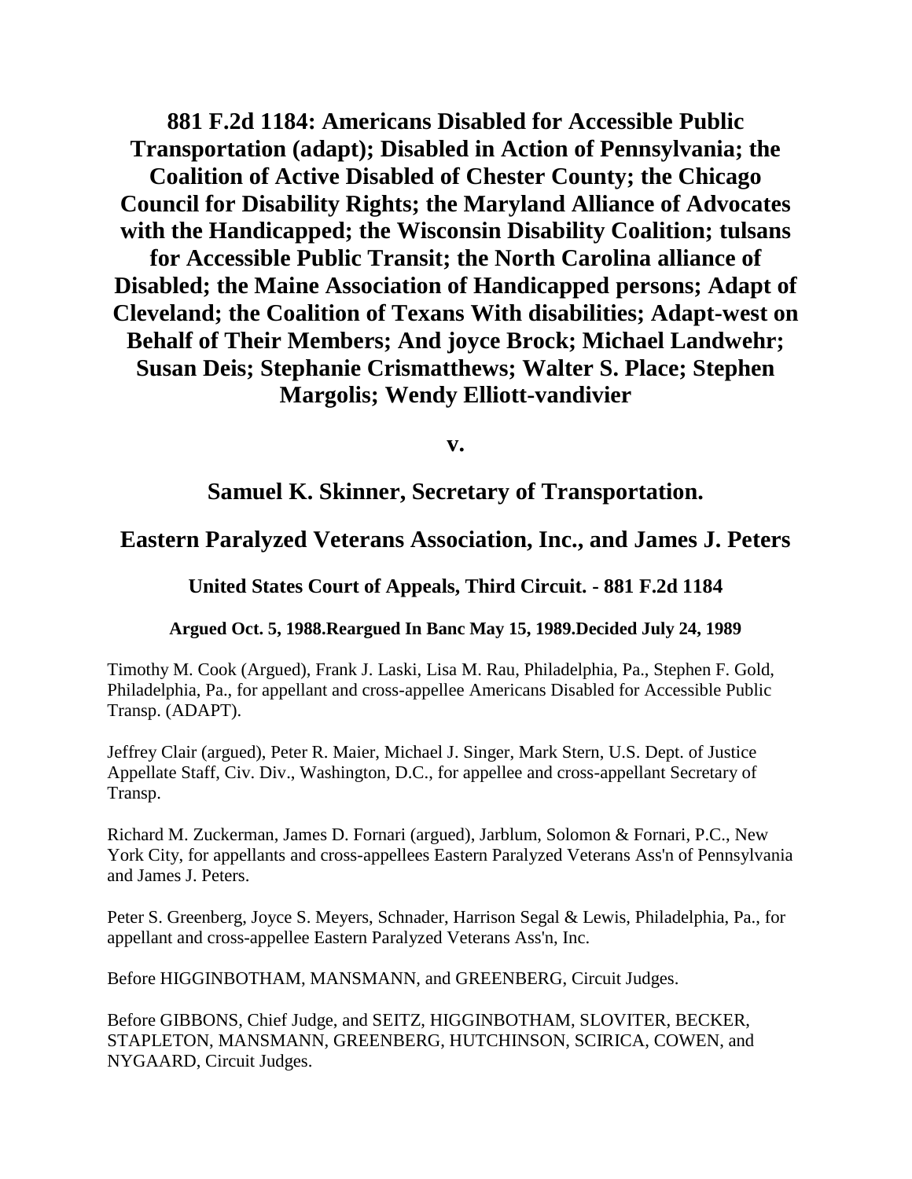# 881 F.2d 1184: Americans Disabled for Accessible Public Transportation (adapt); Disabled in Action of Pennsylvania; the Coalition of Active Disabled of Chester County; the Chicago Council for Disability Rights; the Maryland Alliance of Advocates with the Handicapped; the Wisconsin Disability Coalition; tulsans for Accessible Public Transit; the North Carolina alliance of Disabled; the Maine Association of Handicapped persons; Adapt of Cleveland; the Coalition of Texans With disabilities; Adapt-west on Behalf of Their Members; And joyce Brock; Michael Landwehr; Susan Deis; Stephanie Crismatthews; Walter S. Place; Stephen Margolis; Wendy Elliott-vandivier

**v.**

## Samuel K. Skinner, Secretary of Transportation.

## Eastern Paralyzed Veterans Association, Inc., and James J. Peters

### United States Court of Appeals, Third Circuit. - 881 F.2d 1184

#### Argued Oct. 5, 1988.Reargued In Banc May 15, 1989.Decided July 24, 1989

Timothy M. Cook (Argued), Frank J. Laski, Lisa M. Rau, Philadelphia, Pa., Stephen F. Gold, Philadelphia, Pa., for appellant and cross-appellee Americans Disabled for Accessible Public Transp. (ADAPT).

Jeffrey Clair (argued), Peter R. Maier, Michael J. Singer, Mark Stern, U.S. Dept. of Justice Appellate Staff, Civ. Div., Washington, D.C., for appellee and cross-appellant Secretary of Transp.

Richard M. Zuckerman, James D. Fornari (argued), Jarblum, Solomon & Fornari, P.C., New York City, for appellants and cross-appellees Eastern Paralyzed Veterans Ass'n of Pennsylvania and James J. Peters.

Peter S. Greenberg, Joyce S. Meyers, Schnader, Harrison Segal & Lewis, Philadelphia, Pa., for appellant and cross-appellee Eastern Paralyzed Veterans Ass'n, Inc.

Before HIGGINBOTHAM, MANSMANN, and GREENBERG, Circuit Judges.

Before GIBBONS, Chief Judge, and SEITZ, HIGGINBOTHAM, SLOVITER, BECKER, STAPLETON, MANSMANN, GREENBERG, HUTCHINSON, SCIRICA, COWEN, and NYGAARD, Circuit Judges.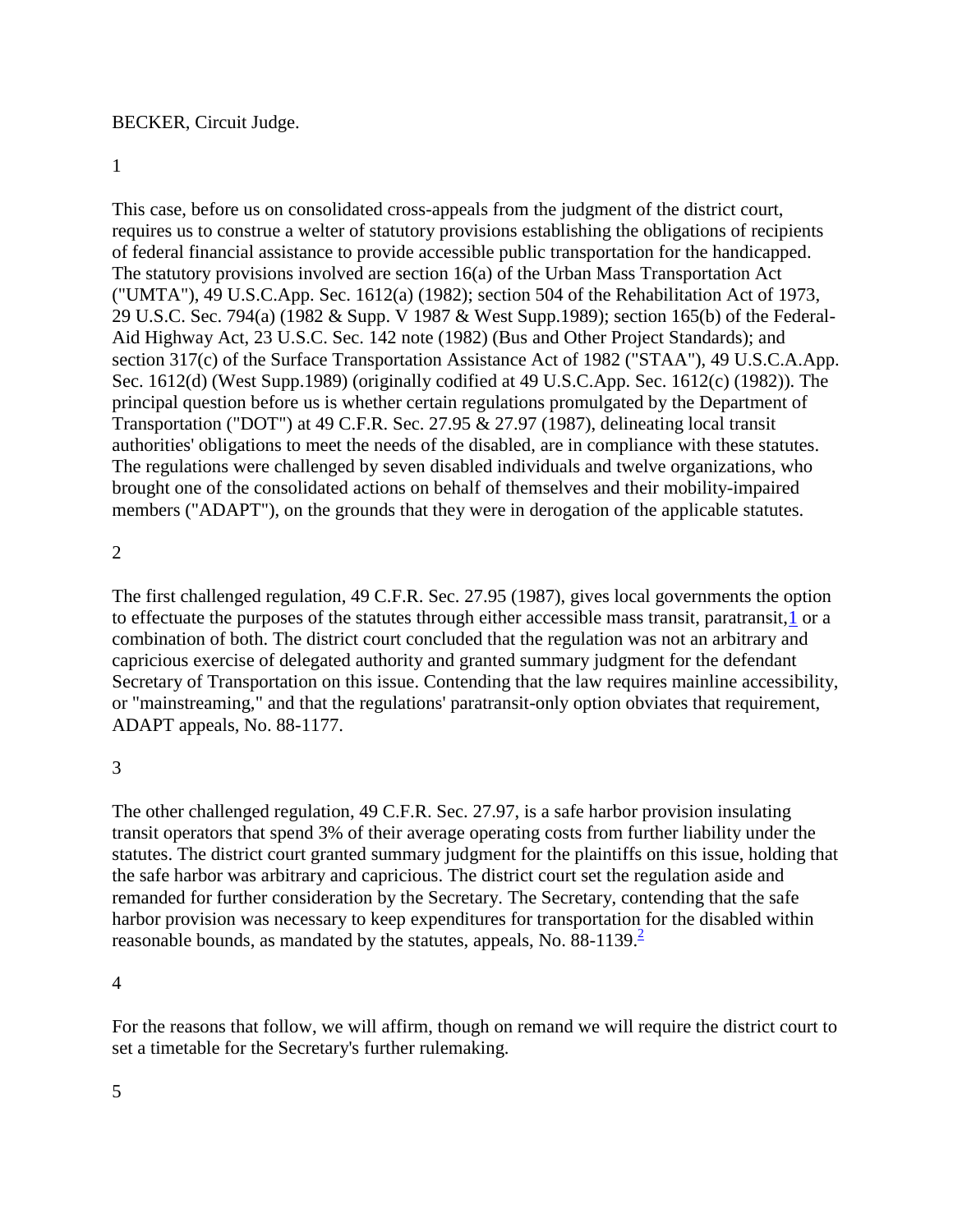BECKER, Circuit Judge.

1

This case, before us on consolidated cross-appeals from the judgment of the district court, requires us to construe a welter of statutory provisions establishing the obligations of recipients of federal financial assistance to provide accessible public transportation for the handicapped. The statutory provisions involved are section 16(a) of the Urban Mass Transportation Act ("UMTA"), 49 U.S.C.App. Sec. 1612(a) (1982); section 504 of the Rehabilitation Act of 1973, 29 U.S.C. Sec. 794(a) (1982 & Supp. V 1987 & West Supp.1989); section 165(b) of the Federal-Aid Highway Act, 23 U.S.C. Sec. 142 note (1982) (Bus and Other Project Standards); and section 317(c) of the Surface Transportation Assistance Act of 1982 ("STAA"), 49 U.S.C.A.App. Sec. 1612(d) (West Supp.1989) (originally codified at 49 U.S.C.App. Sec. 1612(c) (1982)). The principal question before us is whether certain regulations promulgated by the Department of Transportation ("DOT") at 49 C.F.R. Sec. 27.95 & 27.97 (1987), delineating local transit authorities' obligations to meet the needs of the disabled, are in compliance with these statutes. The regulations were challenged by seven disabled individuals and twelve organizations, who brought one of the consolidated actions on behalf of themselves and their mobility-impaired members ("ADAPT"), on the grounds that they were in derogation of the applicable statutes.

2

The first challenged regulation, 49 C.F.R. Sec. 27.95 (1987), gives local governments the option to effectuate the purposes of the statutes through either accessible mass transit, paratransit,[1] or a combination of both. The district court concluded that the regulation was not an arbitrary and capricious exercise of delegated authority and granted summary judgment for the defendant Secretary of Transportation on this issue. Contending that the law requires mainline accessibility, or "mainstreaming," and that the regulations' paratransit-only option obviates that requirement, ADAPT appeals, No. 88-1177.

3

The other challenged regulation, 49 C.F.R. Sec. 27.97, is a safe harbor provision insulating transit operators that spend 3% of their average operating costs from further liability under the statutes. The district court granted summary judgment for the plaintiffs on this issue, holding that the safe harbor was arbitrary and capricious. The district court set the regulation aside and remanded for further consideration by the Secretary. The Secretary, contending that the safe harbor provision was necessary to keep expenditures for transportation for the disabled within reasonable bounds, as mandated by the statutes, appeals, No. 88-1139.[2]

4

For the reasons that follow, we will affirm, though on remand we will require the district court to set a timetable for the Secretary's further rulemaking.

5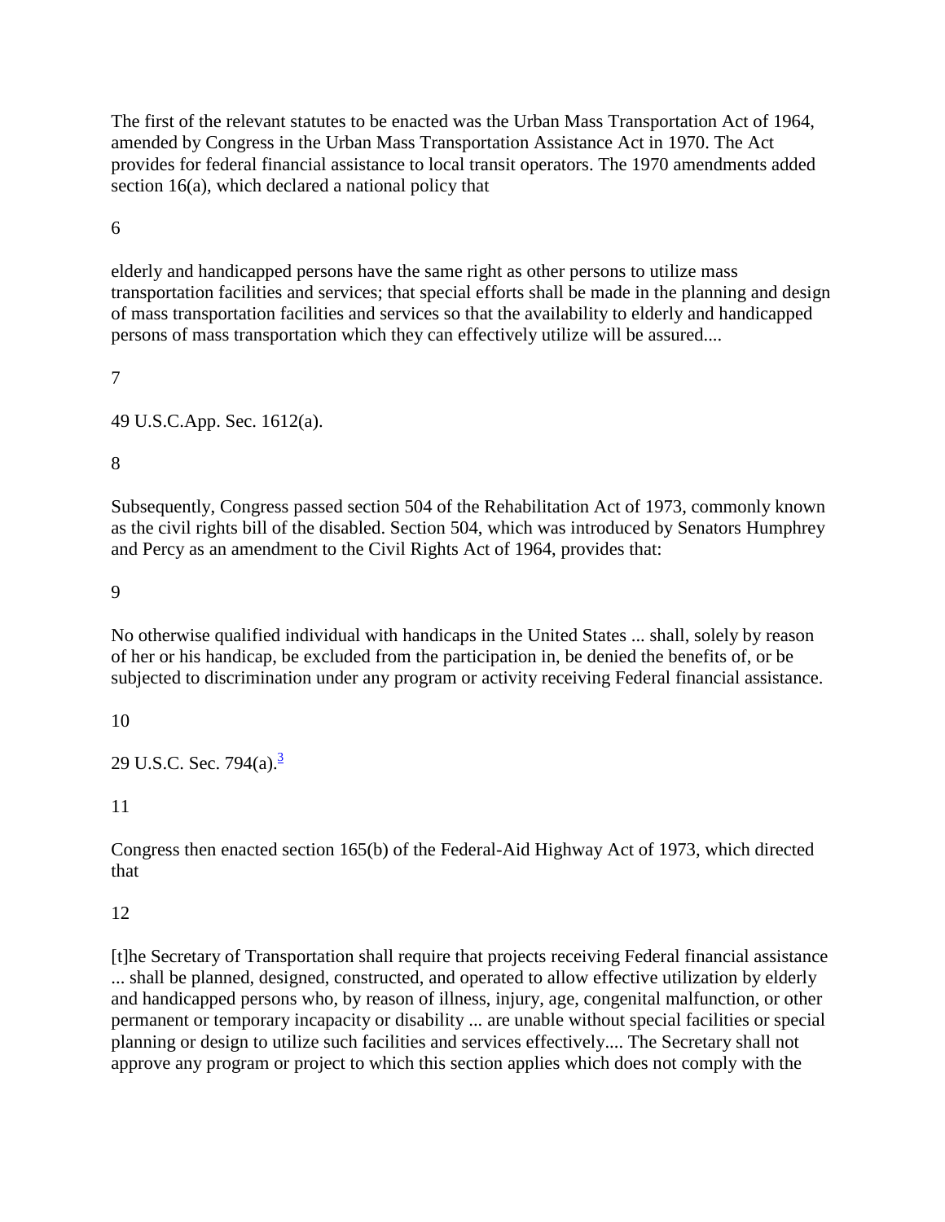The first of the relevant statutes to be enacted was the Urban Mass Transportation Act of 1964, amended by Congress in the Urban Mass Transportation Assistance Act in 1970. The Act provides for federal financial assistance to local transit operators. The 1970 amendments added section 16(a), which declared a national policy that

6

elderly and handicapped persons have the same right as other persons to utilize mass transportation facilities and services; that special efforts shall be made in the planning and design of mass transportation facilities and services so that the availability to elderly and handicapped persons of mass transportation which they can effectively utilize will be assured....

7

49 U.S.C.App. Sec. 1612(a).

8

Subsequently, Congress passed section 504 of the Rehabilitation Act of 1973, commonly known as the civil rights bill of the disabled. Section 504, which was introduced by Senators Humphrey and Percy as an amendment to the Civil Rights Act of 1964, provides that:

9

No otherwise qualified individual with handicaps in the United States ... shall, solely by reason of her or his handicap, be excluded from the participation in, be denied the benefits of, or be subjected to discrimination under any program or activity receiving Federal financial assistance.

10

29 U.S.C. Sec. 794(a).[3]

11

Congress then enacted section 165(b) of the Federal-Aid Highway Act of 1973, which directed that

12

[t]he Secretary of Transportation shall require that projects receiving Federal financial assistance ... shall be planned, designed, constructed, and operated to allow effective utilization by elderly and handicapped persons who, by reason of illness, injury, age, congenital malfunction, or other permanent or temporary incapacity or disability ... are unable without special facilities or special planning or design to utilize such facilities and services effectively.... The Secretary shall not approve any program or project to which this section applies which does not comply with the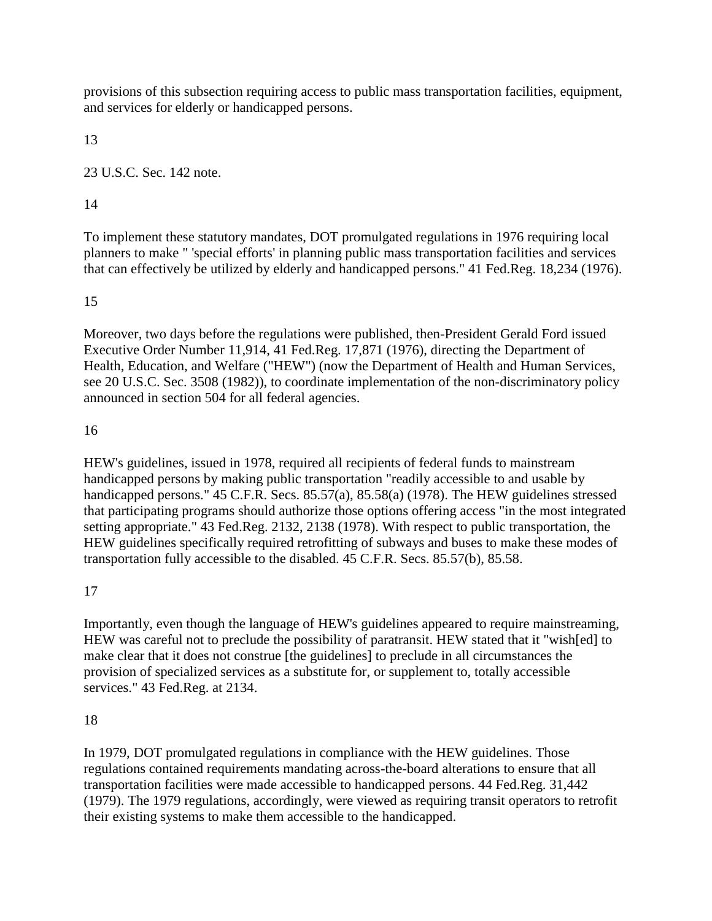provisions of this subsection requiring access to public mass transportation facilities, equipment, and services for elderly or handicapped persons.

13

23 U.S.C. Sec. 142 note.

14

To implement these statutory mandates, DOT promulgated regulations in 1976 requiring local planners to make " 'special efforts' in planning public mass transportation facilities and services that can effectively be utilized by elderly and handicapped persons." 41 Fed.Reg. 18,234 (1976).

15

Moreover, two days before the regulations were published, then-President Gerald Ford issued Executive Order Number 11,914, 41 Fed.Reg. 17,871 (1976), directing the Department of Health, Education, and Welfare ("HEW") (now the Department of Health and Human Services, see 20 U.S.C. Sec. 3508 (1982)), to coordinate implementation of the non-discriminatory policy announced in section 504 for all federal agencies.

16

HEW's guidelines, issued in 1978, required all recipients of federal funds to mainstream handicapped persons by making public transportation "readily accessible to and usable by handicapped persons." 45 C.F.R. Secs. 85.57(a), 85.58(a) (1978). The HEW guidelines stressed that participating programs should authorize those options offering access "in the most integrated setting appropriate." 43 Fed.Reg. 2132, 2138 (1978). With respect to public transportation, the HEW guidelines specifically required retrofitting of subways and buses to make these modes of transportation fully accessible to the disabled. 45 C.F.R. Secs. 85.57(b), 85.58.

17

Importantly, even though the language of HEW's guidelines appeared to require mainstreaming, HEW was careful not to preclude the possibility of paratransit. HEW stated that it "wish[ed] to make clear that it does not construe [the guidelines] to preclude in all circumstances the provision of specialized services as a substitute for, or supplement to, totally accessible services." 43 Fed.Reg. at 2134.

18

In 1979, DOT promulgated regulations in compliance with the HEW guidelines. Those regulations contained requirements mandating across-the-board alterations to ensure that all transportation facilities were made accessible to handicapped persons. 44 Fed.Reg. 31,442 (1979). The 1979 regulations, accordingly, were viewed as requiring transit operators to retrofit their existing systems to make them accessible to the handicapped.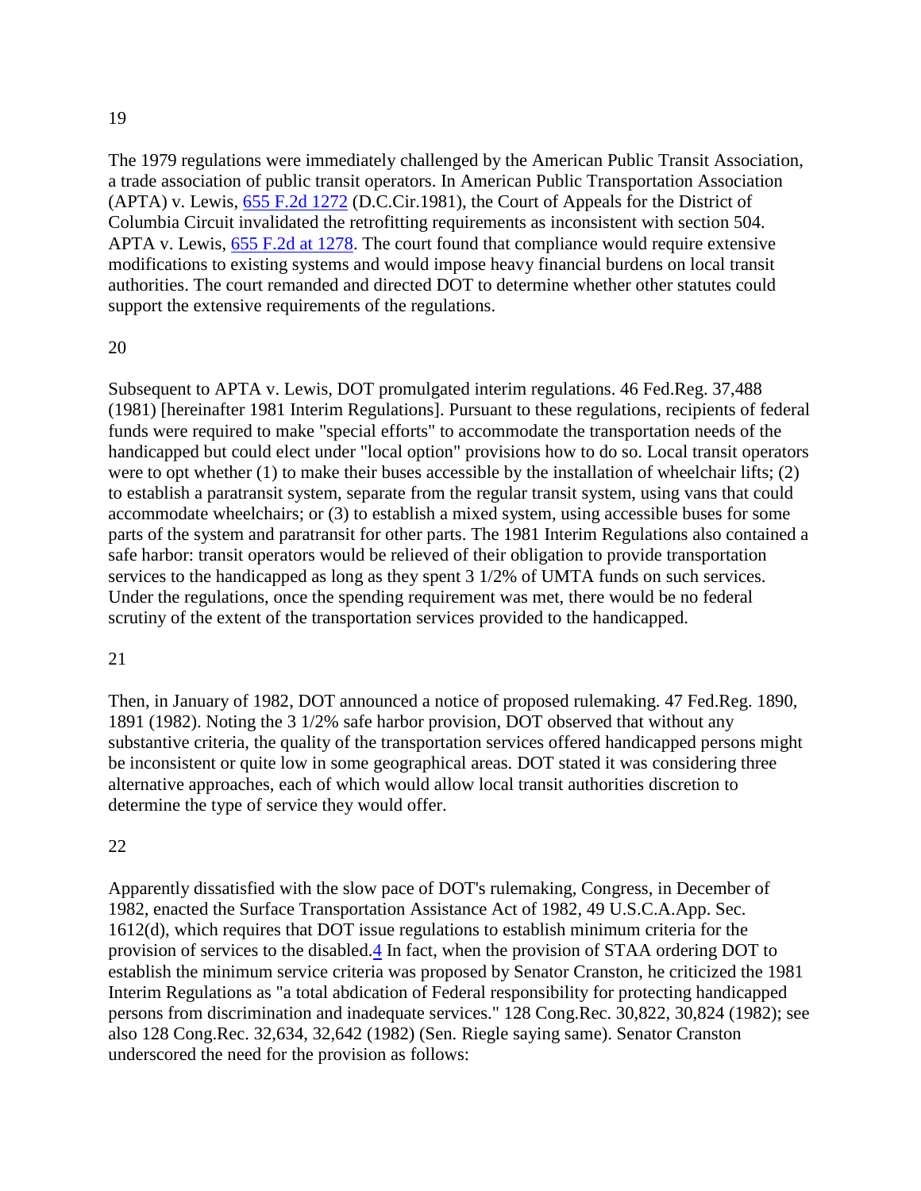19

The 1979 regulations were immediately challenged by the American Public Transit Association, a trade association of public transit operators. In American Public Transportation Association (APTA) v. Lewis, 655 F.2d 1272 (D.C.Cir.1981), the Court of Appeals for the District of Columbia Circuit invalidated the retrofitting requirements as inconsistent with section 504. APTA v. Lewis, 655 F.2d at 1278. The court found that compliance would require extensive modifications to existing systems and would impose heavy financial burdens on local transit authorities. The court remanded and directed DOT to determine whether other statutes could support the extensive requirements of the regulations.

20

Subsequent to APTA v. Lewis, DOT promulgated interim regulations. 46 Fed.Reg. 37,488 (1981) [hereinafter 1981 Interim Regulations]. Pursuant to these regulations, recipients of federal funds were required to make "special efforts" to accommodate the transportation needs of the handicapped but could elect under "local option" provisions how to do so. Local transit operators were to opt whether (1) to make their buses accessible by the installation of wheelchair lifts; (2) to establish a paratransit system, separate from the regular transit system, using vans that could accommodate wheelchairs; or (3) to establish a mixed system, using accessible buses for some parts of the system and paratransit for other parts. The 1981 Interim Regulations also contained a safe harbor: transit operators would be relieved of their obligation to provide transportation services to the handicapped as long as they spent 3 1/2% of UMTA funds on such services. Under the regulations, once the spending requirement was met, there would be no federal scrutiny of the extent of the transportation services provided to the handicapped.

21

Then, in January of 1982, DOT announced a notice of proposed rulemaking. 47 Fed.Reg. 1890, 1891 (1982). Noting the 3 1/2% safe harbor provision, DOT observed that without any substantive criteria, the quality of the transportation services offered handicapped persons might be inconsistent or quite low in some geographical areas. DOT stated it was considering three alternative approaches, each of which would allow local transit authorities discretion to determine the type of service they would offer.

22

Apparently dissatisfied with the slow pace of DOT's rulemaking, Congress, in December of 1982, enacted the Surface Transportation Assistance Act of 1982, 49 U.S.C.A.App. Sec. 1612(d), which requires that DOT issue regulations to establish minimum criteria for the provision of services to the disabled.[4] In fact, when the provision of STAA ordering DOT to establish the minimum service criteria was proposed by Senator Cranston, he criticized the 1981 Interim Regulations as "a total abdication of Federal responsibility for protecting handicapped persons from discrimination and inadequate services." 128 Cong.Rec. 30,822, 30,824 (1982); see also 128 Cong.Rec. 32,634, 32,642 (1982) (Sen. Riegle saying same). Senator Cranston underscored the need for the provision as follows: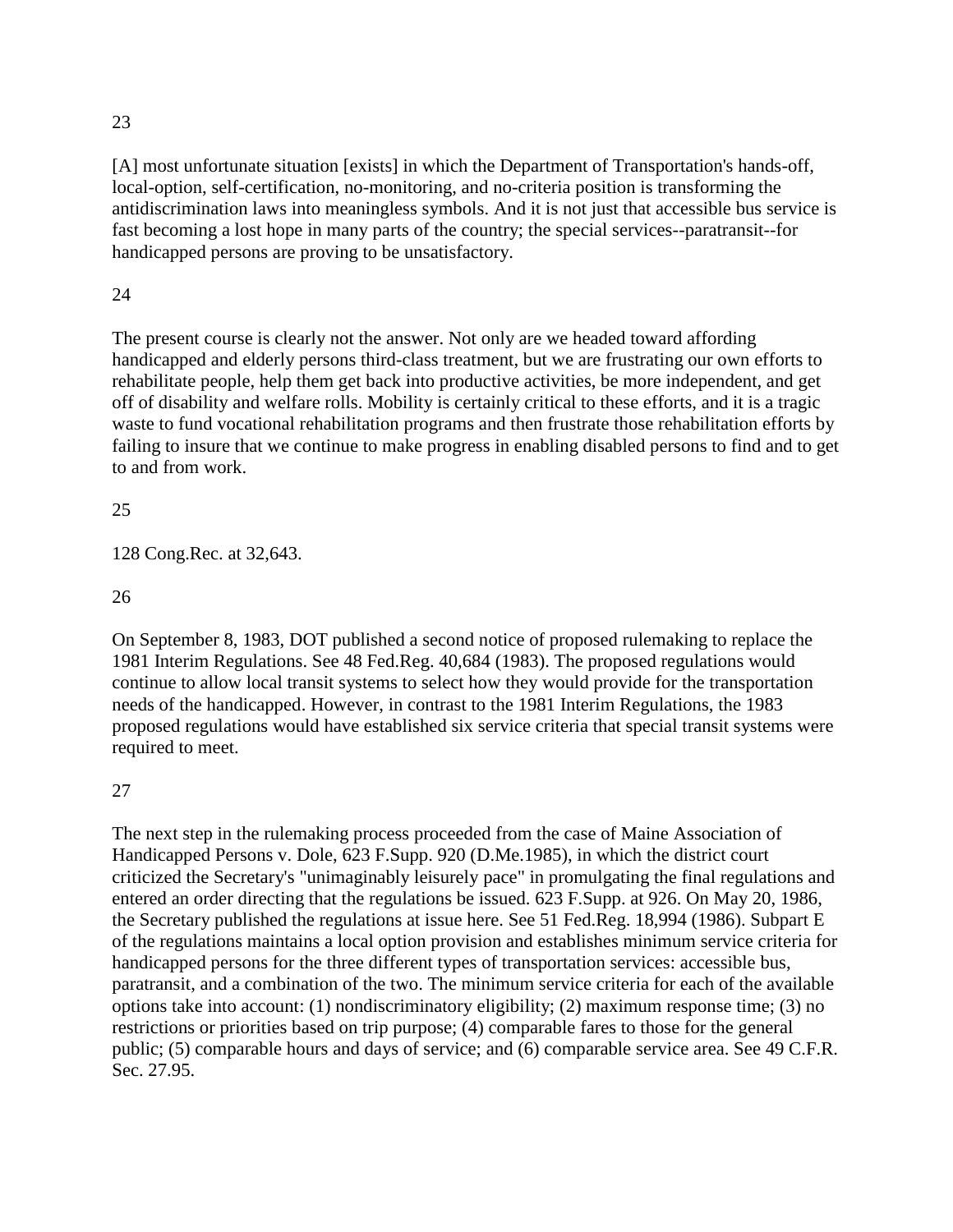23

[A] most unfortunate situation [exists] in which the Department of Transportation's hands-off, local-option, self-certification, no-monitoring, and no-criteria position is transforming the antidiscrimination laws into meaningless symbols. And it is not just that accessible bus service is fast becoming a lost hope in many parts of the country; the special services--paratransit--for handicapped persons are proving to be unsatisfactory.

24

The present course is clearly not the answer. Not only are we headed toward affording handicapped and elderly persons third-class treatment, but we are frustrating our own efforts to rehabilitate people, help them get back into productive activities, be more independent, and get off of disability and welfare rolls. Mobility is certainly critical to these efforts, and it is a tragic waste to fund vocational rehabilitation programs and then frustrate those rehabilitation efforts by failing to insure that we continue to make progress in enabling disabled persons to find and to get to and from work.

25

128 Cong.Rec. at 32,643.

26

On September 8, 1983, DOT published a second notice of proposed rulemaking to replace the 1981 Interim Regulations. See 48 Fed.Reg. 40,684 (1983). The proposed regulations would continue to allow local transit systems to select how they would provide for the transportation needs of the handicapped. However, in contrast to the 1981 Interim Regulations, the 1983 proposed regulations would have established six service criteria that special transit systems were required to meet.

27

The next step in the rulemaking process proceeded from the case of Maine Association of Handicapped Persons v. Dole, 623 F.Supp. 920 (D.Me.1985), in which the district court criticized the Secretary's "unimaginably leisurely pace" in promulgating the final regulations and entered an order directing that the regulations be issued. 623 F.Supp. at 926. On May 20, 1986, the Secretary published the regulations at issue here. See 51 Fed.Reg. 18,994 (1986). Subpart E of the regulations maintains a local option provision and establishes minimum service criteria for handicapped persons for the three different types of transportation services: accessible bus, paratransit, and a combination of the two. The minimum service criteria for each of the available options take into account: (1) nondiscriminatory eligibility; (2) maximum response time; (3) no restrictions or priorities based on trip purpose; (4) comparable fares to those for the general public; (5) comparable hours and days of service; and (6) comparable service area. See 49 C.F.R. Sec. 27.95.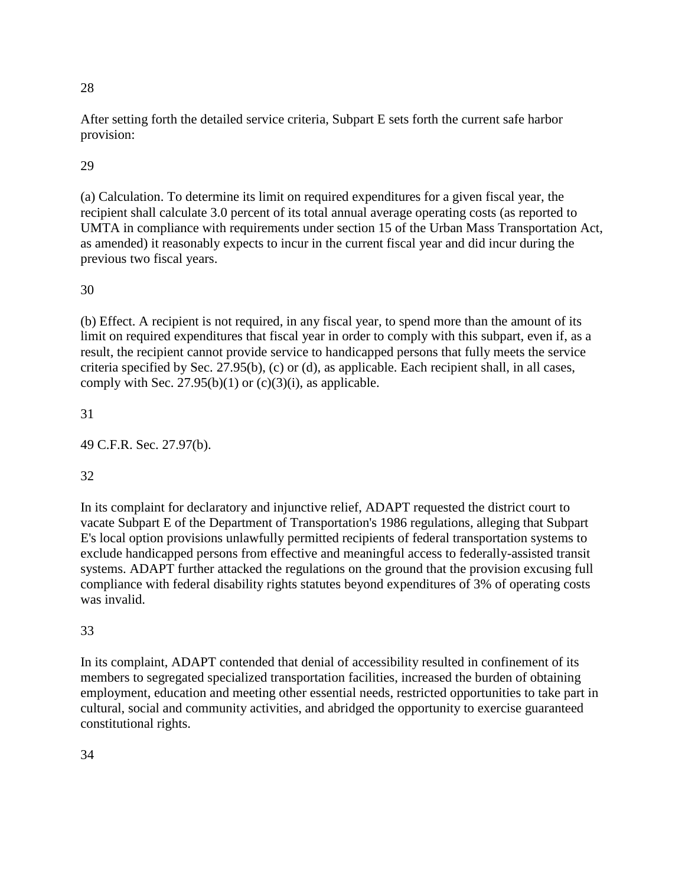28

After setting forth the detailed service criteria, Subpart E sets forth the current safe harbor provision:

29

(a) Calculation. To determine its limit on required expenditures for a given fiscal year, the recipient shall calculate 3.0 percent of its total annual average operating costs (as reported to UMTA in compliance with requirements under section 15 of the Urban Mass Transportation Act, as amended) it reasonably expects to incur in the current fiscal year and did incur during the previous two fiscal years.

30

(b) Effect. A recipient is not required, in any fiscal year, to spend more than the amount of its limit on required expenditures that fiscal year in order to comply with this subpart, even if, as a result, the recipient cannot provide service to handicapped persons that fully meets the service criteria specified by Sec. 27.95(b), (c) or (d), as applicable. Each recipient shall, in all cases, comply with Sec. 27.95(b)(1) or (c)(3)(i), as applicable.

31

49 C.F.R. Sec. 27.97(b).

32

In its complaint for declaratory and injunctive relief, ADAPT requested the district court to vacate Subpart E of the Department of Transportation's 1986 regulations, alleging that Subpart E's local option provisions unlawfully permitted recipients of federal transportation systems to exclude handicapped persons from effective and meaningful access to federally-assisted transit systems. ADAPT further attacked the regulations on the ground that the provision excusing full compliance with federal disability rights statutes beyond expenditures of 3% of operating costs was invalid.

33

In its complaint, ADAPT contended that denial of accessibility resulted in confinement of its members to segregated specialized transportation facilities, increased the burden of obtaining employment, education and meeting other essential needs, restricted opportunities to take part in cultural, social and community activities, and abridged the opportunity to exercise guaranteed constitutional rights.

34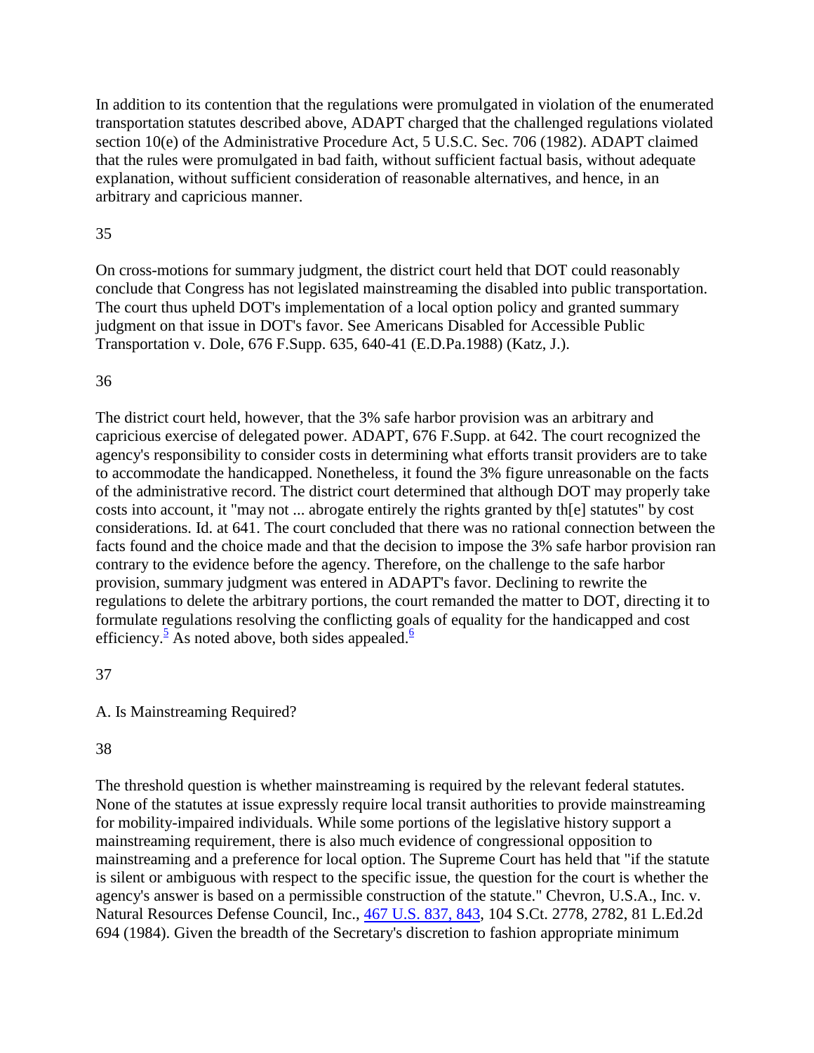In addition to its contention that the regulations were promulgated in violation of the enumerated transportation statutes described above, ADAPT charged that the challenged regulations violated section 10(e) of the Administrative Procedure Act, 5 U.S.C. Sec. 706 (1982). ADAPT claimed that the rules were promulgated in bad faith, without sufficient factual basis, without adequate explanation, without sufficient consideration of reasonable alternatives, and hence, in an arbitrary and capricious manner.

35

On cross-motions for summary judgment, the district court held that DOT could reasonably conclude that Congress has not legislated mainstreaming the disabled into public transportation. The court thus upheld DOT's implementation of a local option policy and granted summary judgment on that issue in DOT's favor. See Americans Disabled for Accessible Public Transportation v. Dole, 676 F.Supp. 635, 640-41 (E.D.Pa.1988) (Katz, J.).

36

The district court held, however, that the 3% safe harbor provision was an arbitrary and capricious exercise of delegated power. ADAPT, 676 F.Supp. at 642. The court recognized the agency's responsibility to consider costs in determining what efforts transit providers are to take to accommodate the handicapped. Nonetheless, it found the 3% figure unreasonable on the facts of the administrative record. The district court determined that although DOT may properly take costs into account, it "may not ... abrogate entirely the rights granted by th[e] statutes" by cost considerations. Id. at 641. The court concluded that there was no rational connection between the facts found and the choice made and that the decision to impose the 3% safe harbor provision ran contrary to the evidence before the agency. Therefore, on the challenge to the safe harbor provision, summary judgment was entered in ADAPT's favor. Declining to rewrite the regulations to delete the arbitrary portions, the court remanded the matter to DOT, directing it to formulate regulations resolving the conflicting goals of equality for the handicapped and cost efficiency.[5] As noted above, both sides appealed.[6]

37

A. Is Mainstreaming Required?

38

The threshold question is whether mainstreaming is required by the relevant federal statutes. None of the statutes at issue expressly require local transit authorities to provide mainstreaming for mobility-impaired individuals. While some portions of the legislative history support a mainstreaming requirement, there is also much evidence of congressional opposition to mainstreaming and a preference for local option. The Supreme Court has held that "if the statute is silent or ambiguous with respect to the specific issue, the question for the court is whether the agency's answer is based on a permissible construction of the statute." Chevron, U.S.A., Inc. v. Natural Resources Defense Council, Inc., 467 U.S. 837, 843, 104 S.Ct. 2778, 2782, 81 L.Ed.2d 694 (1984). Given the breadth of the Secretary's discretion to fashion appropriate minimum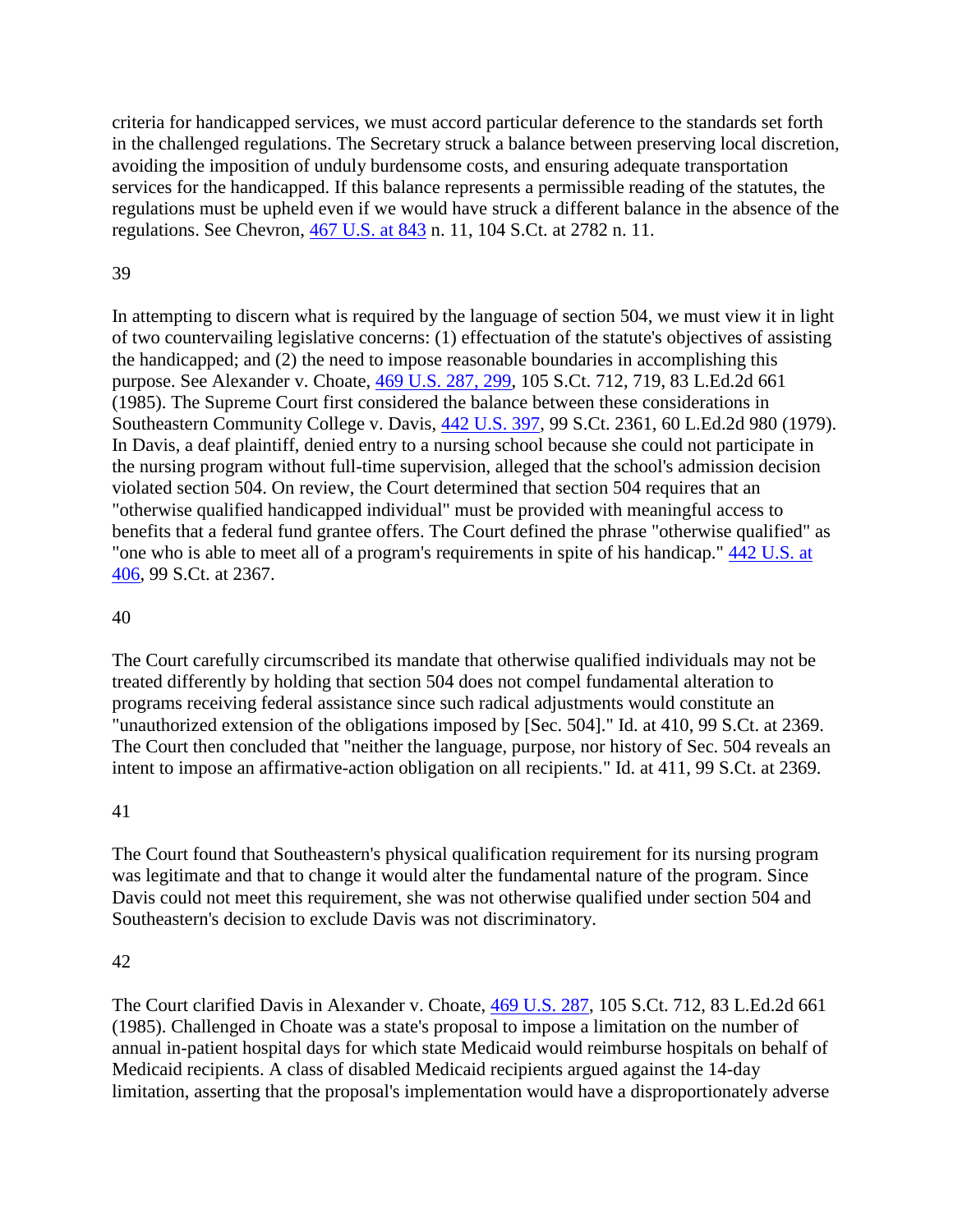criteria for handicapped services, we must accord particular deference to the standards set forth in the challenged regulations. The Secretary struck a balance between preserving local discretion, avoiding the imposition of unduly burdensome costs, and ensuring adequate transportation services for the handicapped. If this balance represents a permissible reading of the statutes, the regulations must be upheld even if we would have struck a different balance in the absence of the regulations. See Chevron, 467 U.S. at 843 n. 11, 104 S.Ct. at 2782 n. 11.

39

In attempting to discern what is required by the language of section 504, we must view it in light of two countervailing legislative concerns: (1) effectuation of the statute's objectives of assisting the handicapped; and (2) the need to impose reasonable boundaries in accomplishing this purpose. See Alexander v. Choate, 469 U.S. 287, 299, 105 S.Ct. 712, 719, 83 L.Ed.2d 661 (1985). The Supreme Court first considered the balance between these considerations in Southeastern Community College v. Davis, 442 U.S. 397, 99 S.Ct. 2361, 60 L.Ed.2d 980 (1979). In Davis, a deaf plaintiff, denied entry to a nursing school because she could not participate in the nursing program without full-time supervision, alleged that the school's admission decision violated section 504. On review, the Court determined that section 504 requires that an "otherwise qualified handicapped individual" must be provided with meaningful access to benefits that a federal fund grantee offers. The Court defined the phrase "otherwise qualified" as "one who is able to meet all of a program's requirements in spite of his handicap." 442 U.S. at 406, 99 S.Ct. at 2367.

40

The Court carefully circumscribed its mandate that otherwise qualified individuals may not be treated differently by holding that section 504 does not compel fundamental alteration to programs receiving federal assistance since such radical adjustments would constitute an "unauthorized extension of the obligations imposed by [Sec. 504]." Id. at 410, 99 S.Ct. at 2369. The Court then concluded that "neither the language, purpose, nor history of Sec. 504 reveals an intent to impose an affirmative-action obligation on all recipients." Id. at 411, 99 S.Ct. at 2369.

41

The Court found that Southeastern's physical qualification requirement for its nursing program was legitimate and that to change it would alter the fundamental nature of the program. Since Davis could not meet this requirement, she was not otherwise qualified under section 504 and Southeastern's decision to exclude Davis was not discriminatory.

42

The Court clarified Davis in Alexander v. Choate, 469 U.S. 287, 105 S.Ct. 712, 83 L.Ed.2d 661 (1985). Challenged in Choate was a state's proposal to impose a limitation on the number of annual in-patient hospital days for which state Medicaid would reimburse hospitals on behalf of Medicaid recipients. A class of disabled Medicaid recipients argued against the 14-day limitation, asserting that the proposal's implementation would have a disproportionately adverse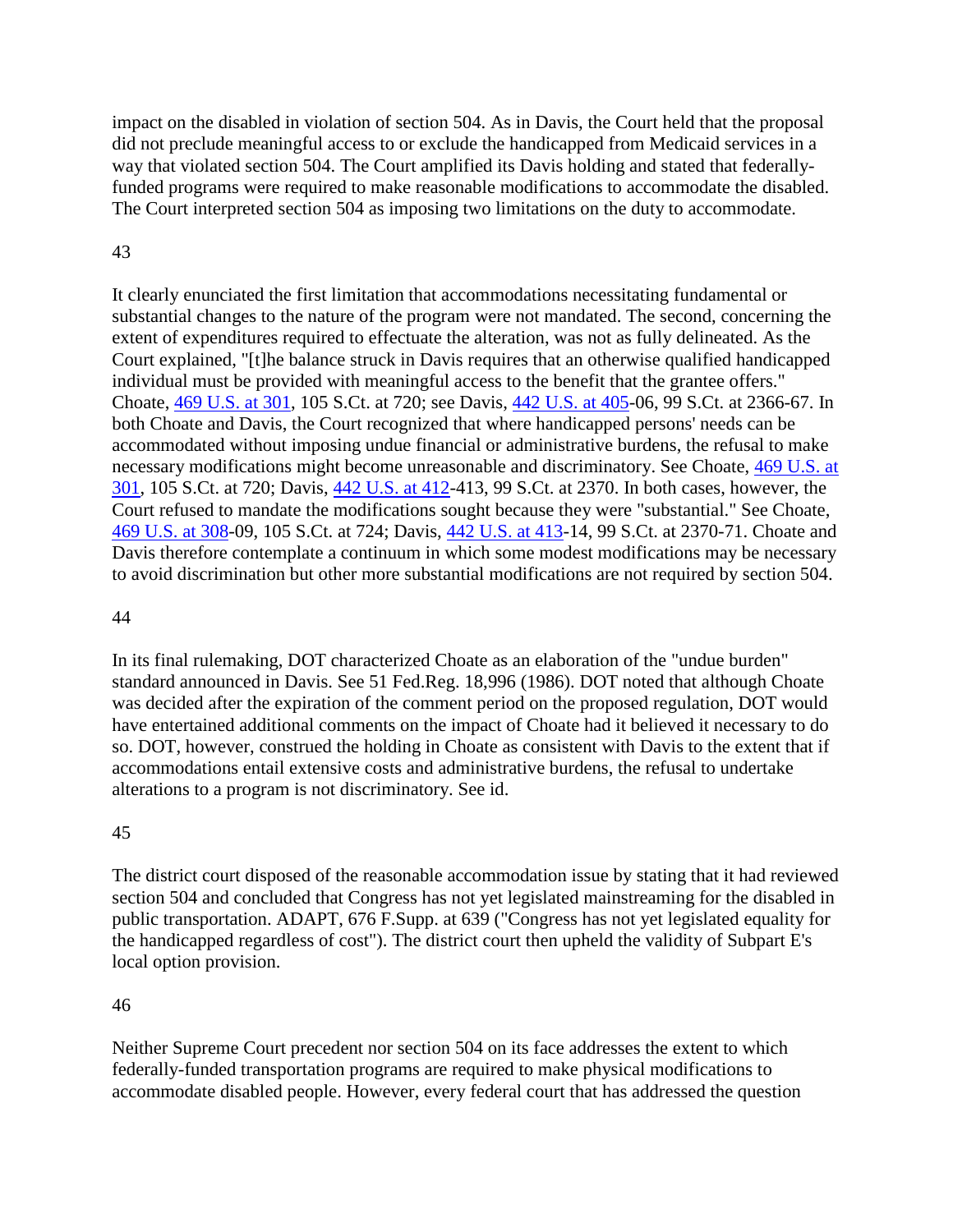impact on the disabled in violation of section 504. As in Davis, the Court held that the proposal did not preclude meaningful access to or exclude the handicapped from Medicaid services in a way that violated section 504. The Court amplified its Davis holding and stated that federally-funded programs were required to make reasonable modifications to accommodate the disabled. The Court interpreted section 504 as imposing two limitations on the duty to accommodate.

43

It clearly enunciated the first limitation that accommodations necessitating fundamental or substantial changes to the nature of the program were not mandated. The second, concerning the extent of expenditures required to effectuate the alteration, was not as fully delineated. As the Court explained, "[t]he balance struck in Davis requires that an otherwise qualified handicapped individual must be provided with meaningful access to the benefit that the grantee offers." Choate, 469 U.S. at 301, 105 S.Ct. at 720; see Davis, 442 U.S. at 405-06, 99 S.Ct. at 2366-67. In both Choate and Davis, the Court recognized that where handicapped persons' needs can be accommodated without imposing undue financial or administrative burdens, the refusal to make necessary modifications might become unreasonable and discriminatory. See Choate, 469 U.S. at 301, 105 S.Ct. at 720; Davis, 442 U.S. at 412-413, 99 S.Ct. at 2370. In both cases, however, the Court refused to mandate the modifications sought because they were "substantial." See Choate, 469 U.S. at 308-09, 105 S.Ct. at 724; Davis, 442 U.S. at 413-14, 99 S.Ct. at 2370-71. Choate and Davis therefore contemplate a continuum in which some modest modifications may be necessary to avoid discrimination but other more substantial modifications are not required by section 504.

44

In its final rulemaking, DOT characterized Choate as an elaboration of the "undue burden" standard announced in Davis. See 51 Fed.Reg. 18,996 (1986). DOT noted that although Choate was decided after the expiration of the comment period on the proposed regulation, DOT would have entertained additional comments on the impact of Choate had it believed it necessary to do so. DOT, however, construed the holding in Choate as consistent with Davis to the extent that if accommodations entail extensive costs and administrative burdens, the refusal to undertake alterations to a program is not discriminatory. See id.

45

The district court disposed of the reasonable accommodation issue by stating that it had reviewed section 504 and concluded that Congress has not yet legislated mainstreaming for the disabled in public transportation. ADAPT, 676 F.Supp. at 639 ("Congress has not yet legislated equality for the handicapped regardless of cost"). The district court then upheld the validity of Subpart E's local option provision.

46

Neither Supreme Court precedent nor section 504 on its face addresses the extent to which federally-funded transportation programs are required to make physical modifications to accommodate disabled people. However, every federal court that has addressed the question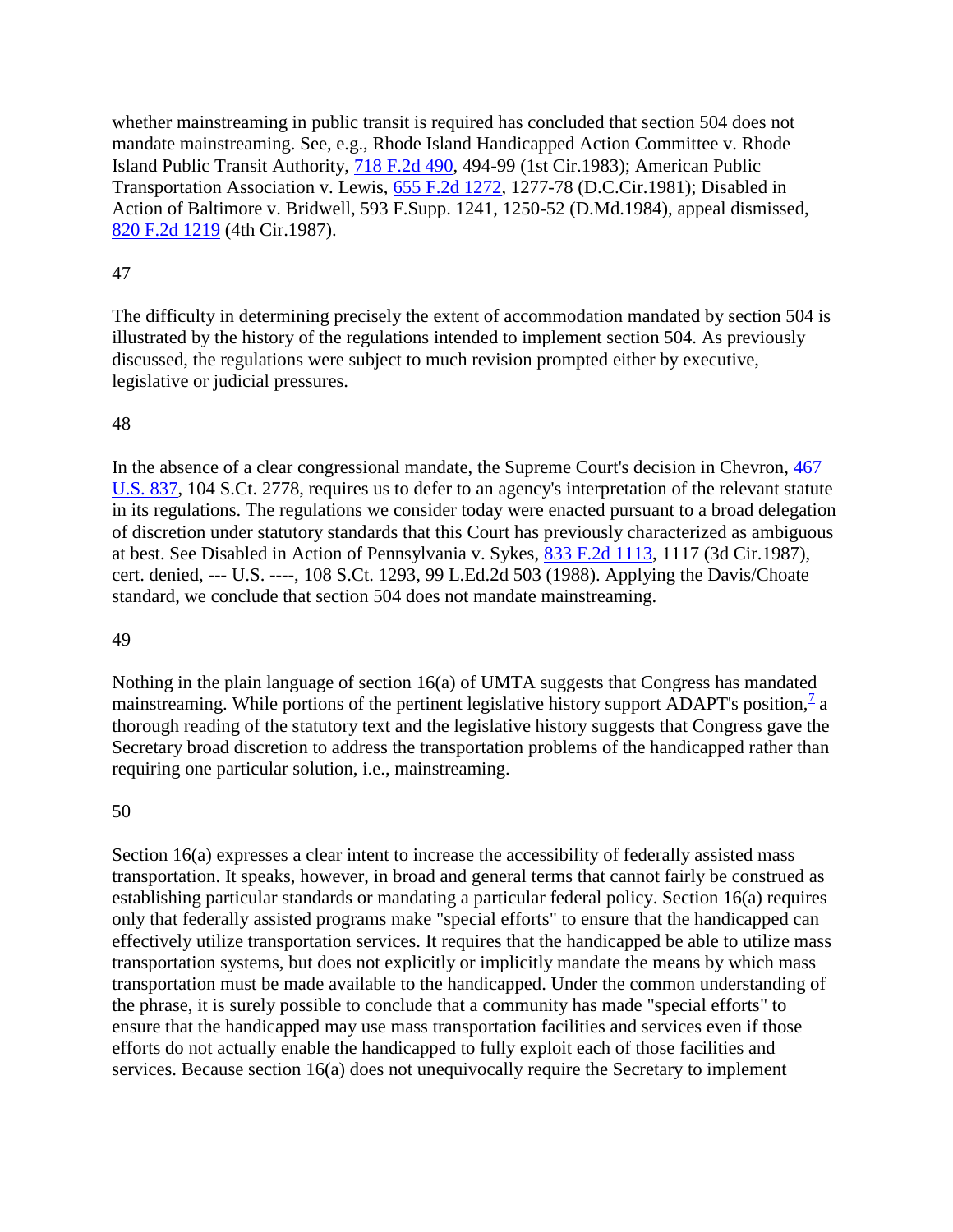whether mainstreaming in public transit is required has concluded that section 504 does not mandate mainstreaming. See, e.g., Rhode Island Handicapped Action Committee v. Rhode Island Public Transit Authority, 718 F.2d 490, 494-99 (1st Cir.1983); American Public Transportation Association v. Lewis, 655 F.2d 1272, 1277-78 (D.C.Cir.1981); Disabled in Action of Baltimore v. Bridwell, 593 F.Supp. 1241, 1250-52 (D.Md.1984), appeal dismissed, 820 F.2d 1219 (4th Cir.1987).

47

The difficulty in determining precisely the extent of accommodation mandated by section 504 is illustrated by the history of the regulations intended to implement section 504. As previously discussed, the regulations were subject to much revision prompted either by executive, legislative or judicial pressures.

48

In the absence of a clear congressional mandate, the Supreme Court's decision in Chevron, 467 U.S. 837, 104 S.Ct. 2778, requires us to defer to an agency's interpretation of the relevant statute in its regulations. The regulations we consider today were enacted pursuant to a broad delegation of discretion under statutory standards that this Court has previously characterized as ambiguous at best. See Disabled in Action of Pennsylvania v. Sykes, 833 F.2d 1113, 1117 (3d Cir.1987), cert. denied, --- U.S. ----, 108 S.Ct. 1293, 99 L.Ed.2d 503 (1988). Applying the Davis/Choate standard, we conclude that section 504 does not mandate mainstreaming.

49

Nothing in the plain language of section 16(a) of UMTA suggests that Congress has mandated mainstreaming. While portions of the pertinent legislative history support ADAPT's position,[7] a thorough reading of the statutory text and the legislative history suggests that Congress gave the Secretary broad discretion to address the transportation problems of the handicapped rather than requiring one particular solution, i.e., mainstreaming.

50

Section 16(a) expresses a clear intent to increase the accessibility of federally assisted mass transportation. It speaks, however, in broad and general terms that cannot fairly be construed as establishing particular standards or mandating a particular federal policy. Section 16(a) requires only that federally assisted programs make "special efforts" to ensure that the handicapped can effectively utilize transportation services. It requires that the handicapped be able to utilize mass transportation systems, but does not explicitly or implicitly mandate the means by which mass transportation must be made available to the handicapped. Under the common understanding of the phrase, it is surely possible to conclude that a community has made "special efforts" to ensure that the handicapped may use mass transportation facilities and services even if those efforts do not actually enable the handicapped to fully exploit each of those facilities and services. Because section 16(a) does not unequivocally require the Secretary to implement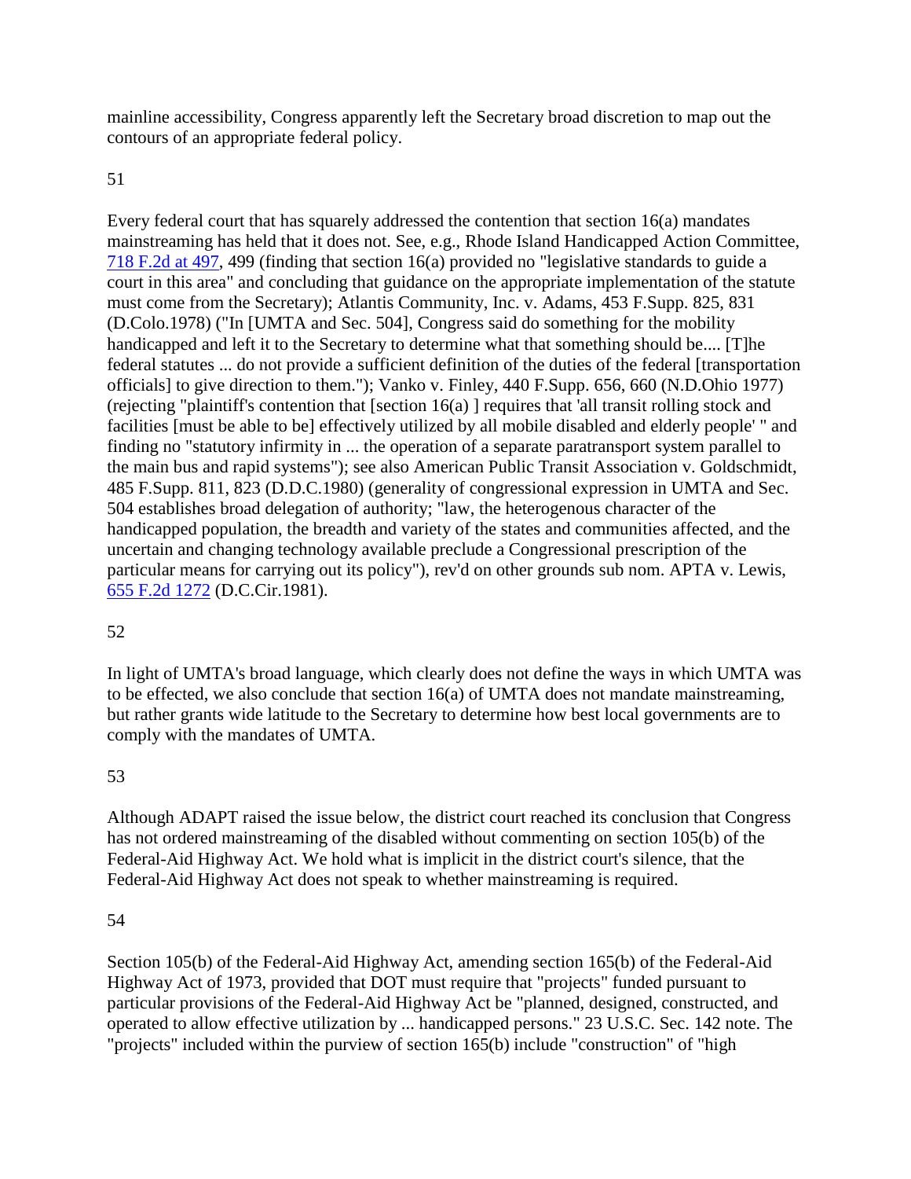mainline accessibility, Congress apparently left the Secretary broad discretion to map out the contours of an appropriate federal policy.

51

Every federal court that has squarely addressed the contention that section 16(a) mandates mainstreaming has held that it does not. See, e.g., Rhode Island Handicapped Action Committee, 718 F.2d at 497, 499 (finding that section 16(a) provided no "legislative standards to guide a court in this area" and concluding that guidance on the appropriate implementation of the statute must come from the Secretary); Atlantis Community, Inc. v. Adams, 453 F.Supp. 825, 831 (D.Colo.1978) ("In [UMTA and Sec. 504], Congress said do something for the mobility handicapped and left it to the Secretary to determine what that something should be.... [T]he federal statutes ... do not provide a sufficient definition of the duties of the federal [transportation officials] to give direction to them."); Vanko v. Finley, 440 F.Supp. 656, 660 (N.D.Ohio 1977) (rejecting "plaintiff's contention that [section 16(a) ] requires that 'all transit rolling stock and facilities [must be able to be] effectively utilized by all mobile disabled and elderly people' " and finding no "statutory infirmity in ... the operation of a separate paratransport system parallel to the main bus and rapid systems"); see also American Public Transit Association v. Goldschmidt, 485 F.Supp. 811, 823 (D.D.C.1980) (generality of congressional expression in UMTA and Sec. 504 establishes broad delegation of authority; "law, the heterogenous character of the handicapped population, the breadth and variety of the states and communities affected, and the uncertain and changing technology available preclude a Congressional prescription of the particular means for carrying out its policy"), rev'd on other grounds sub nom. APTA v. Lewis, 655 F.2d 1272 (D.C.Cir.1981).

52

In light of UMTA's broad language, which clearly does not define the ways in which UMTA was to be effected, we also conclude that section 16(a) of UMTA does not mandate mainstreaming, but rather grants wide latitude to the Secretary to determine how best local governments are to comply with the mandates of UMTA.

53

Although ADAPT raised the issue below, the district court reached its conclusion that Congress has not ordered mainstreaming of the disabled without commenting on section 105(b) of the Federal-Aid Highway Act. We hold what is implicit in the district court's silence, that the Federal-Aid Highway Act does not speak to whether mainstreaming is required.

54

Section 105(b) of the Federal-Aid Highway Act, amending section 165(b) of the Federal-Aid Highway Act of 1973, provided that DOT must require that "projects" funded pursuant to particular provisions of the Federal-Aid Highway Act be "planned, designed, constructed, and operated to allow effective utilization by ... handicapped persons." 23 U.S.C. Sec. 142 note. The "projects" included within the purview of section 165(b) include "construction" of "high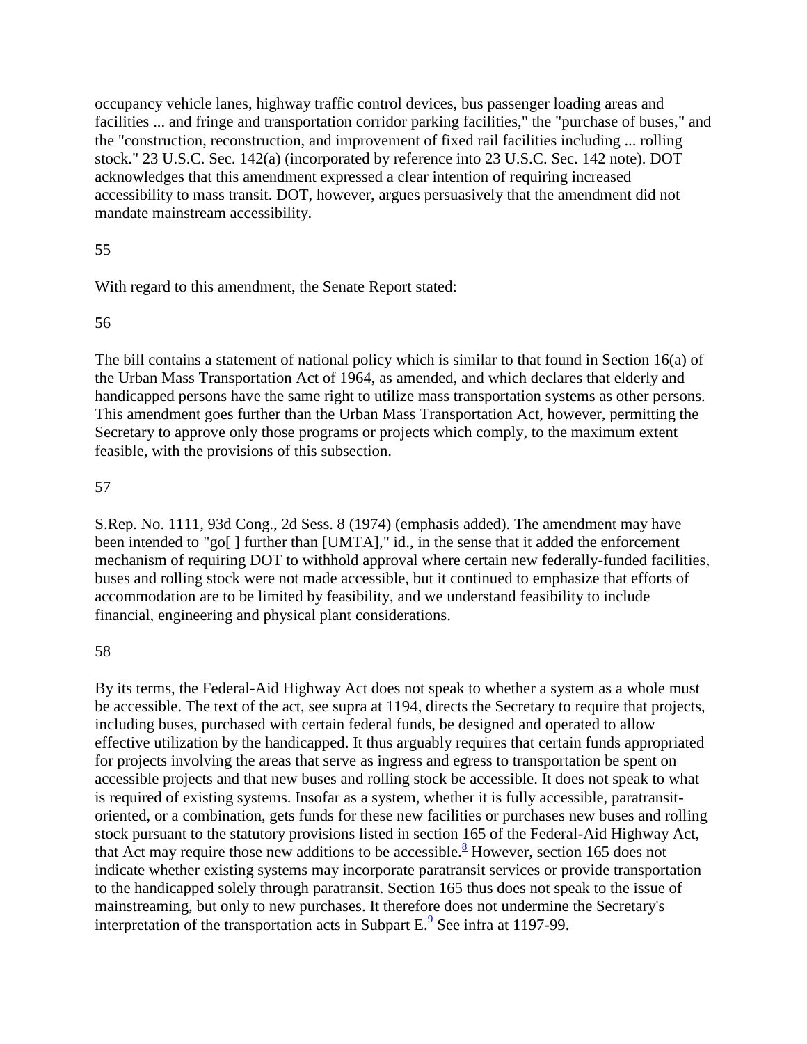occupancy vehicle lanes, highway traffic control devices, bus passenger loading areas and facilities ... and fringe and transportation corridor parking facilities," the "purchase of buses," and the "construction, reconstruction, and improvement of fixed rail facilities including ... rolling stock." 23 U.S.C. Sec. 142(a) (incorporated by reference into 23 U.S.C. Sec. 142 note). DOT acknowledges that this amendment expressed a clear intention of requiring increased accessibility to mass transit. DOT, however, argues persuasively that the amendment did not mandate mainstream accessibility.

55

With regard to this amendment, the Senate Report stated:

56

The bill contains a statement of national policy which is similar to that found in Section 16(a) of the Urban Mass Transportation Act of 1964, as amended, and which declares that elderly and handicapped persons have the same right to utilize mass transportation systems as other persons. This amendment goes further than the Urban Mass Transportation Act, however, permitting the Secretary to approve only those programs or projects which comply, to the maximum extent feasible, with the provisions of this subsection.

57

S.Rep. No. 1111, 93d Cong., 2d Sess. 8 (1974) (emphasis added). The amendment may have been intended to "go[ ] further than [UMTA]," id., in the sense that it added the enforcement mechanism of requiring DOT to withhold approval where certain new federally-funded facilities, buses and rolling stock were not made accessible, but it continued to emphasize that efforts of accommodation are to be limited by feasibility, and we understand feasibility to include financial, engineering and physical plant considerations.

58

By its terms, the Federal-Aid Highway Act does not speak to whether a system as a whole must be accessible. The text of the act, see supra at 1194, directs the Secretary to require that projects, including buses, purchased with certain federal funds, be designed and operated to allow effective utilization by the handicapped. It thus arguably requires that certain funds appropriated for projects involving the areas that serve as ingress and egress to transportation be spent on accessible projects and that new buses and rolling stock be accessible. It does not speak to what is required of existing systems. Insofar as a system, whether it is fully accessible, paratransit-oriented, or a combination, gets funds for these new facilities or purchases new buses and rolling stock pursuant to the statutory provisions listed in section 165 of the Federal-Aid Highway Act, that Act may require those new additions to be accessible.[8] However, section 165 does not indicate whether existing systems may incorporate paratransit services or provide transportation to the handicapped solely through paratransit. Section 165 thus does not speak to the issue of mainstreaming, but only to new purchases. It therefore does not undermine the Secretary's interpretation of the transportation acts in Subpart E.[9] See infra at 1197-99.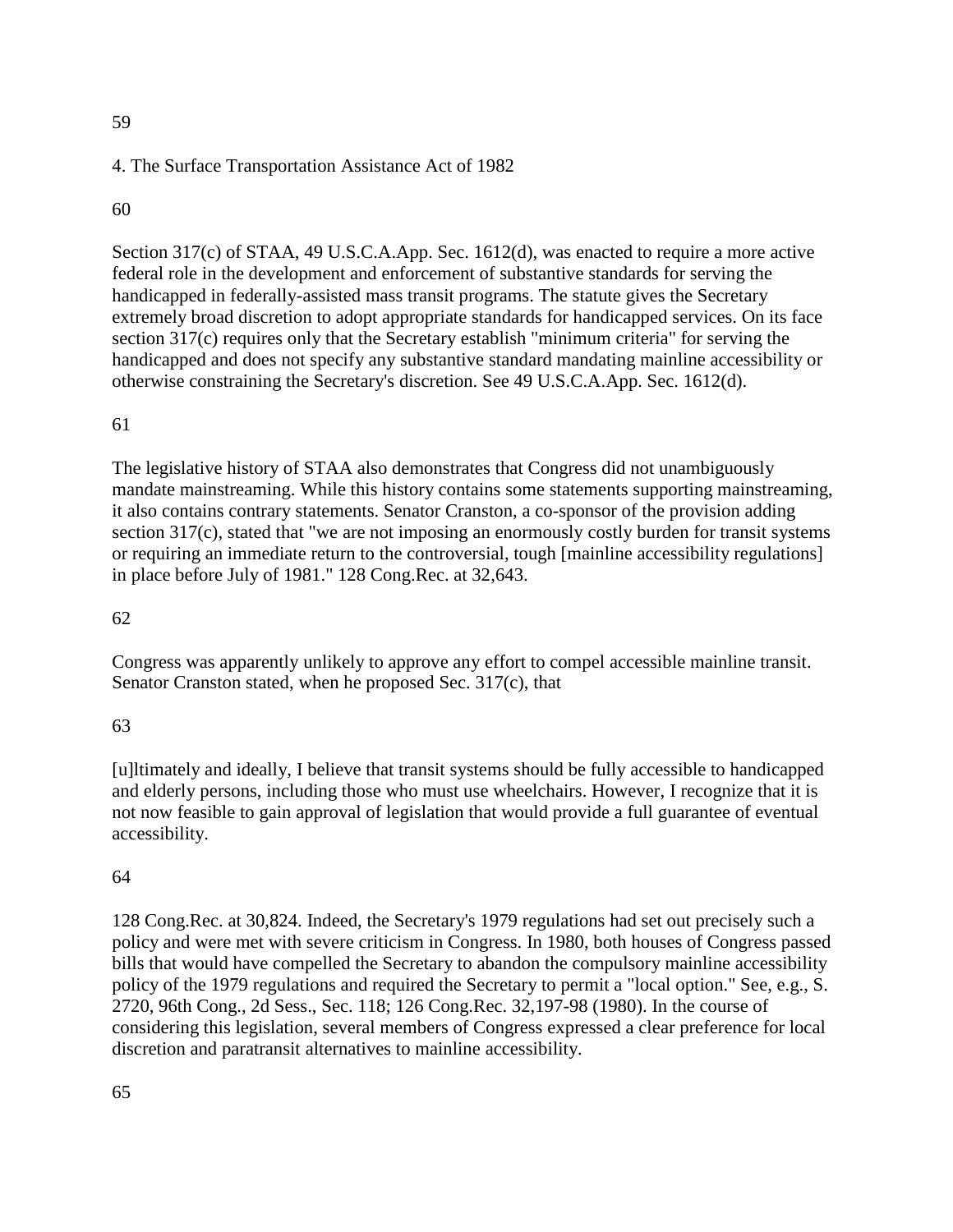59

4. The Surface Transportation Assistance Act of 1982

60

Section 317(c) of STAA, 49 U.S.C.A.App. Sec. 1612(d), was enacted to require a more active federal role in the development and enforcement of substantive standards for serving the handicapped in federally-assisted mass transit programs. The statute gives the Secretary extremely broad discretion to adopt appropriate standards for handicapped services. On its face section 317(c) requires only that the Secretary establish "minimum criteria" for serving the handicapped and does not specify any substantive standard mandating mainline accessibility or otherwise constraining the Secretary's discretion. See 49 U.S.C.A.App. Sec. 1612(d).

61

The legislative history of STAA also demonstrates that Congress did not unambiguously mandate mainstreaming. While this history contains some statements supporting mainstreaming, it also contains contrary statements. Senator Cranston, a co-sponsor of the provision adding section 317(c), stated that "we are not imposing an enormously costly burden for transit systems or requiring an immediate return to the controversial, tough [mainline accessibility regulations] in place before July of 1981." 128 Cong.Rec. at 32,643.

62

Congress was apparently unlikely to approve any effort to compel accessible mainline transit. Senator Cranston stated, when he proposed Sec. 317(c), that

63

[u]ltimately and ideally, I believe that transit systems should be fully accessible to handicapped and elderly persons, including those who must use wheelchairs. However, I recognize that it is not now feasible to gain approval of legislation that would provide a full guarantee of eventual accessibility.

64

128 Cong.Rec. at 30,824. Indeed, the Secretary's 1979 regulations had set out precisely such a policy and were met with severe criticism in Congress. In 1980, both houses of Congress passed bills that would have compelled the Secretary to abandon the compulsory mainline accessibility policy of the 1979 regulations and required the Secretary to permit a "local option." See, e.g., S. 2720, 96th Cong., 2d Sess., Sec. 118; 126 Cong.Rec. 32,197-98 (1980). In the course of considering this legislation, several members of Congress expressed a clear preference for local discretion and paratransit alternatives to mainline accessibility.

65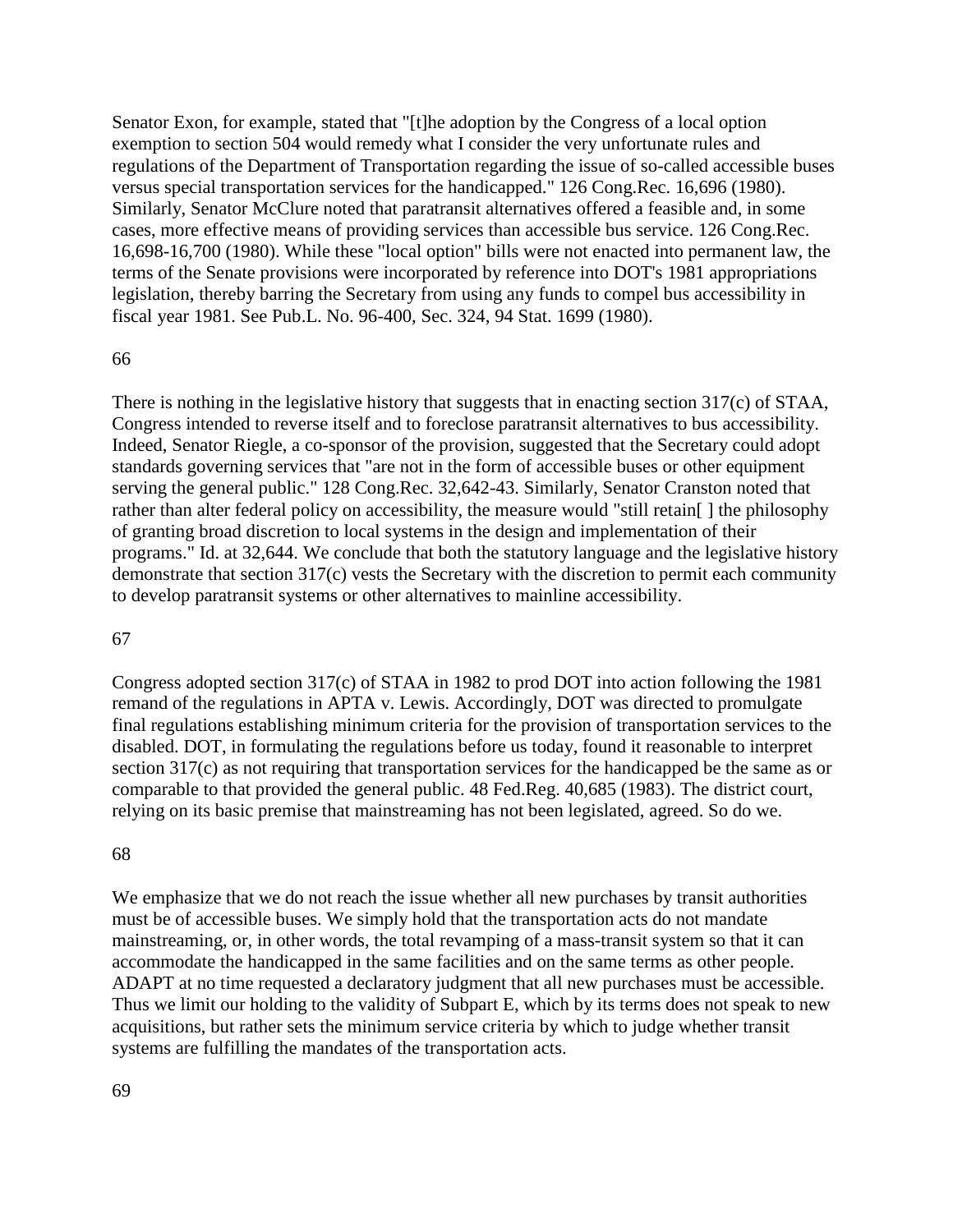Senator Exon, for example, stated that "[t]he adoption by the Congress of a local option exemption to section 504 would remedy what I consider the very unfortunate rules and regulations of the Department of Transportation regarding the issue of so-called accessible buses versus special transportation services for the handicapped." 126 Cong.Rec. 16,696 (1980). Similarly, Senator McClure noted that paratransit alternatives offered a feasible and, in some cases, more effective means of providing services than accessible bus service. 126 Cong.Rec. 16,698-16,700 (1980). While these "local option" bills were not enacted into permanent law, the terms of the Senate provisions were incorporated by reference into DOT's 1981 appropriations legislation, thereby barring the Secretary from using any funds to compel bus accessibility in fiscal year 1981. See Pub.L. No. 96-400, Sec. 324, 94 Stat. 1699 (1980).

66

There is nothing in the legislative history that suggests that in enacting section 317(c) of STAA, Congress intended to reverse itself and to foreclose paratransit alternatives to bus accessibility. Indeed, Senator Riegle, a co-sponsor of the provision, suggested that the Secretary could adopt standards governing services that "are not in the form of accessible buses or other equipment serving the general public." 128 Cong.Rec. 32,642-43. Similarly, Senator Cranston noted that rather than alter federal policy on accessibility, the measure would "still retain[ ] the philosophy of granting broad discretion to local systems in the design and implementation of their programs." Id. at 32,644. We conclude that both the statutory language and the legislative history demonstrate that section 317(c) vests the Secretary with the discretion to permit each community to develop paratransit systems or other alternatives to mainline accessibility.

67

Congress adopted section 317(c) of STAA in 1982 to prod DOT into action following the 1981 remand of the regulations in APTA v. Lewis. Accordingly, DOT was directed to promulgate final regulations establishing minimum criteria for the provision of transportation services to the disabled. DOT, in formulating the regulations before us today, found it reasonable to interpret section 317(c) as not requiring that transportation services for the handicapped be the same as or comparable to that provided the general public. 48 Fed.Reg. 40,685 (1983). The district court, relying on its basic premise that mainstreaming has not been legislated, agreed. So do we.

68

We emphasize that we do not reach the issue whether all new purchases by transit authorities must be of accessible buses. We simply hold that the transportation acts do not mandate mainstreaming, or, in other words, the total revamping of a mass-transit system so that it can accommodate the handicapped in the same facilities and on the same terms as other people. ADAPT at no time requested a declaratory judgment that all new purchases must be accessible. Thus we limit our holding to the validity of Subpart E, which by its terms does not speak to new acquisitions, but rather sets the minimum service criteria by which to judge whether transit systems are fulfilling the mandates of the transportation acts.

69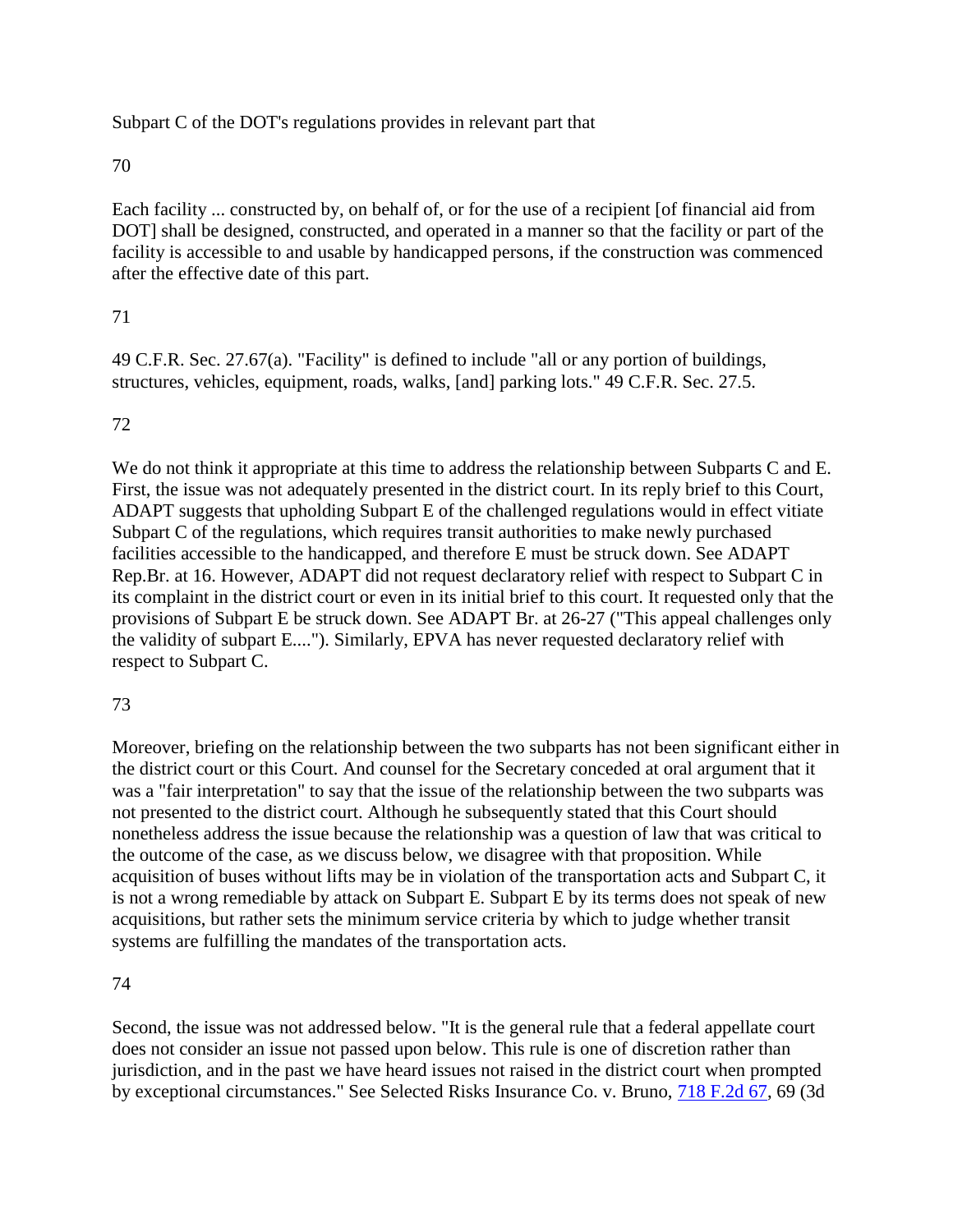Subpart C of the DOT's regulations provides in relevant part that

70

Each facility ... constructed by, on behalf of, or for the use of a recipient [of financial aid from DOT] shall be designed, constructed, and operated in a manner so that the facility or part of the facility is accessible to and usable by handicapped persons, if the construction was commenced after the effective date of this part.

71

49 C.F.R. Sec. 27.67(a). "Facility" is defined to include "all or any portion of buildings, structures, vehicles, equipment, roads, walks, [and] parking lots." 49 C.F.R. Sec. 27.5.

72

We do not think it appropriate at this time to address the relationship between Subparts C and E. First, the issue was not adequately presented in the district court. In its reply brief to this Court, ADAPT suggests that upholding Subpart E of the challenged regulations would in effect vitiate Subpart C of the regulations, which requires transit authorities to make newly purchased facilities accessible to the handicapped, and therefore E must be struck down. See ADAPT Rep.Br. at 16. However, ADAPT did not request declaratory relief with respect to Subpart C in its complaint in the district court or even in its initial brief to this court. It requested only that the provisions of Subpart E be struck down. See ADAPT Br. at 26-27 ("This appeal challenges only the validity of subpart E...."). Similarly, EPVA has never requested declaratory relief with respect to Subpart C.

73

Moreover, briefing on the relationship between the two subparts has not been significant either in the district court or this Court. And counsel for the Secretary conceded at oral argument that it was a "fair interpretation" to say that the issue of the relationship between the two subparts was not presented to the district court. Although he subsequently stated that this Court should nonetheless address the issue because the relationship was a question of law that was critical to the outcome of the case, as we discuss below, we disagree with that proposition. While acquisition of buses without lifts may be in violation of the transportation acts and Subpart C, it is not a wrong remediable by attack on Subpart E. Subpart E by its terms does not speak of new acquisitions, but rather sets the minimum service criteria by which to judge whether transit systems are fulfilling the mandates of the transportation acts.

74

Second, the issue was not addressed below. "It is the general rule that a federal appellate court does not consider an issue not passed upon below. This rule is one of discretion rather than jurisdiction, and in the past we have heard issues not raised in the district court when prompted by exceptional circumstances." See Selected Risks Insurance Co. v. Bruno, 718 F.2d 67, 69 (3d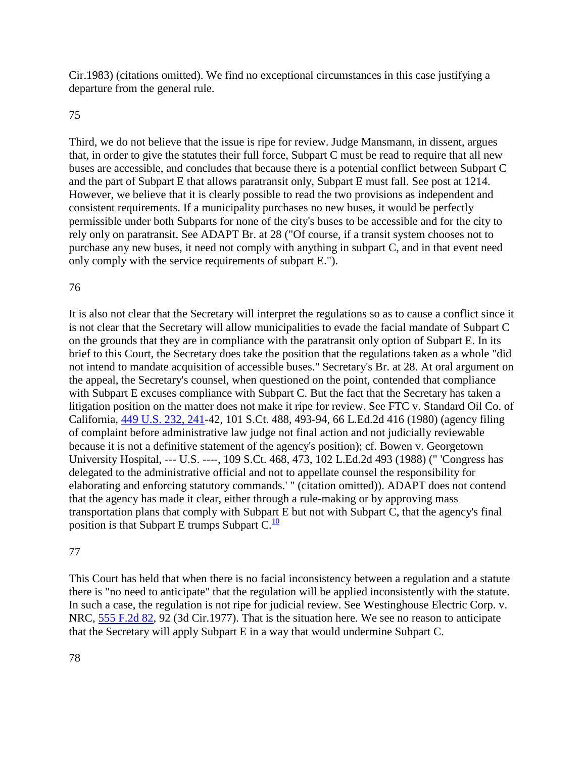Cir.1983) (citations omitted). We find no exceptional circumstances in this case justifying a departure from the general rule.

75

Third, we do not believe that the issue is ripe for review. Judge Mansmann, in dissent, argues that, in order to give the statutes their full force, Subpart C must be read to require that all new buses are accessible, and concludes that because there is a potential conflict between Subpart C and the part of Subpart E that allows paratransit only, Subpart E must fall. See post at 1214. However, we believe that it is clearly possible to read the two provisions as independent and consistent requirements. If a municipality purchases no new buses, it would be perfectly permissible under both Subparts for none of the city's buses to be accessible and for the city to rely only on paratransit. See ADAPT Br. at 28 ("Of course, if a transit system chooses not to purchase any new buses, it need not comply with anything in subpart C, and in that event need only comply with the service requirements of subpart E.").

76

It is also not clear that the Secretary will interpret the regulations so as to cause a conflict since it is not clear that the Secretary will allow municipalities to evade the facial mandate of Subpart C on the grounds that they are in compliance with the paratransit only option of Subpart E. In its brief to this Court, the Secretary does take the position that the regulations taken as a whole "did not intend to mandate acquisition of accessible buses." Secretary's Br. at 28. At oral argument on the appeal, the Secretary's counsel, when questioned on the point, contended that compliance with Subpart E excuses compliance with Subpart C. But the fact that the Secretary has taken a litigation position on the matter does not make it ripe for review. See FTC v. Standard Oil Co. of California, 449 U.S. 232, 241-42, 101 S.Ct. 488, 493-94, 66 L.Ed.2d 416 (1980) (agency filing of complaint before administrative law judge not final action and not judicially reviewable because it is not a definitive statement of the agency's position); cf. Bowen v. Georgetown University Hospital, --- U.S. ----, 109 S.Ct. 468, 473, 102 L.Ed.2d 493 (1988) (" 'Congress has delegated to the administrative official and not to appellate counsel the responsibility for elaborating and enforcing statutory commands.' " (citation omitted)). ADAPT does not contend that the agency has made it clear, either through a rule-making or by approving mass transportation plans that comply with Subpart E but not with Subpart C, that the agency's final position is that Subpart E trumps Subpart C.[10]

77

This Court has held that when there is no facial inconsistency between a regulation and a statute there is "no need to anticipate" that the regulation will be applied inconsistently with the statute. In such a case, the regulation is not ripe for judicial review. See Westinghouse Electric Corp. v. NRC, 555 F.2d 82, 92 (3d Cir.1977). That is the situation here. We see no reason to anticipate that the Secretary will apply Subpart E in a way that would undermine Subpart C.

78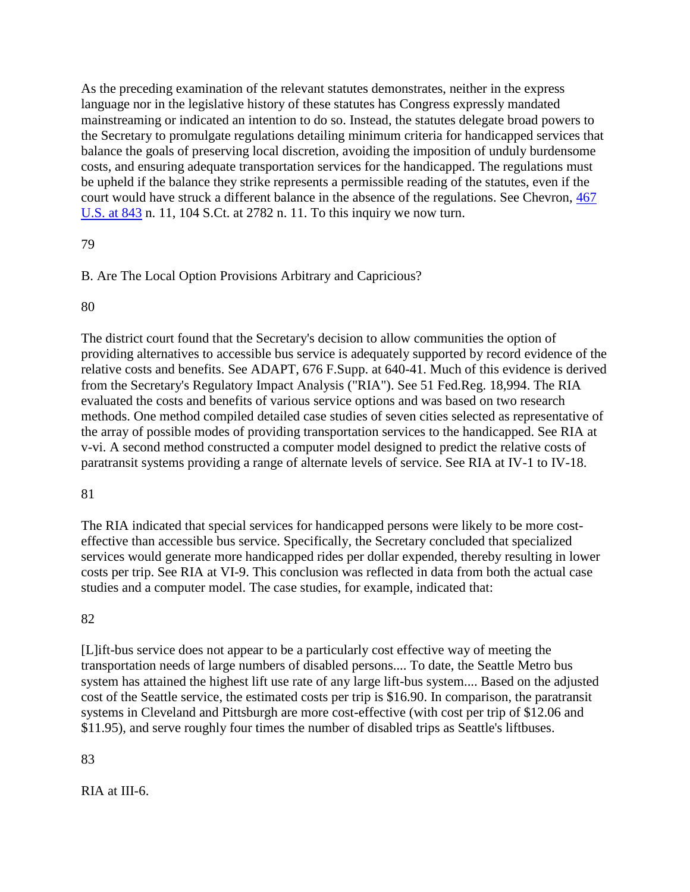As the preceding examination of the relevant statutes demonstrates, neither in the express language nor in the legislative history of these statutes has Congress expressly mandated mainstreaming or indicated an intention to do so. Instead, the statutes delegate broad powers to the Secretary to promulgate regulations detailing minimum criteria for handicapped services that balance the goals of preserving local discretion, avoiding the imposition of unduly burdensome costs, and ensuring adequate transportation services for the handicapped. The regulations must be upheld if the balance they strike represents a permissible reading of the statutes, even if the court would have struck a different balance in the absence of the regulations. See Chevron, 467 U.S. at 843 n. 11, 104 S.Ct. at 2782 n. 11. To this inquiry we now turn.

79

B. Are The Local Option Provisions Arbitrary and Capricious?

80

The district court found that the Secretary's decision to allow communities the option of providing alternatives to accessible bus service is adequately supported by record evidence of the relative costs and benefits. See ADAPT, 676 F.Supp. at 640-41. Much of this evidence is derived from the Secretary's Regulatory Impact Analysis ("RIA"). See 51 Fed.Reg. 18,994. The RIA evaluated the costs and benefits of various service options and was based on two research methods. One method compiled detailed case studies of seven cities selected as representative of the array of possible modes of providing transportation services to the handicapped. See RIA at v-vi. A second method constructed a computer model designed to predict the relative costs of paratransit systems providing a range of alternate levels of service. See RIA at IV-1 to IV-18.

81

The RIA indicated that special services for handicapped persons were likely to be more cost-effective than accessible bus service. Specifically, the Secretary concluded that specialized services would generate more handicapped rides per dollar expended, thereby resulting in lower costs per trip. See RIA at VI-9. This conclusion was reflected in data from both the actual case studies and a computer model. The case studies, for example, indicated that:

82

[L]ift-bus service does not appear to be a particularly cost effective way of meeting the transportation needs of large numbers of disabled persons.... To date, the Seattle Metro bus system has attained the highest lift use rate of any large lift-bus system.... Based on the adjusted cost of the Seattle service, the estimated costs per trip is $16.90. In comparison, the paratransit systems in Cleveland and Pittsburgh are more cost-effective (with cost per trip of $12.06 and $11.95), and serve roughly four times the number of disabled trips as Seattle's liftbuses.

83

RIA at III-6.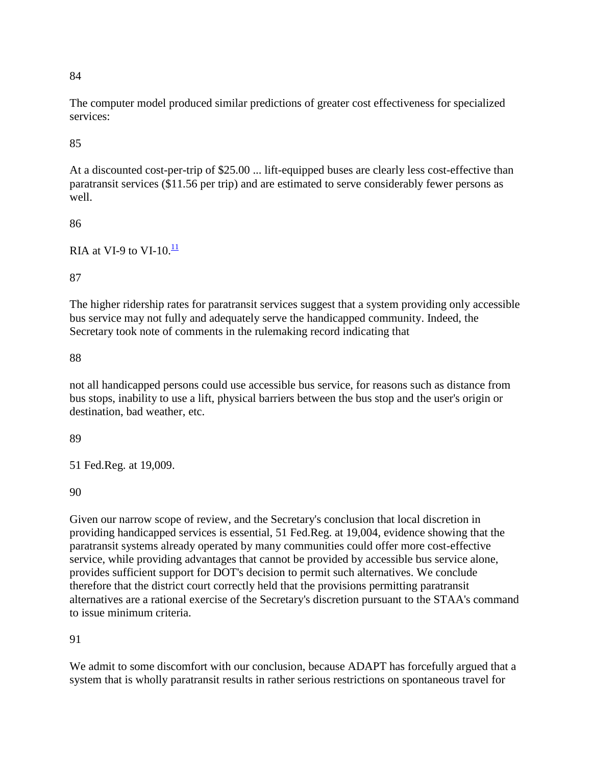84

The computer model produced similar predictions of greater cost effectiveness for specialized services:

85

At a discounted cost-per-trip of $25.00 ... lift-equipped buses are clearly less cost-effective than paratransit services ($11.56 per trip) and are estimated to serve considerably fewer persons as well.

86

RIA at VI-9 to VI-10.[11]

87

The higher ridership rates for paratransit services suggest that a system providing only accessible bus service may not fully and adequately serve the handicapped community. Indeed, the Secretary took note of comments in the rulemaking record indicating that

88

not all handicapped persons could use accessible bus service, for reasons such as distance from bus stops, inability to use a lift, physical barriers between the bus stop and the user's origin or destination, bad weather, etc.

89

51 Fed.Reg. at 19,009.

90

Given our narrow scope of review, and the Secretary's conclusion that local discretion in providing handicapped services is essential, 51 Fed.Reg. at 19,004, evidence showing that the paratransit systems already operated by many communities could offer more cost-effective service, while providing advantages that cannot be provided by accessible bus service alone, provides sufficient support for DOT's decision to permit such alternatives. We conclude therefore that the district court correctly held that the provisions permitting paratransit alternatives are a rational exercise of the Secretary's discretion pursuant to the STAA's command to issue minimum criteria.

91

We admit to some discomfort with our conclusion, because ADAPT has forcefully argued that a system that is wholly paratransit results in rather serious restrictions on spontaneous travel for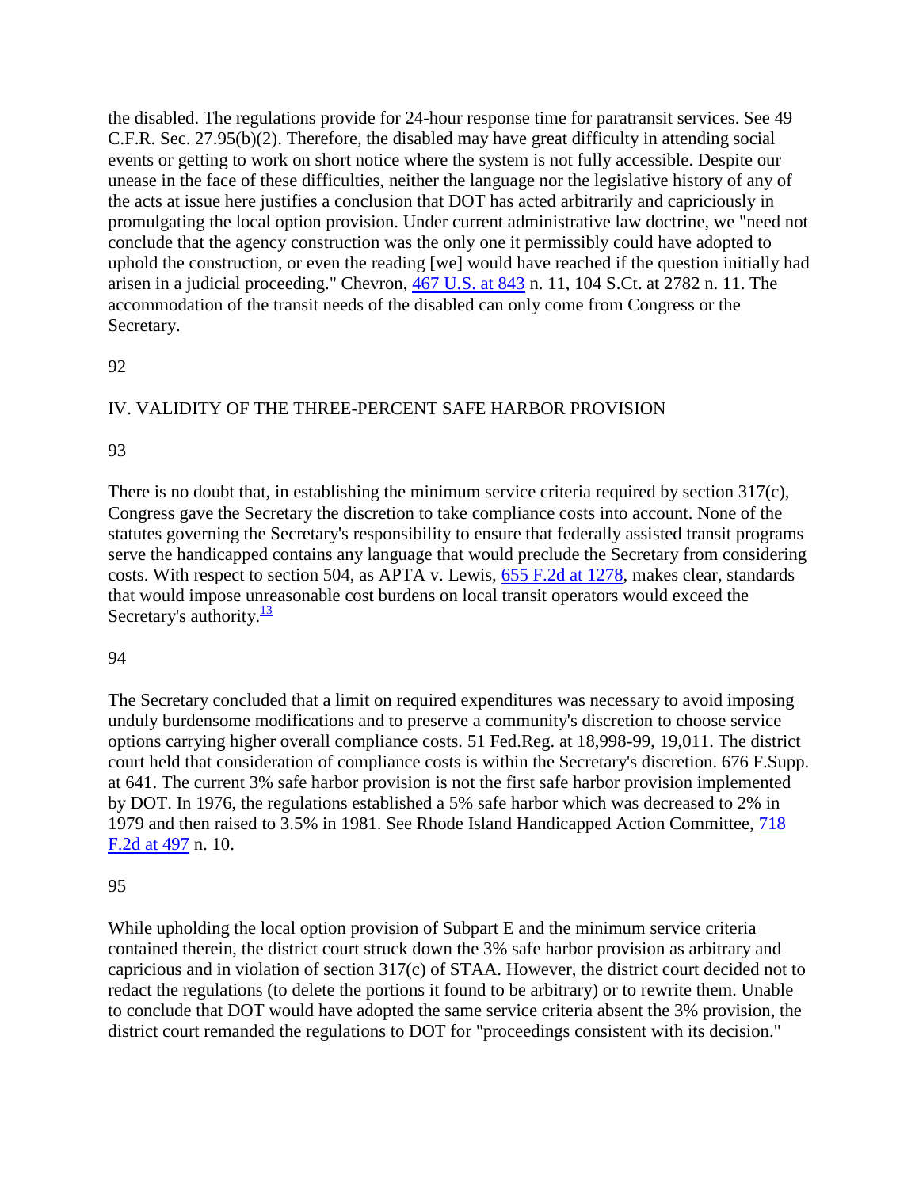the disabled. The regulations provide for 24-hour response time for paratransit services. See 49 C.F.R. Sec. 27.95(b)(2). Therefore, the disabled may have great difficulty in attending social events or getting to work on short notice where the system is not fully accessible. Despite our unease in the face of these difficulties, neither the language nor the legislative history of any of the acts at issue here justifies a conclusion that DOT has acted arbitrarily and capriciously in promulgating the local option provision. Under current administrative law doctrine, we "need not conclude that the agency construction was the only one it permissibly could have adopted to uphold the construction, or even the reading [we] would have reached if the question initially had arisen in a judicial proceeding." Chevron, 467 U.S. at 843 n. 11, 104 S.Ct. at 2782 n. 11. The accommodation of the transit needs of the disabled can only come from Congress or the Secretary.

92

## IV. VALIDITY OF THE THREE-PERCENT SAFE HARBOR PROVISION

93

There is no doubt that, in establishing the minimum service criteria required by section 317(c), Congress gave the Secretary the discretion to take compliance costs into account. None of the statutes governing the Secretary's responsibility to ensure that federally assisted transit programs serve the handicapped contains any language that would preclude the Secretary from considering costs. With respect to section 504, as APTA v. Lewis, 655 F.2d at 1278, makes clear, standards that would impose unreasonable cost burdens on local transit operators would exceed the Secretary's authority.[13]

94

The Secretary concluded that a limit on required expenditures was necessary to avoid imposing unduly burdensome modifications and to preserve a community's discretion to choose service options carrying higher overall compliance costs. 51 Fed.Reg. at 18,998-99, 19,011. The district court held that consideration of compliance costs is within the Secretary's discretion. 676 F.Supp. at 641. The current 3% safe harbor provision is not the first safe harbor provision implemented by DOT. In 1976, the regulations established a 5% safe harbor which was decreased to 2% in 1979 and then raised to 3.5% in 1981. See Rhode Island Handicapped Action Committee, 718 F.2d at 497 n. 10.

95

While upholding the local option provision of Subpart E and the minimum service criteria contained therein, the district court struck down the 3% safe harbor provision as arbitrary and capricious and in violation of section 317(c) of STAA. However, the district court decided not to redact the regulations (to delete the portions it found to be arbitrary) or to rewrite them. Unable to conclude that DOT would have adopted the same service criteria absent the 3% provision, the district court remanded the regulations to DOT for "proceedings consistent with its decision."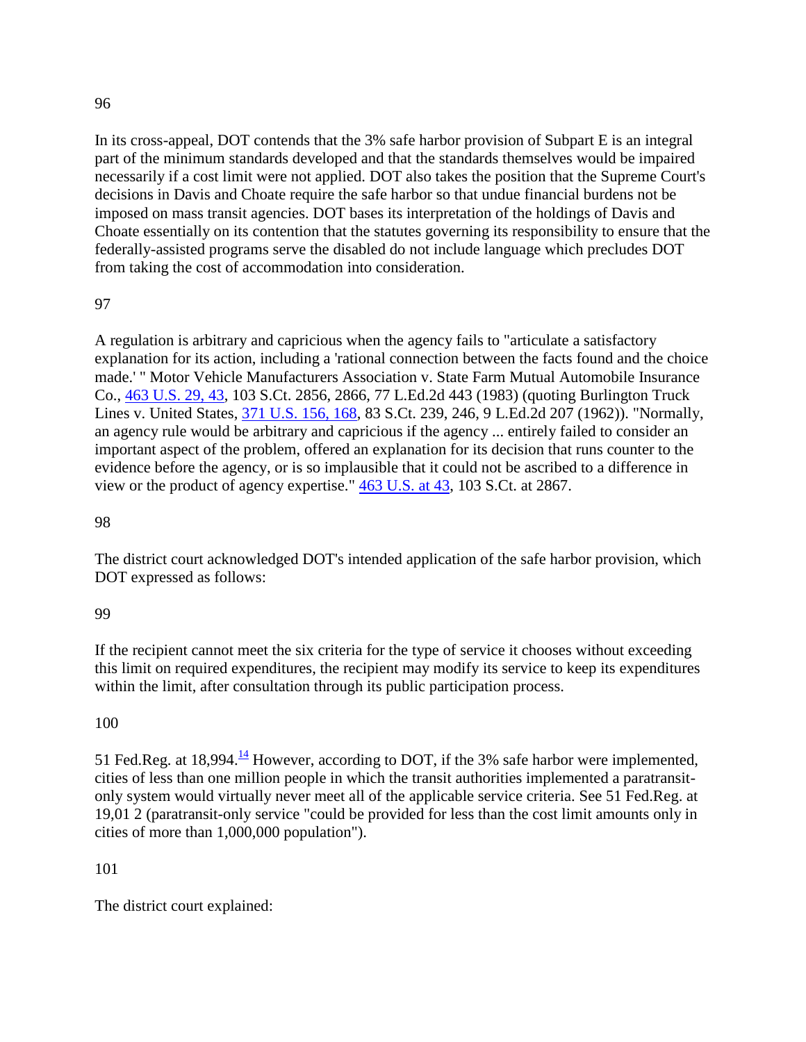96

In its cross-appeal, DOT contends that the 3% safe harbor provision of Subpart E is an integral part of the minimum standards developed and that the standards themselves would be impaired necessarily if a cost limit were not applied. DOT also takes the position that the Supreme Court's decisions in Davis and Choate require the safe harbor so that undue financial burdens not be imposed on mass transit agencies. DOT bases its interpretation of the holdings of Davis and Choate essentially on its contention that the statutes governing its responsibility to ensure that the federally-assisted programs serve the disabled do not include language which precludes DOT from taking the cost of accommodation into consideration.

97

A regulation is arbitrary and capricious when the agency fails to "articulate a satisfactory explanation for its action, including a 'rational connection between the facts found and the choice made.' " Motor Vehicle Manufacturers Association v. State Farm Mutual Automobile Insurance Co., 463 U.S. 29, 43, 103 S.Ct. 2856, 2866, 77 L.Ed.2d 443 (1983) (quoting Burlington Truck Lines v. United States, 371 U.S. 156, 168, 83 S.Ct. 239, 246, 9 L.Ed.2d 207 (1962)). "Normally, an agency rule would be arbitrary and capricious if the agency ... entirely failed to consider an important aspect of the problem, offered an explanation for its decision that runs counter to the evidence before the agency, or is so implausible that it could not be ascribed to a difference in view or the product of agency expertise." 463 U.S. at 43, 103 S.Ct. at 2867.

98

The district court acknowledged DOT's intended application of the safe harbor provision, which DOT expressed as follows:

99

If the recipient cannot meet the six criteria for the type of service it chooses without exceeding this limit on required expenditures, the recipient may modify its service to keep its expenditures within the limit, after consultation through its public participation process.

100

51 Fed.Reg. at 18,994.[14] However, according to DOT, if the 3% safe harbor were implemented, cities of less than one million people in which the transit authorities implemented a paratransit-only system would virtually never meet all of the applicable service criteria. See 51 Fed.Reg. at 19,01 2 (paratransit-only service "could be provided for less than the cost limit amounts only in cities of more than 1,000,000 population").

101

The district court explained: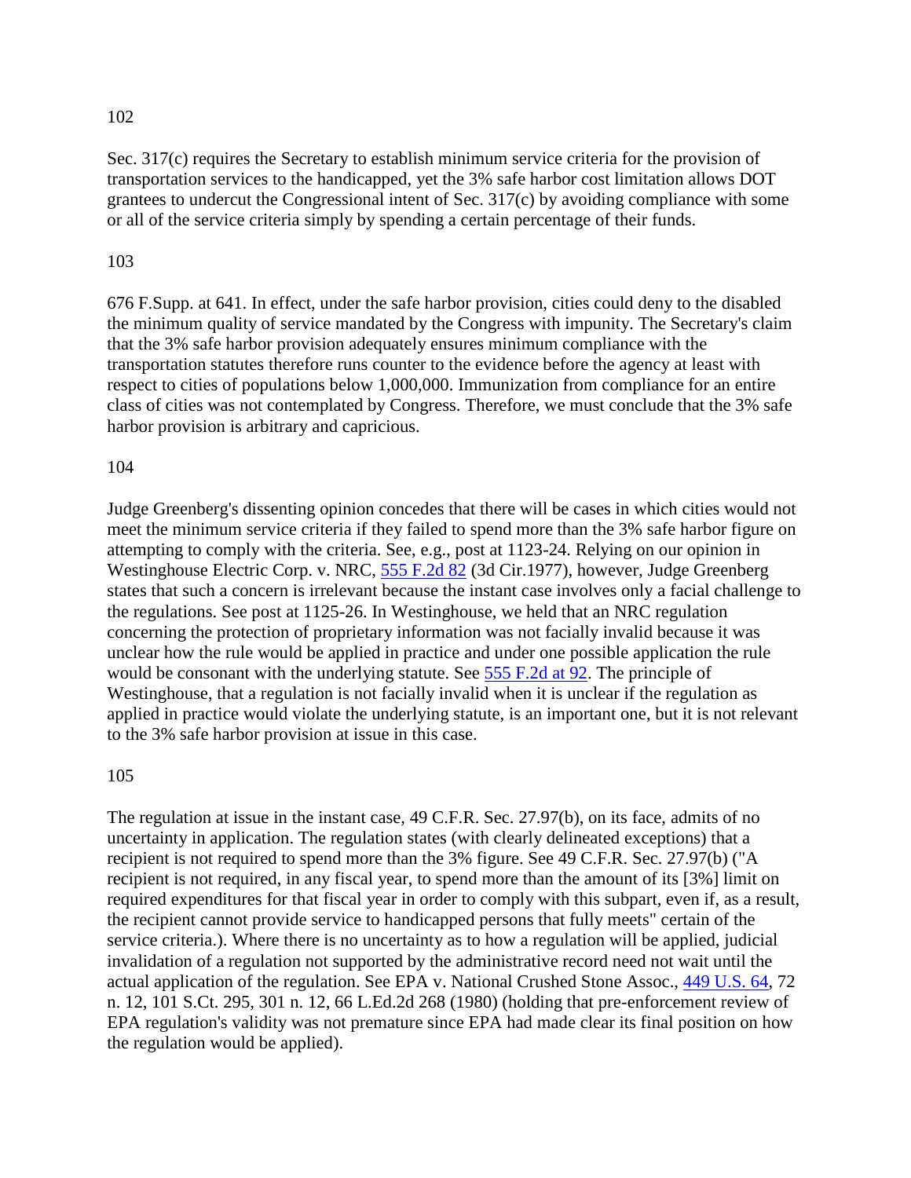102

Sec. 317(c) requires the Secretary to establish minimum service criteria for the provision of transportation services to the handicapped, yet the 3% safe harbor cost limitation allows DOT grantees to undercut the Congressional intent of Sec. 317(c) by avoiding compliance with some or all of the service criteria simply by spending a certain percentage of their funds.

103

676 F.Supp. at 641. In effect, under the safe harbor provision, cities could deny to the disabled the minimum quality of service mandated by the Congress with impunity. The Secretary's claim that the 3% safe harbor provision adequately ensures minimum compliance with the transportation statutes therefore runs counter to the evidence before the agency at least with respect to cities of populations below 1,000,000. Immunization from compliance for an entire class of cities was not contemplated by Congress. Therefore, we must conclude that the 3% safe harbor provision is arbitrary and capricious.

104

Judge Greenberg's dissenting opinion concedes that there will be cases in which cities would not meet the minimum service criteria if they failed to spend more than the 3% safe harbor figure on attempting to comply with the criteria. See, e.g., post at 1123-24. Relying on our opinion in Westinghouse Electric Corp. v. NRC, [555 F.2d 82] (3d Cir.1977), however, Judge Greenberg states that such a concern is irrelevant because the instant case involves only a facial challenge to the regulations. See post at 1125-26. In Westinghouse, we held that an NRC regulation concerning the protection of proprietary information was not facially invalid because it was unclear how the rule would be applied in practice and under one possible application the rule would be consonant with the underlying statute. See [555 F.2d at 92]. The principle of Westinghouse, that a regulation is not facially invalid when it is unclear if the regulation as applied in practice would violate the underlying statute, is an important one, but it is not relevant to the 3% safe harbor provision at issue in this case.

105

The regulation at issue in the instant case, 49 C.F.R. Sec. 27.97(b), on its face, admits of no uncertainty in application. The regulation states (with clearly delineated exceptions) that a recipient is not required to spend more than the 3% figure. See 49 C.F.R. Sec. 27.97(b) ("A recipient is not required, in any fiscal year, to spend more than the amount of its [3%] limit on required expenditures for that fiscal year in order to comply with this subpart, even if, as a result, the recipient cannot provide service to handicapped persons that fully meets" certain of the service criteria.). Where there is no uncertainty as to how a regulation will be applied, judicial invalidation of a regulation not supported by the administrative record need not wait until the actual application of the regulation. See EPA v. National Crushed Stone Assoc., [449 U.S. 64], 72 n. 12, 101 S.Ct. 295, 301 n. 12, 66 L.Ed.2d 268 (1980) (holding that pre-enforcement review of EPA regulation's validity was not premature since EPA had made clear its final position on how the regulation would be applied).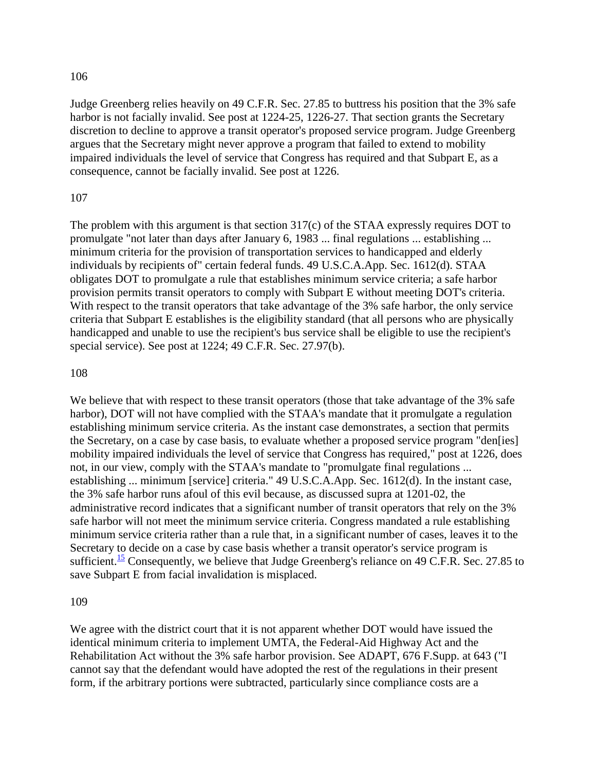106

Judge Greenberg relies heavily on 49 C.F.R. Sec. 27.85 to buttress his position that the 3% safe harbor is not facially invalid. See post at 1224-25, 1226-27. That section grants the Secretary discretion to decline to approve a transit operator's proposed service program. Judge Greenberg argues that the Secretary might never approve a program that failed to extend to mobility impaired individuals the level of service that Congress has required and that Subpart E, as a consequence, cannot be facially invalid. See post at 1226.

107

The problem with this argument is that section 317(c) of the STAA expressly requires DOT to promulgate "not later than days after January 6, 1983 ... final regulations ... establishing ... minimum criteria for the provision of transportation services to handicapped and elderly individuals by recipients of" certain federal funds. 49 U.S.C.A.App. Sec. 1612(d). STAA obligates DOT to promulgate a rule that establishes minimum service criteria; a safe harbor provision permits transit operators to comply with Subpart E without meeting DOT's criteria. With respect to the transit operators that take advantage of the 3% safe harbor, the only service criteria that Subpart E establishes is the eligibility standard (that all persons who are physically handicapped and unable to use the recipient's bus service shall be eligible to use the recipient's special service). See post at 1224; 49 C.F.R. Sec. 27.97(b).

108

We believe that with respect to these transit operators (those that take advantage of the 3% safe harbor), DOT will not have complied with the STAA's mandate that it promulgate a regulation establishing minimum service criteria. As the instant case demonstrates, a section that permits the Secretary, on a case by case basis, to evaluate whether a proposed service program "den[ies] mobility impaired individuals the level of service that Congress has required," post at 1226, does not, in our view, comply with the STAA's mandate to "promulgate final regulations ... establishing ... minimum [service] criteria." 49 U.S.C.A.App. Sec. 1612(d). In the instant case, the 3% safe harbor runs afoul of this evil because, as discussed supra at 1201-02, the administrative record indicates that a significant number of transit operators that rely on the 3% safe harbor will not meet the minimum service criteria. Congress mandated a rule establishing minimum service criteria rather than a rule that, in a significant number of cases, leaves it to the Secretary to decide on a case by case basis whether a transit operator's service program is sufficient.[15] Consequently, we believe that Judge Greenberg's reliance on 49 C.F.R. Sec. 27.85 to save Subpart E from facial invalidation is misplaced.

109

We agree with the district court that it is not apparent whether DOT would have issued the identical minimum criteria to implement UMTA, the Federal-Aid Highway Act and the Rehabilitation Act without the 3% safe harbor provision. See ADAPT, 676 F.Supp. at 643 ("I cannot say that the defendant would have adopted the rest of the regulations in their present form, if the arbitrary portions were subtracted, particularly since compliance costs are a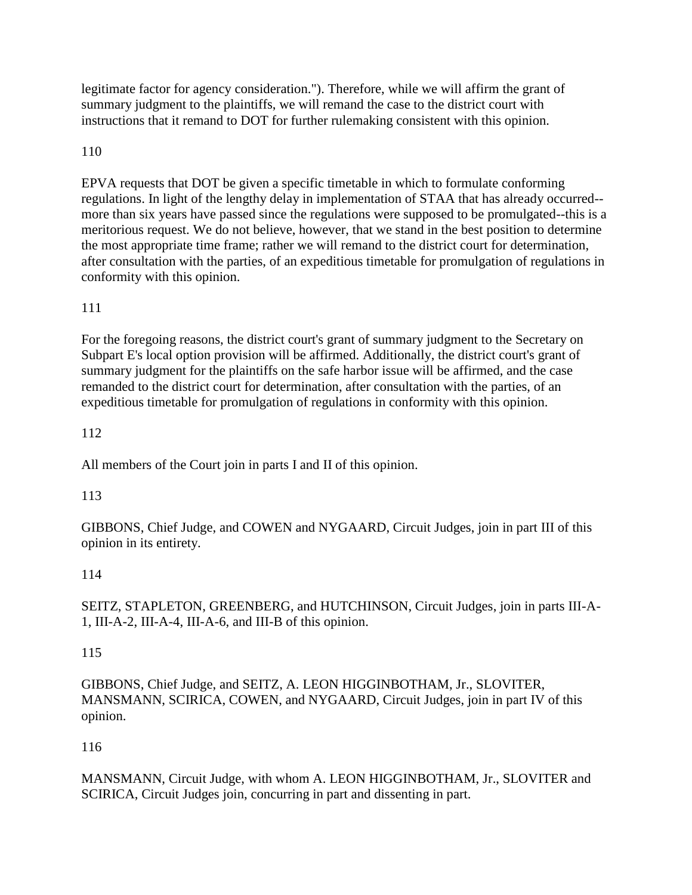legitimate factor for agency consideration."). Therefore, while we will affirm the grant of summary judgment to the plaintiffs, we will remand the case to the district court with instructions that it remand to DOT for further rulemaking consistent with this opinion.

110

EPVA requests that DOT be given a specific timetable in which to formulate conforming regulations. In light of the lengthy delay in implementation of STAA that has already occurred--more than six years have passed since the regulations were supposed to be promulgated--this is a meritorious request. We do not believe, however, that we stand in the best position to determine the most appropriate time frame; rather we will remand to the district court for determination, after consultation with the parties, of an expeditious timetable for promulgation of regulations in conformity with this opinion.

111

For the foregoing reasons, the district court's grant of summary judgment to the Secretary on Subpart E's local option provision will be affirmed. Additionally, the district court's grant of summary judgment for the plaintiffs on the safe harbor issue will be affirmed, and the case remanded to the district court for determination, after consultation with the parties, of an expeditious timetable for promulgation of regulations in conformity with this opinion.

112

All members of the Court join in parts I and II of this opinion.

113

GIBBONS, Chief Judge, and COWEN and NYGAARD, Circuit Judges, join in part III of this opinion in its entirety.

114

SEITZ, STAPLETON, GREENBERG, and HUTCHINSON, Circuit Judges, join in parts III-A-1, III-A-2, III-A-4, III-A-6, and III-B of this opinion.

115

GIBBONS, Chief Judge, and SEITZ, A. LEON HIGGINBOTHAM, Jr., SLOVITER, MANSMANN, SCIRICA, COWEN, and NYGAARD, Circuit Judges, join in part IV of this opinion.

116

MANSMANN, Circuit Judge, with whom A. LEON HIGGINBOTHAM, Jr., SLOVITER and SCIRICA, Circuit Judges join, concurring in part and dissenting in part.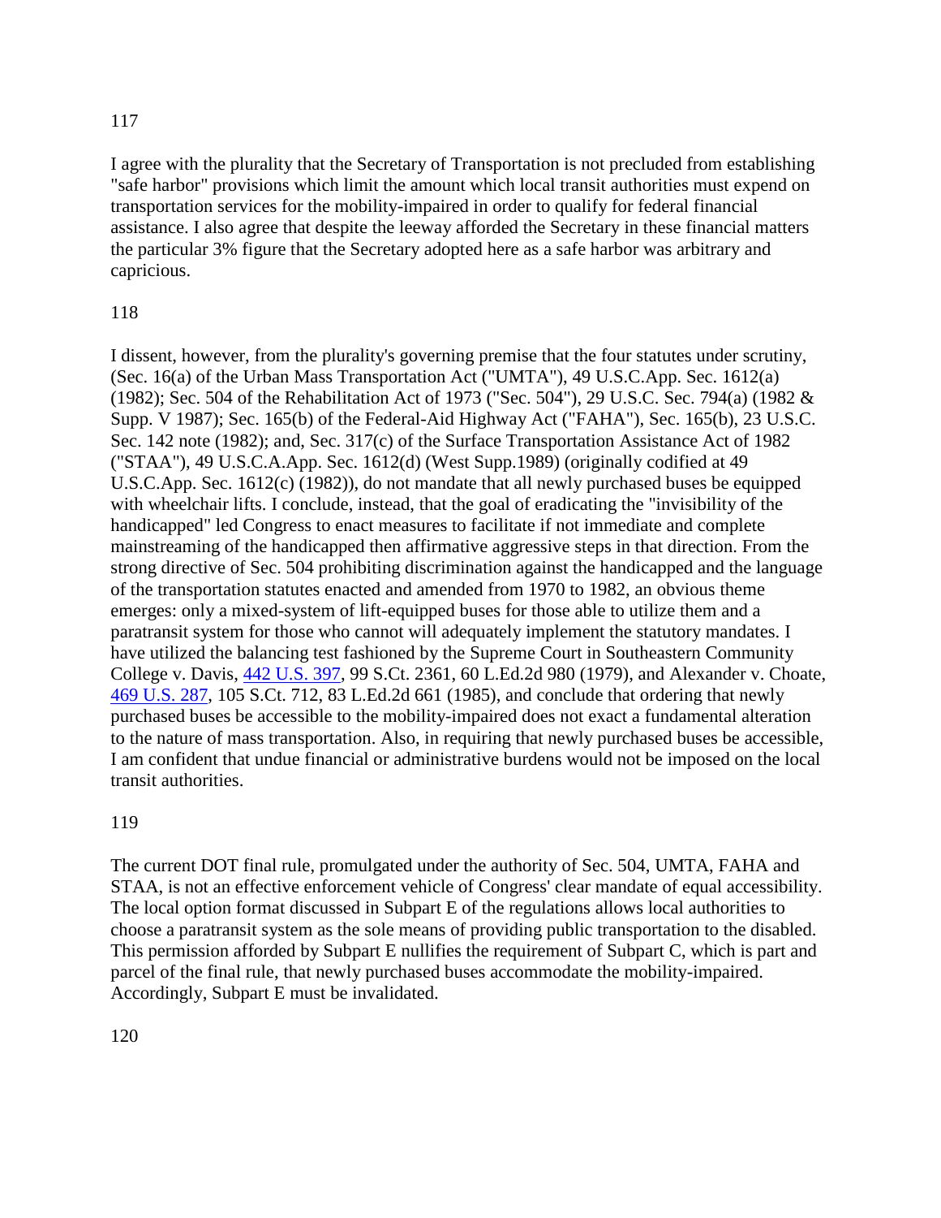117

I agree with the plurality that the Secretary of Transportation is not precluded from establishing "safe harbor" provisions which limit the amount which local transit authorities must expend on transportation services for the mobility-impaired in order to qualify for federal financial assistance. I also agree that despite the leeway afforded the Secretary in these financial matters the particular 3% figure that the Secretary adopted here as a safe harbor was arbitrary and capricious.

118

I dissent, however, from the plurality's governing premise that the four statutes under scrutiny, (Sec. 16(a) of the Urban Mass Transportation Act ("UMTA"), 49 U.S.C.App. Sec. 1612(a) (1982); Sec. 504 of the Rehabilitation Act of 1973 ("Sec. 504"), 29 U.S.C. Sec. 794(a) (1982 & Supp. V 1987); Sec. 165(b) of the Federal-Aid Highway Act ("FAHA"), Sec. 165(b), 23 U.S.C. Sec. 142 note (1982); and, Sec. 317(c) of the Surface Transportation Assistance Act of 1982 ("STAA"), 49 U.S.C.A.App. Sec. 1612(d) (West Supp.1989) (originally codified at 49 U.S.C.App. Sec. 1612(c) (1982)), do not mandate that all newly purchased buses be equipped with wheelchair lifts. I conclude, instead, that the goal of eradicating the "invisibility of the handicapped" led Congress to enact measures to facilitate if not immediate and complete mainstreaming of the handicapped then affirmative aggressive steps in that direction. From the strong directive of Sec. 504 prohibiting discrimination against the handicapped and the language of the transportation statutes enacted and amended from 1970 to 1982, an obvious theme emerges: only a mixed-system of lift-equipped buses for those able to utilize them and a paratransit system for those who cannot will adequately implement the statutory mandates. I have utilized the balancing test fashioned by the Supreme Court in Southeastern Community College v. Davis, 442 U.S. 397, 99 S.Ct. 2361, 60 L.Ed.2d 980 (1979), and Alexander v. Choate, 469 U.S. 287, 105 S.Ct. 712, 83 L.Ed.2d 661 (1985), and conclude that ordering that newly purchased buses be accessible to the mobility-impaired does not exact a fundamental alteration to the nature of mass transportation. Also, in requiring that newly purchased buses be accessible, I am confident that undue financial or administrative burdens would not be imposed on the local transit authorities.

119

The current DOT final rule, promulgated under the authority of Sec. 504, UMTA, FAHA and STAA, is not an effective enforcement vehicle of Congress' clear mandate of equal accessibility. The local option format discussed in Subpart E of the regulations allows local authorities to choose a paratransit system as the sole means of providing public transportation to the disabled. This permission afforded by Subpart E nullifies the requirement of Subpart C, which is part and parcel of the final rule, that newly purchased buses accommodate the mobility-impaired. Accordingly, Subpart E must be invalidated.

120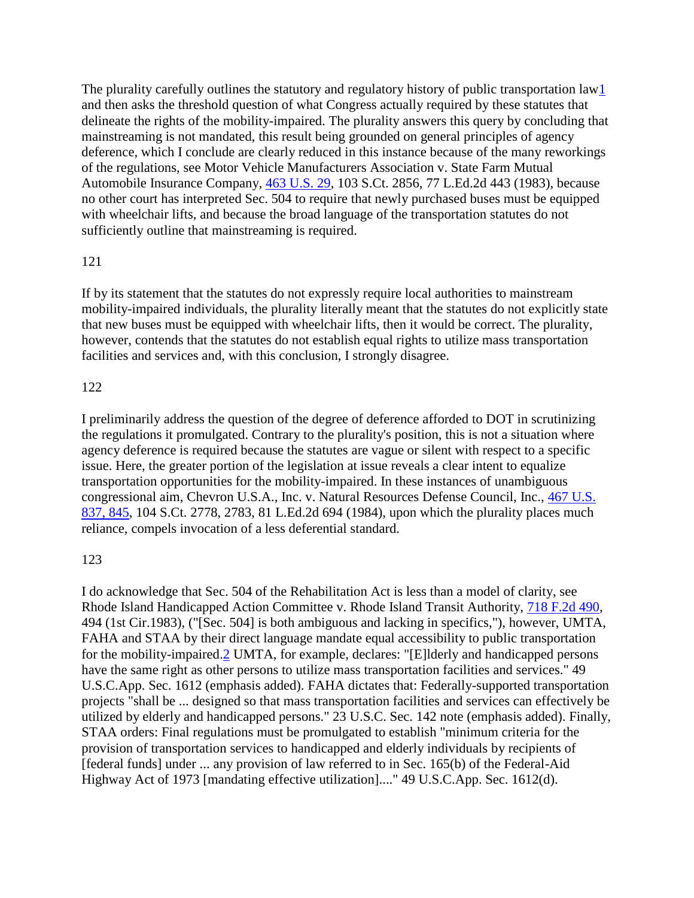The plurality carefully outlines the statutory and regulatory history of public transportation law[1] and then asks the threshold question of what Congress actually required by these statutes that delineate the rights of the mobility-impaired. The plurality answers this query by concluding that mainstreaming is not mandated, this result being grounded on general principles of agency deference, which I conclude are clearly reduced in this instance because of the many reworkings of the regulations, see Motor Vehicle Manufacturers Association v. State Farm Mutual Automobile Insurance Company, 463 U.S. 29, 103 S.Ct. 2856, 77 L.Ed.2d 443 (1983), because no other court has interpreted Sec. 504 to require that newly purchased buses must be equipped with wheelchair lifts, and because the broad language of the transportation statutes do not sufficiently outline that mainstreaming is required.

121

If by its statement that the statutes do not expressly require local authorities to mainstream mobility-impaired individuals, the plurality literally meant that the statutes do not explicitly state that new buses must be equipped with wheelchair lifts, then it would be correct. The plurality, however, contends that the statutes do not establish equal rights to utilize mass transportation facilities and services and, with this conclusion, I strongly disagree.

122

I preliminarily address the question of the degree of deference afforded to DOT in scrutinizing the regulations it promulgated. Contrary to the plurality's position, this is not a situation where agency deference is required because the statutes are vague or silent with respect to a specific issue. Here, the greater portion of the legislation at issue reveals a clear intent to equalize transportation opportunities for the mobility-impaired. In these instances of unambiguous congressional aim, Chevron U.S.A., Inc. v. Natural Resources Defense Council, Inc., 467 U.S. 837, 845, 104 S.Ct. 2778, 2783, 81 L.Ed.2d 694 (1984), upon which the plurality places much reliance, compels invocation of a less deferential standard.

123

I do acknowledge that Sec. 504 of the Rehabilitation Act is less than a model of clarity, see Rhode Island Handicapped Action Committee v. Rhode Island Transit Authority, 718 F.2d 490, 494 (1st Cir.1983), ("[Sec. 504] is both ambiguous and lacking in specifics,"), however, UMTA, FAHA and STAA by their direct language mandate equal accessibility to public transportation for the mobility-impaired.[2] UMTA, for example, declares: "[E]lderly and handicapped persons have the same right as other persons to utilize mass transportation facilities and services." 49 U.S.C.App. Sec. 1612 (emphasis added). FAHA dictates that: Federally-supported transportation projects "shall be ... designed so that mass transportation facilities and services can effectively be utilized by elderly and handicapped persons." 23 U.S.C. Sec. 142 note (emphasis added). Finally, STAA orders: Final regulations must be promulgated to establish "minimum criteria for the provision of transportation services to handicapped and elderly individuals by recipients of [federal funds] under ... any provision of law referred to in Sec. 165(b) of the Federal-Aid Highway Act of 1973 [mandating effective utilization]...." 49 U.S.C.App. Sec. 1612(d).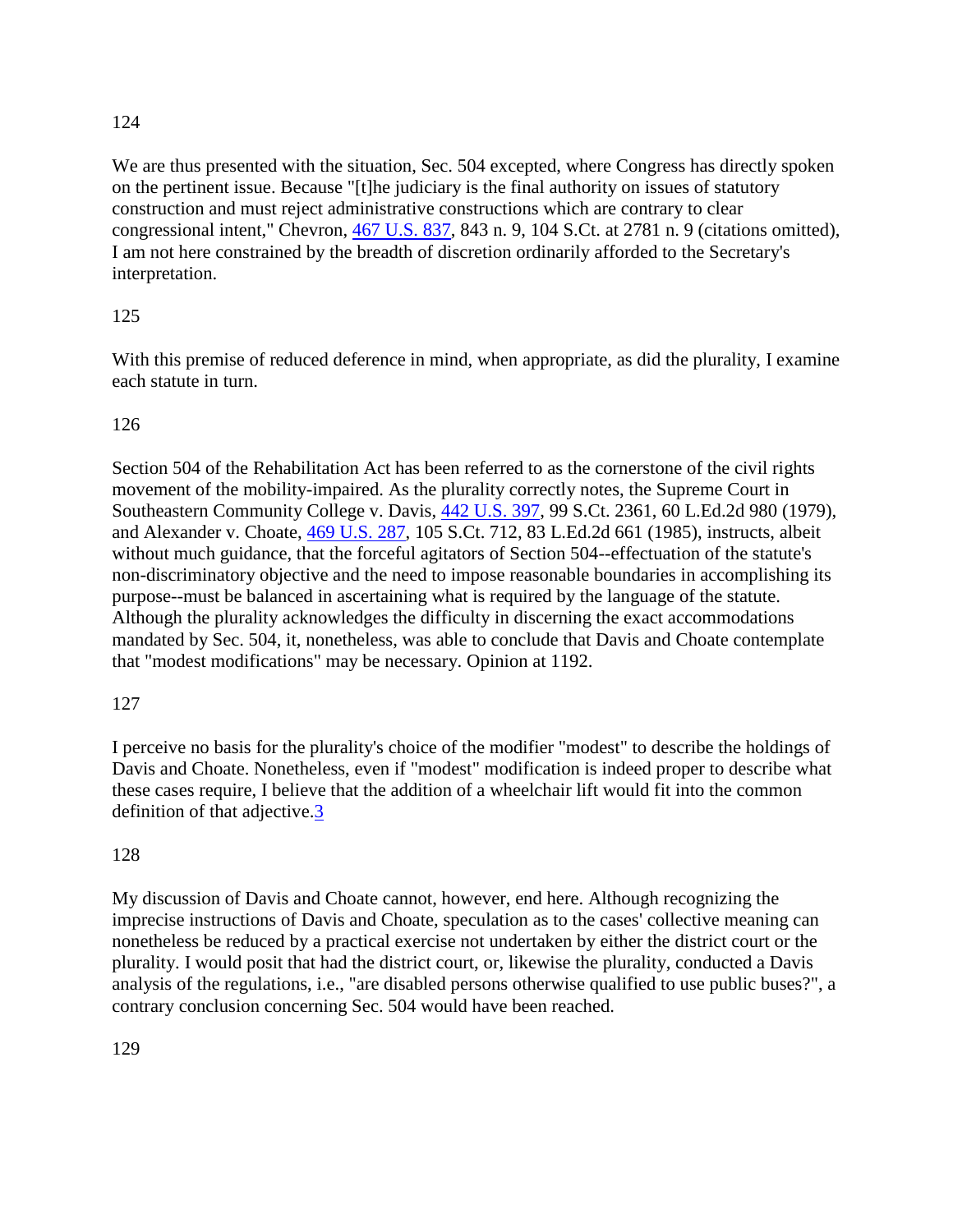124

We are thus presented with the situation, Sec. 504 excepted, where Congress has directly spoken on the pertinent issue. Because "[t]he judiciary is the final authority on issues of statutory construction and must reject administrative constructions which are contrary to clear congressional intent," Chevron, 467 U.S. 837, 843 n. 9, 104 S.Ct. at 2781 n. 9 (citations omitted), I am not here constrained by the breadth of discretion ordinarily afforded to the Secretary's interpretation.

125

With this premise of reduced deference in mind, when appropriate, as did the plurality, I examine each statute in turn.

126

Section 504 of the Rehabilitation Act has been referred to as the cornerstone of the civil rights movement of the mobility-impaired. As the plurality correctly notes, the Supreme Court in Southeastern Community College v. Davis, 442 U.S. 397, 99 S.Ct. 2361, 60 L.Ed.2d 980 (1979), and Alexander v. Choate, 469 U.S. 287, 105 S.Ct. 712, 83 L.Ed.2d 661 (1985), instructs, albeit without much guidance, that the forceful agitators of Section 504--effectuation of the statute's non-discriminatory objective and the need to impose reasonable boundaries in accomplishing its purpose--must be balanced in ascertaining what is required by the language of the statute. Although the plurality acknowledges the difficulty in discerning the exact accommodations mandated by Sec. 504, it, nonetheless, was able to conclude that Davis and Choate contemplate that "modest modifications" may be necessary. Opinion at 1192.

127

I perceive no basis for the plurality's choice of the modifier "modest" to describe the holdings of Davis and Choate. Nonetheless, even if "modest" modification is indeed proper to describe what these cases require, I believe that the addition of a wheelchair lift would fit into the common definition of that adjective.[3]

128

My discussion of Davis and Choate cannot, however, end here. Although recognizing the imprecise instructions of Davis and Choate, speculation as to the cases' collective meaning can nonetheless be reduced by a practical exercise not undertaken by either the district court or the plurality. I would posit that had the district court, or, likewise the plurality, conducted a Davis analysis of the regulations, i.e., "are disabled persons otherwise qualified to use public buses?", a contrary conclusion concerning Sec. 504 would have been reached.

129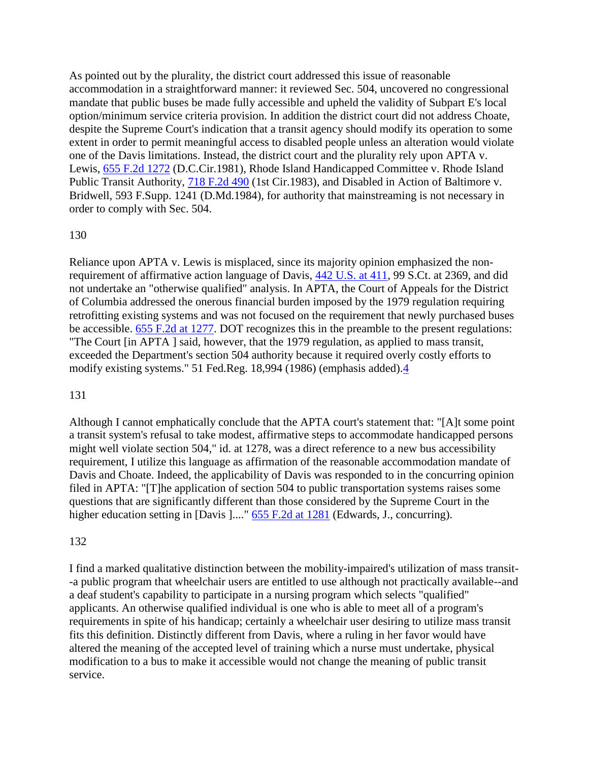As pointed out by the plurality, the district court addressed this issue of reasonable accommodation in a straightforward manner: it reviewed Sec. 504, uncovered no congressional mandate that public buses be made fully accessible and upheld the validity of Subpart E's local option/minimum service criteria provision. In addition the district court did not address Choate, despite the Supreme Court's indication that a transit agency should modify its operation to some extent in order to permit meaningful access to disabled people unless an alteration would violate one of the Davis limitations. Instead, the district court and the plurality rely upon APTA v. Lewis, 655 F.2d 1272 (D.C.Cir.1981), Rhode Island Handicapped Committee v. Rhode Island Public Transit Authority, 718 F.2d 490 (1st Cir.1983), and Disabled in Action of Baltimore v. Bridwell, 593 F.Supp. 1241 (D.Md.1984), for authority that mainstreaming is not necessary in order to comply with Sec. 504.

130

Reliance upon APTA v. Lewis is misplaced, since its majority opinion emphasized the non-requirement of affirmative action language of Davis, 442 U.S. at 411, 99 S.Ct. at 2369, and did not undertake an "otherwise qualified" analysis. In APTA, the Court of Appeals for the District of Columbia addressed the onerous financial burden imposed by the 1979 regulation requiring retrofitting existing systems and was not focused on the requirement that newly purchased buses be accessible. 655 F.2d at 1277. DOT recognizes this in the preamble to the present regulations: "The Court [in APTA ] said, however, that the 1979 regulation, as applied to mass transit, exceeded the Department's section 504 authority because it required overly costly efforts to modify existing systems." 51 Fed.Reg. 18,994 (1986) (emphasis added).4

131

Although I cannot emphatically conclude that the APTA court's statement that: "[A]t some point a transit system's refusal to take modest, affirmative steps to accommodate handicapped persons might well violate section 504," id. at 1278, was a direct reference to a new bus accessibility requirement, I utilize this language as affirmation of the reasonable accommodation mandate of Davis and Choate. Indeed, the applicability of Davis was responded to in the concurring opinion filed in APTA: "[T]he application of section 504 to public transportation systems raises some questions that are significantly different than those considered by the Supreme Court in the higher education setting in [Davis ]...." 655 F.2d at 1281 (Edwards, J., concurring).

132

I find a marked qualitative distinction between the mobility-impaired's utilization of mass transit--a public program that wheelchair users are entitled to use although not practically available--and a deaf student's capability to participate in a nursing program which selects "qualified" applicants. An otherwise qualified individual is one who is able to meet all of a program's requirements in spite of his handicap; certainly a wheelchair user desiring to utilize mass transit fits this definition. Distinctly different from Davis, where a ruling in her favor would have altered the meaning of the accepted level of training which a nurse must undertake, physical modification to a bus to make it accessible would not change the meaning of public transit service.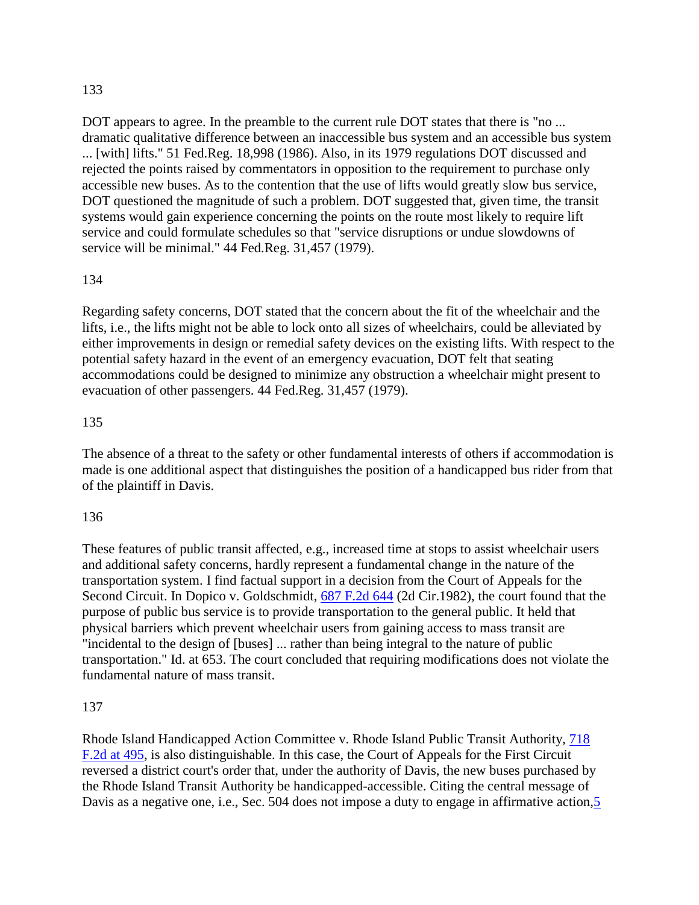133

DOT appears to agree. In the preamble to the current rule DOT states that there is "no ... dramatic qualitative difference between an inaccessible bus system and an accessible bus system ... [with] lifts." 51 Fed.Reg. 18,998 (1986). Also, in its 1979 regulations DOT discussed and rejected the points raised by commentators in opposition to the requirement to purchase only accessible new buses. As to the contention that the use of lifts would greatly slow bus service, DOT questioned the magnitude of such a problem. DOT suggested that, given time, the transit systems would gain experience concerning the points on the route most likely to require lift service and could formulate schedules so that "service disruptions or undue slowdowns of service will be minimal." 44 Fed.Reg. 31,457 (1979).

134

Regarding safety concerns, DOT stated that the concern about the fit of the wheelchair and the lifts, i.e., the lifts might not be able to lock onto all sizes of wheelchairs, could be alleviated by either improvements in design or remedial safety devices on the existing lifts. With respect to the potential safety hazard in the event of an emergency evacuation, DOT felt that seating accommodations could be designed to minimize any obstruction a wheelchair might present to evacuation of other passengers. 44 Fed.Reg. 31,457 (1979).

135

The absence of a threat to the safety or other fundamental interests of others if accommodation is made is one additional aspect that distinguishes the position of a handicapped bus rider from that of the plaintiff in Davis.

136

These features of public transit affected, e.g., increased time at stops to assist wheelchair users and additional safety concerns, hardly represent a fundamental change in the nature of the transportation system. I find factual support in a decision from the Court of Appeals for the Second Circuit. In Dopico v. Goldschmidt, 687 F.2d 644 (2d Cir.1982), the court found that the purpose of public bus service is to provide transportation to the general public. It held that physical barriers which prevent wheelchair users from gaining access to mass transit are "incidental to the design of [buses] ... rather than being integral to the nature of public transportation." Id. at 653. The court concluded that requiring modifications does not violate the fundamental nature of mass transit.

137

Rhode Island Handicapped Action Committee v. Rhode Island Public Transit Authority, 718 F.2d at 495, is also distinguishable. In this case, the Court of Appeals for the First Circuit reversed a district court's order that, under the authority of Davis, the new buses purchased by the Rhode Island Transit Authority be handicapped-accessible. Citing the central message of Davis as a negative one, i.e., Sec. 504 does not impose a duty to engage in affirmative action,5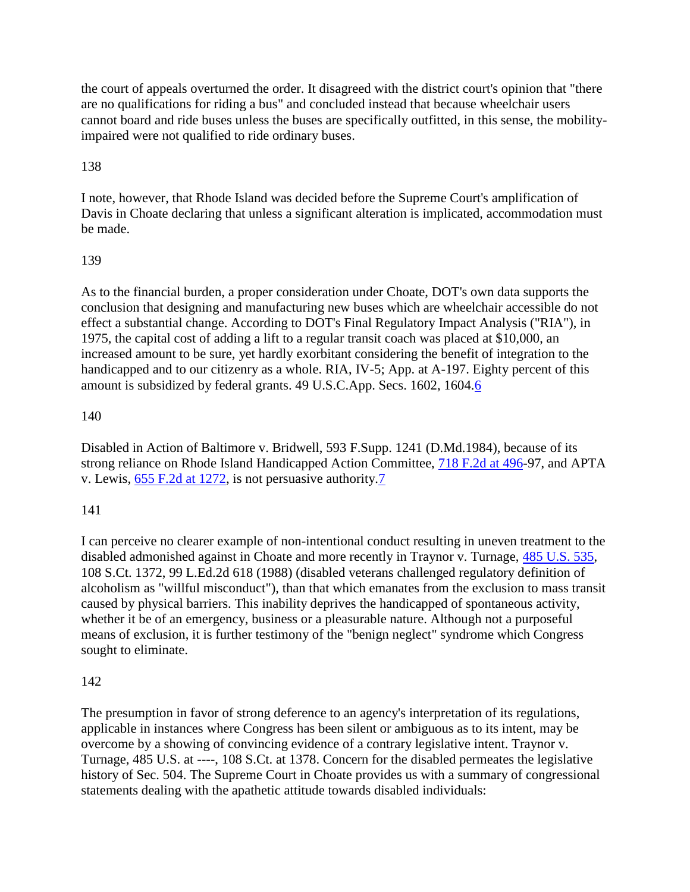the court of appeals overturned the order. It disagreed with the district court's opinion that "there are no qualifications for riding a bus" and concluded instead that because wheelchair users cannot board and ride buses unless the buses are specifically outfitted, in this sense, the mobility-impaired were not qualified to ride ordinary buses.

138

I note, however, that Rhode Island was decided before the Supreme Court's amplification of Davis in Choate declaring that unless a significant alteration is implicated, accommodation must be made.

139

As to the financial burden, a proper consideration under Choate, DOT's own data supports the conclusion that designing and manufacturing new buses which are wheelchair accessible do not effect a substantial change. According to DOT's Final Regulatory Impact Analysis ("RIA"), in 1975, the capital cost of adding a lift to a regular transit coach was placed at $10,000, an increased amount to be sure, yet hardly exorbitant considering the benefit of integration to the handicapped and to our citizenry as a whole. RIA, IV-5; App. at A-197. Eighty percent of this amount is subsidized by federal grants. 49 U.S.C.App. Secs. 1602, 1604.[6]

140

Disabled in Action of Baltimore v. Bridwell, 593 F.Supp. 1241 (D.Md.1984), because of its strong reliance on Rhode Island Handicapped Action Committee, 718 F.2d at 496-97, and APTA v. Lewis, 655 F.2d at 1272, is not persuasive authority.[7]

141

I can perceive no clearer example of non-intentional conduct resulting in uneven treatment to the disabled admonished against in Choate and more recently in Traynor v. Turnage, 485 U.S. 535, 108 S.Ct. 1372, 99 L.Ed.2d 618 (1988) (disabled veterans challenged regulatory definition of alcoholism as "willful misconduct"), than that which emanates from the exclusion to mass transit caused by physical barriers. This inability deprives the handicapped of spontaneous activity, whether it be of an emergency, business or a pleasurable nature. Although not a purposeful means of exclusion, it is further testimony of the "benign neglect" syndrome which Congress sought to eliminate.

142

The presumption in favor of strong deference to an agency's interpretation of its regulations, applicable in instances where Congress has been silent or ambiguous as to its intent, may be overcome by a showing of convincing evidence of a contrary legislative intent. Traynor v. Turnage, 485 U.S. at ----, 108 S.Ct. at 1378. Concern for the disabled permeates the legislative history of Sec. 504. The Supreme Court in Choate provides us with a summary of congressional statements dealing with the apathetic attitude towards disabled individuals: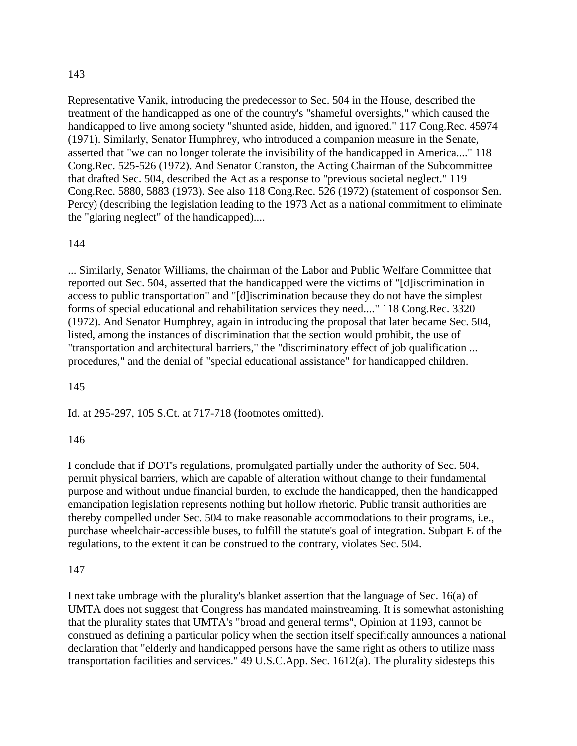143

Representative Vanik, introducing the predecessor to Sec. 504 in the House, described the treatment of the handicapped as one of the country's "shameful oversights," which caused the handicapped to live among society "shunted aside, hidden, and ignored." 117 Cong.Rec. 45974 (1971). Similarly, Senator Humphrey, who introduced a companion measure in the Senate, asserted that "we can no longer tolerate the invisibility of the handicapped in America...." 118 Cong.Rec. 525-526 (1972). And Senator Cranston, the Acting Chairman of the Subcommittee that drafted Sec. 504, described the Act as a response to "previous societal neglect." 119 Cong.Rec. 5880, 5883 (1973). See also 118 Cong.Rec. 526 (1972) (statement of cosponsor Sen. Percy) (describing the legislation leading to the 1973 Act as a national commitment to eliminate the "glaring neglect" of the handicapped)....

144

... Similarly, Senator Williams, the chairman of the Labor and Public Welfare Committee that reported out Sec. 504, asserted that the handicapped were the victims of "[d]iscrimination in access to public transportation" and "[d]iscrimination because they do not have the simplest forms of special educational and rehabilitation services they need...." 118 Cong.Rec. 3320 (1972). And Senator Humphrey, again in introducing the proposal that later became Sec. 504, listed, among the instances of discrimination that the section would prohibit, the use of "transportation and architectural barriers," the "discriminatory effect of job qualification ... procedures," and the denial of "special educational assistance" for handicapped children.

145

Id. at 295-297, 105 S.Ct. at 717-718 (footnotes omitted).

146

I conclude that if DOT's regulations, promulgated partially under the authority of Sec. 504, permit physical barriers, which are capable of alteration without change to their fundamental purpose and without undue financial burden, to exclude the handicapped, then the handicapped emancipation legislation represents nothing but hollow rhetoric. Public transit authorities are thereby compelled under Sec. 504 to make reasonable accommodations to their programs, i.e., purchase wheelchair-accessible buses, to fulfill the statute's goal of integration. Subpart E of the regulations, to the extent it can be construed to the contrary, violates Sec. 504.

147

I next take umbrage with the plurality's blanket assertion that the language of Sec. 16(a) of UMTA does not suggest that Congress has mandated mainstreaming. It is somewhat astonishing that the plurality states that UMTA's "broad and general terms", Opinion at 1193, cannot be construed as defining a particular policy when the section itself specifically announces a national declaration that "elderly and handicapped persons have the same right as others to utilize mass transportation facilities and services." 49 U.S.C.App. Sec. 1612(a). The plurality sidesteps this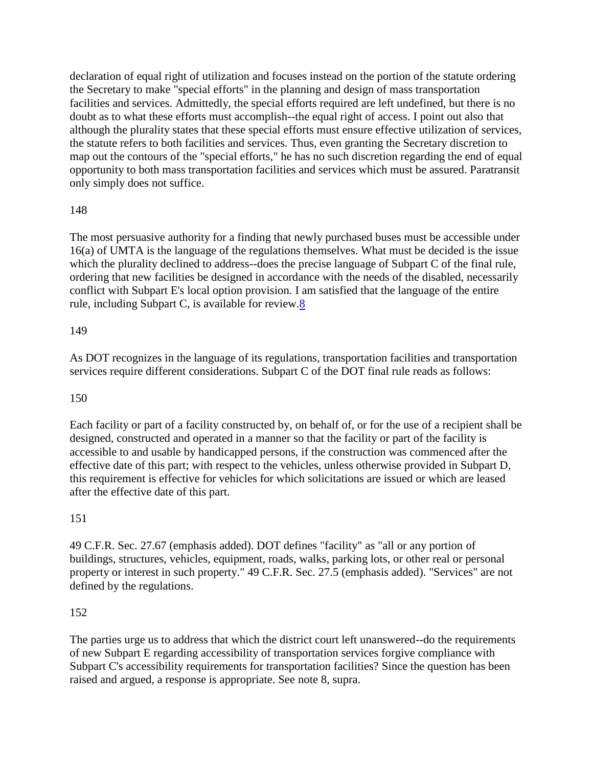declaration of equal right of utilization and focuses instead on the portion of the statute ordering the Secretary to make "special efforts" in the planning and design of mass transportation facilities and services. Admittedly, the special efforts required are left undefined, but there is no doubt as to what these efforts must accomplish--the equal right of access. I point out also that although the plurality states that these special efforts must ensure effective utilization of services, the statute refers to both facilities and services. Thus, even granting the Secretary discretion to map out the contours of the "special efforts," he has no such discretion regarding the end of equal opportunity to both mass transportation facilities and services which must be assured. Paratransit only simply does not suffice.

148

The most persuasive authority for a finding that newly purchased buses must be accessible under 16(a) of UMTA is the language of the regulations themselves. What must be decided is the issue which the plurality declined to address--does the precise language of Subpart C of the final rule, ordering that new facilities be designed in accordance with the needs of the disabled, necessarily conflict with Subpart E's local option provision. I am satisfied that the language of the entire rule, including Subpart C, is available for review.8

149

As DOT recognizes in the language of its regulations, transportation facilities and transportation services require different considerations. Subpart C of the DOT final rule reads as follows:

150

Each facility or part of a facility constructed by, on behalf of, or for the use of a recipient shall be designed, constructed and operated in a manner so that the facility or part of the facility is accessible to and usable by handicapped persons, if the construction was commenced after the effective date of this part; with respect to the vehicles, unless otherwise provided in Subpart D, this requirement is effective for vehicles for which solicitations are issued or which are leased after the effective date of this part.

151

49 C.F.R. Sec. 27.67 (emphasis added). DOT defines "facility" as "all or any portion of buildings, structures, vehicles, equipment, roads, walks, parking lots, or other real or personal property or interest in such property." 49 C.F.R. Sec. 27.5 (emphasis added). "Services" are not defined by the regulations.

152

The parties urge us to address that which the district court left unanswered--do the requirements of new Subpart E regarding accessibility of transportation services forgive compliance with Subpart C's accessibility requirements for transportation facilities? Since the question has been raised and argued, a response is appropriate. See note 8, supra.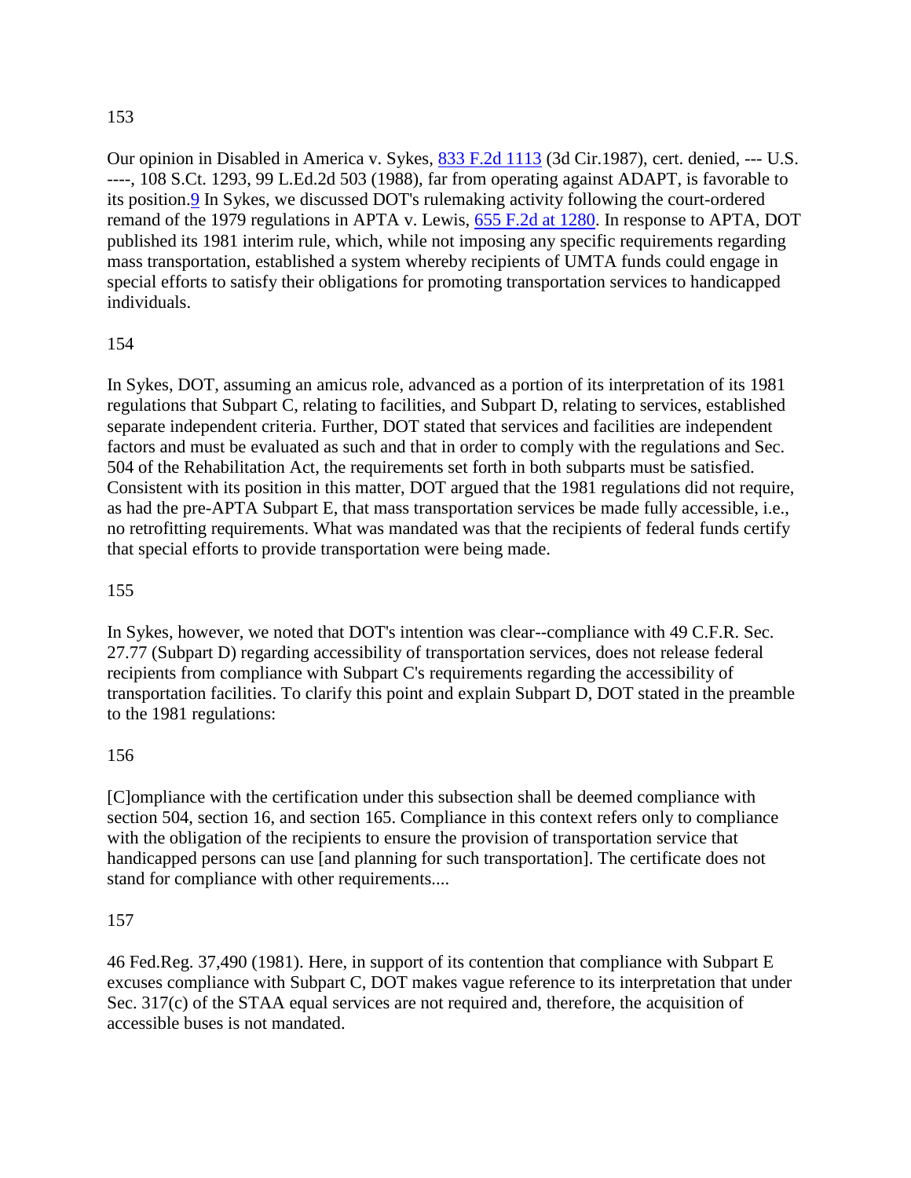153

Our opinion in Disabled in America v. Sykes, 833 F.2d 1113 (3d Cir.1987), cert. denied, --- U.S. ----, 108 S.Ct. 1293, 99 L.Ed.2d 503 (1988), far from operating against ADAPT, is favorable to its position.9 In Sykes, we discussed DOT's rulemaking activity following the court-ordered remand of the 1979 regulations in APTA v. Lewis, 655 F.2d at 1280. In response to APTA, DOT published its 1981 interim rule, which, while not imposing any specific requirements regarding mass transportation, established a system whereby recipients of UMTA funds could engage in special efforts to satisfy their obligations for promoting transportation services to handicapped individuals.

154

In Sykes, DOT, assuming an amicus role, advanced as a portion of its interpretation of its 1981 regulations that Subpart C, relating to facilities, and Subpart D, relating to services, established separate independent criteria. Further, DOT stated that services and facilities are independent factors and must be evaluated as such and that in order to comply with the regulations and Sec. 504 of the Rehabilitation Act, the requirements set forth in both subparts must be satisfied. Consistent with its position in this matter, DOT argued that the 1981 regulations did not require, as had the pre-APTA Subpart E, that mass transportation services be made fully accessible, i.e., no retrofitting requirements. What was mandated was that the recipients of federal funds certify that special efforts to provide transportation were being made.

155

In Sykes, however, we noted that DOT's intention was clear--compliance with 49 C.F.R. Sec. 27.77 (Subpart D) regarding accessibility of transportation services, does not release federal recipients from compliance with Subpart C's requirements regarding the accessibility of transportation facilities. To clarify this point and explain Subpart D, DOT stated in the preamble to the 1981 regulations:

156

[C]ompliance with the certification under this subsection shall be deemed compliance with section 504, section 16, and section 165. Compliance in this context refers only to compliance with the obligation of the recipients to ensure the provision of transportation service that handicapped persons can use [and planning for such transportation]. The certificate does not stand for compliance with other requirements....

157

46 Fed.Reg. 37,490 (1981). Here, in support of its contention that compliance with Subpart E excuses compliance with Subpart C, DOT makes vague reference to its interpretation that under Sec. 317(c) of the STAA equal services are not required and, therefore, the acquisition of accessible buses is not mandated.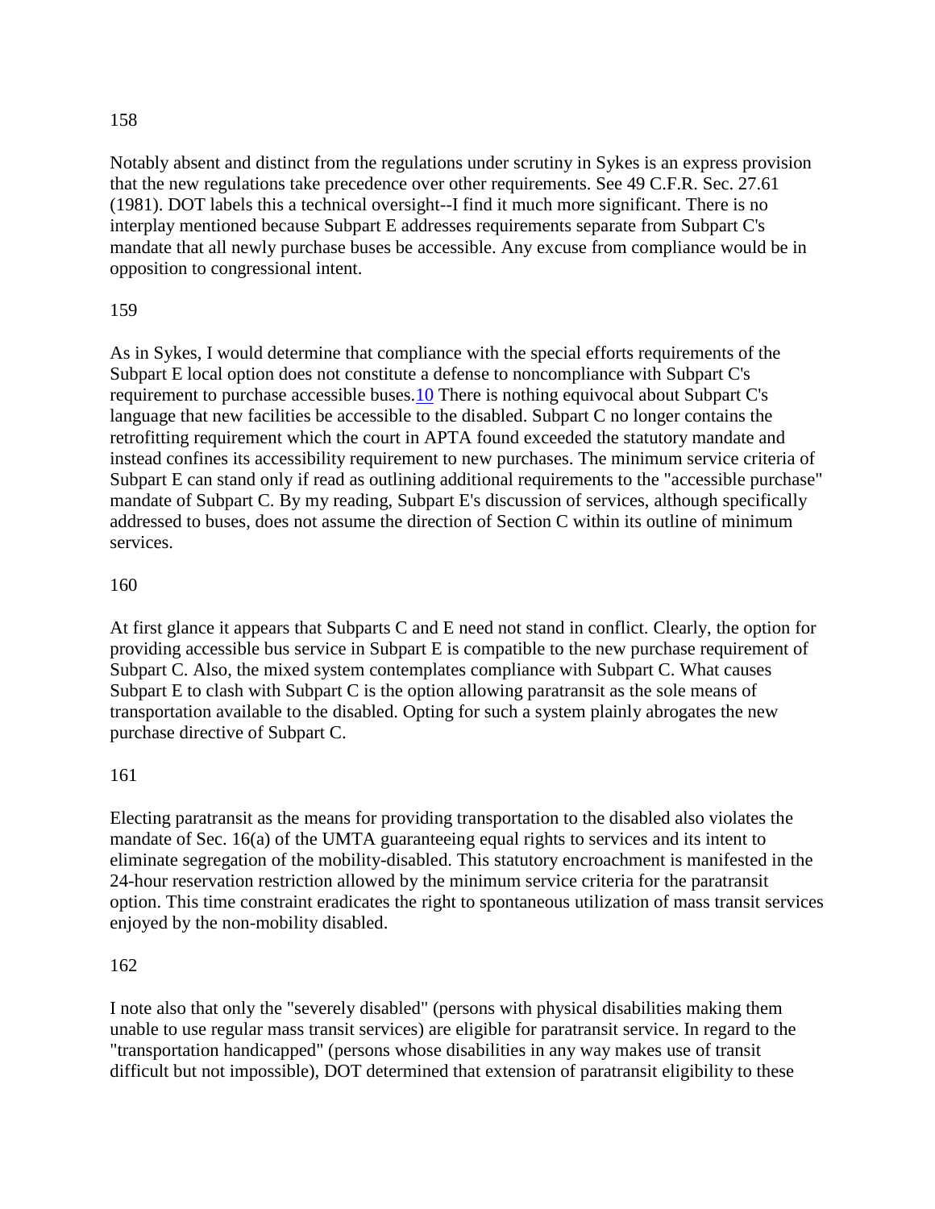158

Notably absent and distinct from the regulations under scrutiny in Sykes is an express provision that the new regulations take precedence over other requirements. See 49 C.F.R. Sec. 27.61 (1981). DOT labels this a technical oversight--I find it much more significant. There is no interplay mentioned because Subpart E addresses requirements separate from Subpart C's mandate that all newly purchase buses be accessible. Any excuse from compliance would be in opposition to congressional intent.

159

As in Sykes, I would determine that compliance with the special efforts requirements of the Subpart E local option does not constitute a defense to noncompliance with Subpart C's requirement to purchase accessible buses.[10] There is nothing equivocal about Subpart C's language that new facilities be accessible to the disabled. Subpart C no longer contains the retrofitting requirement which the court in APTA found exceeded the statutory mandate and instead confines its accessibility requirement to new purchases. The minimum service criteria of Subpart E can stand only if read as outlining additional requirements to the "accessible purchase" mandate of Subpart C. By my reading, Subpart E's discussion of services, although specifically addressed to buses, does not assume the direction of Section C within its outline of minimum services.

160

At first glance it appears that Subparts C and E need not stand in conflict. Clearly, the option for providing accessible bus service in Subpart E is compatible to the new purchase requirement of Subpart C. Also, the mixed system contemplates compliance with Subpart C. What causes Subpart E to clash with Subpart C is the option allowing paratransit as the sole means of transportation available to the disabled. Opting for such a system plainly abrogates the new purchase directive of Subpart C.

161

Electing paratransit as the means for providing transportation to the disabled also violates the mandate of Sec. 16(a) of the UMTA guaranteeing equal rights to services and its intent to eliminate segregation of the mobility-disabled. This statutory encroachment is manifested in the 24-hour reservation restriction allowed by the minimum service criteria for the paratransit option. This time constraint eradicates the right to spontaneous utilization of mass transit services enjoyed by the non-mobility disabled.

162

I note also that only the "severely disabled" (persons with physical disabilities making them unable to use regular mass transit services) are eligible for paratransit service. In regard to the "transportation handicapped" (persons whose disabilities in any way makes use of transit difficult but not impossible), DOT determined that extension of paratransit eligibility to these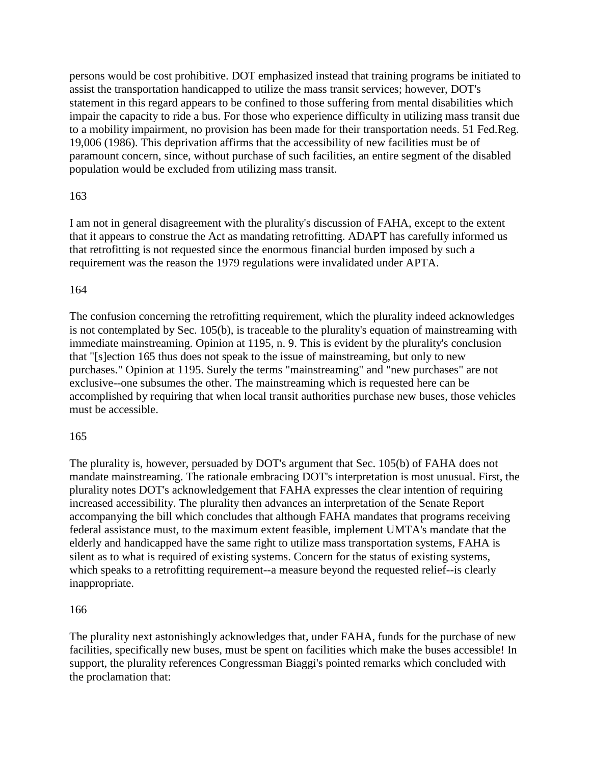persons would be cost prohibitive. DOT emphasized instead that training programs be initiated to assist the transportation handicapped to utilize the mass transit services; however, DOT's statement in this regard appears to be confined to those suffering from mental disabilities which impair the capacity to ride a bus. For those who experience difficulty in utilizing mass transit due to a mobility impairment, no provision has been made for their transportation needs. 51 Fed.Reg. 19,006 (1986). This deprivation affirms that the accessibility of new facilities must be of paramount concern, since, without purchase of such facilities, an entire segment of the disabled population would be excluded from utilizing mass transit.

163

I am not in general disagreement with the plurality's discussion of FAHA, except to the extent that it appears to construe the Act as mandating retrofitting. ADAPT has carefully informed us that retrofitting is not requested since the enormous financial burden imposed by such a requirement was the reason the 1979 regulations were invalidated under APTA.

164

The confusion concerning the retrofitting requirement, which the plurality indeed acknowledges is not contemplated by Sec. 105(b), is traceable to the plurality's equation of mainstreaming with immediate mainstreaming. Opinion at 1195, n. 9. This is evident by the plurality's conclusion that "[s]ection 165 thus does not speak to the issue of mainstreaming, but only to new purchases." Opinion at 1195. Surely the terms "mainstreaming" and "new purchases" are not exclusive--one subsumes the other. The mainstreaming which is requested here can be accomplished by requiring that when local transit authorities purchase new buses, those vehicles must be accessible.

165

The plurality is, however, persuaded by DOT's argument that Sec. 105(b) of FAHA does not mandate mainstreaming. The rationale embracing DOT's interpretation is most unusual. First, the plurality notes DOT's acknowledgement that FAHA expresses the clear intention of requiring increased accessibility. The plurality then advances an interpretation of the Senate Report accompanying the bill which concludes that although FAHA mandates that programs receiving federal assistance must, to the maximum extent feasible, implement UMTA's mandate that the elderly and handicapped have the same right to utilize mass transportation systems, FAHA is silent as to what is required of existing systems. Concern for the status of existing systems, which speaks to a retrofitting requirement--a measure beyond the requested relief--is clearly inappropriate.

166

The plurality next astonishingly acknowledges that, under FAHA, funds for the purchase of new facilities, specifically new buses, must be spent on facilities which make the buses accessible! In support, the plurality references Congressman Biaggi's pointed remarks which concluded with the proclamation that: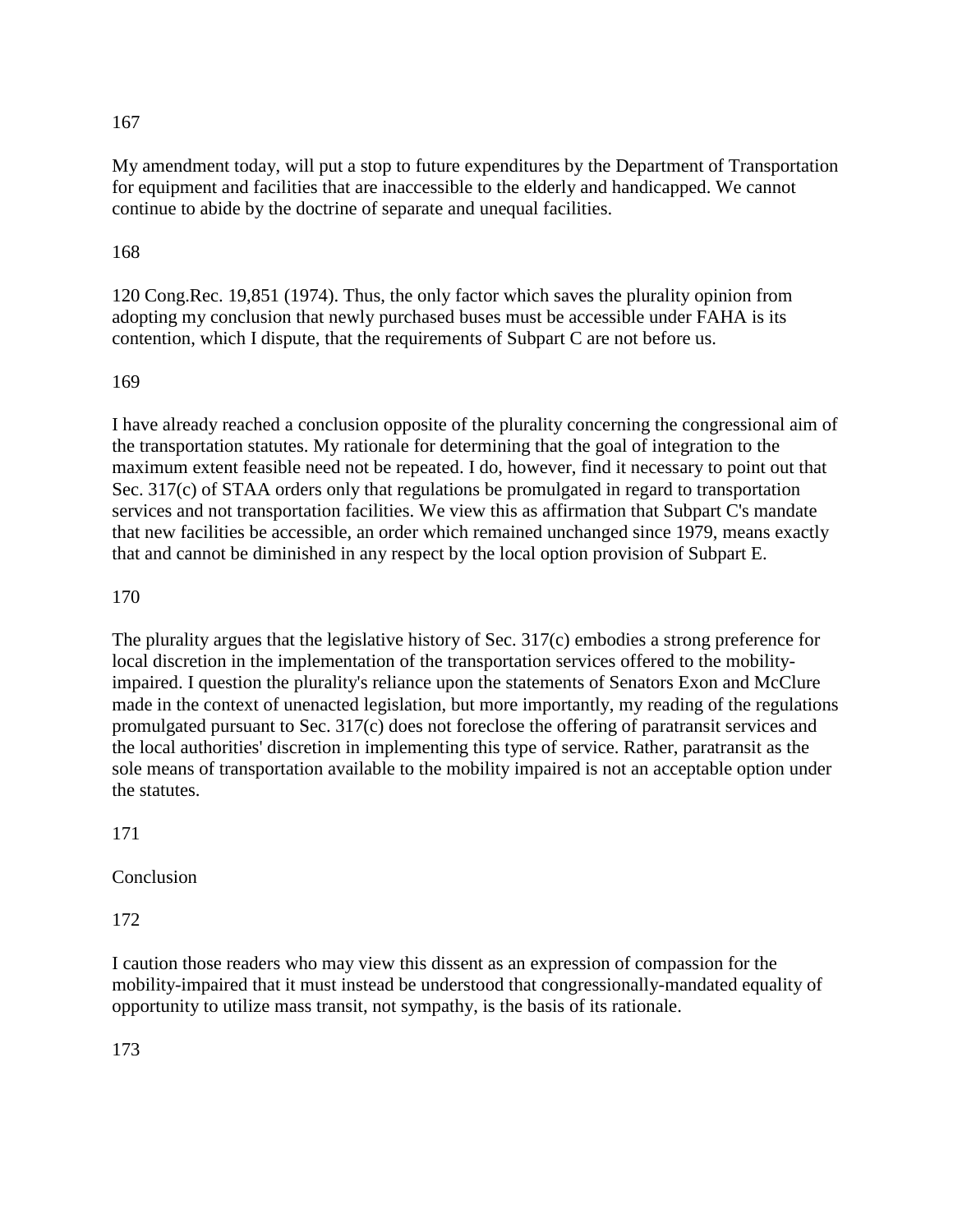167

My amendment today, will put a stop to future expenditures by the Department of Transportation for equipment and facilities that are inaccessible to the elderly and handicapped. We cannot continue to abide by the doctrine of separate and unequal facilities.

168

120 Cong.Rec. 19,851 (1974). Thus, the only factor which saves the plurality opinion from adopting my conclusion that newly purchased buses must be accessible under FAHA is its contention, which I dispute, that the requirements of Subpart C are not before us.

169

I have already reached a conclusion opposite of the plurality concerning the congressional aim of the transportation statutes. My rationale for determining that the goal of integration to the maximum extent feasible need not be repeated. I do, however, find it necessary to point out that Sec. 317(c) of STAA orders only that regulations be promulgated in regard to transportation services and not transportation facilities. We view this as affirmation that Subpart C's mandate that new facilities be accessible, an order which remained unchanged since 1979, means exactly that and cannot be diminished in any respect by the local option provision of Subpart E.

170

The plurality argues that the legislative history of Sec. 317(c) embodies a strong preference for local discretion in the implementation of the transportation services offered to the mobility-impaired. I question the plurality's reliance upon the statements of Senators Exon and McClure made in the context of unenacted legislation, but more importantly, my reading of the regulations promulgated pursuant to Sec. 317(c) does not foreclose the offering of paratransit services and the local authorities' discretion in implementing this type of service. Rather, paratransit as the sole means of transportation available to the mobility impaired is not an acceptable option under the statutes.

171

Conclusion

172

I caution those readers who may view this dissent as an expression of compassion for the mobility-impaired that it must instead be understood that congressionally-mandated equality of opportunity to utilize mass transit, not sympathy, is the basis of its rationale.

173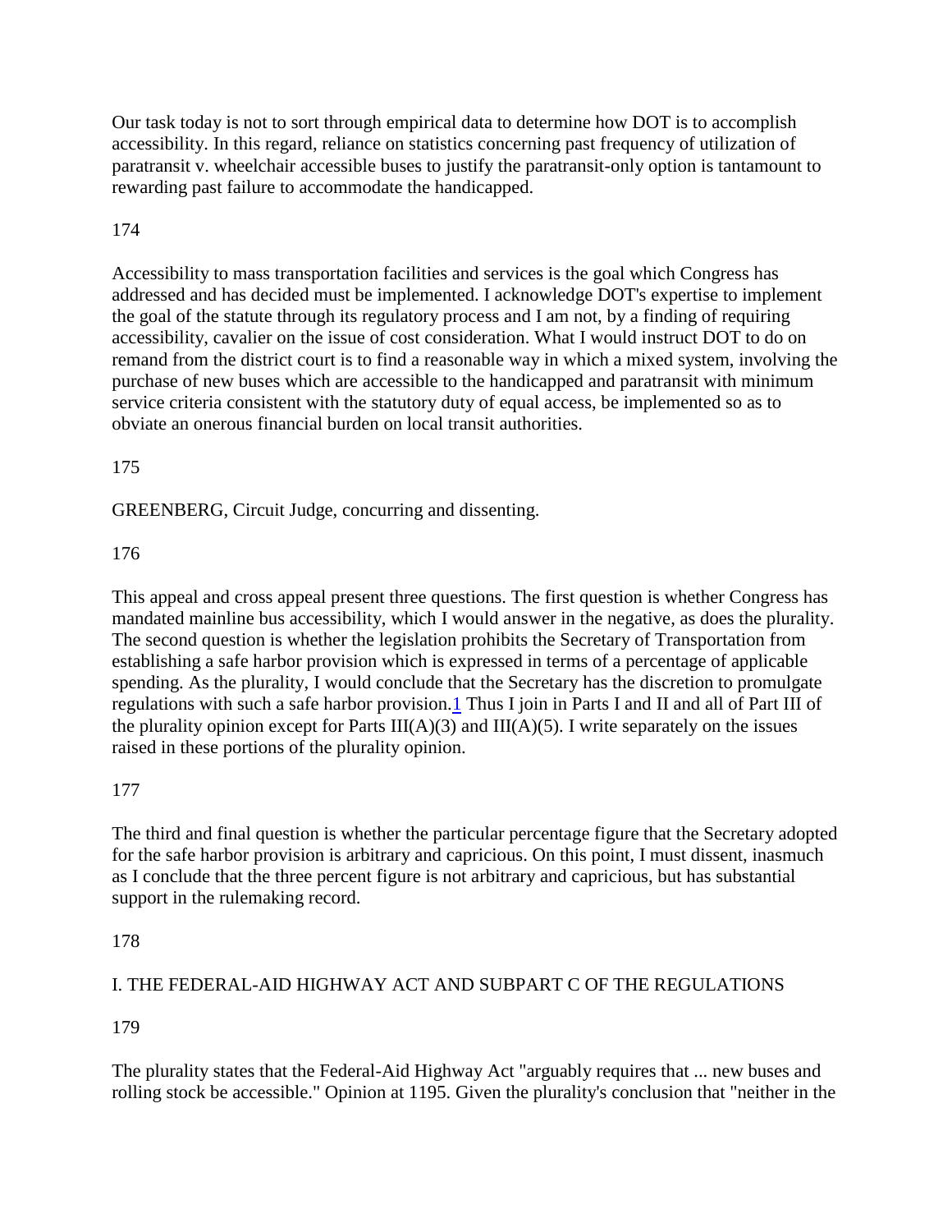Our task today is not to sort through empirical data to determine how DOT is to accomplish accessibility. In this regard, reliance on statistics concerning past frequency of utilization of paratransit v. wheelchair accessible buses to justify the paratransit-only option is tantamount to rewarding past failure to accommodate the handicapped.

174

Accessibility to mass transportation facilities and services is the goal which Congress has addressed and has decided must be implemented. I acknowledge DOT's expertise to implement the goal of the statute through its regulatory process and I am not, by a finding of requiring accessibility, cavalier on the issue of cost consideration. What I would instruct DOT to do on remand from the district court is to find a reasonable way in which a mixed system, involving the purchase of new buses which are accessible to the handicapped and paratransit with minimum service criteria consistent with the statutory duty of equal access, be implemented so as to obviate an onerous financial burden on local transit authorities.

175

GREENBERG, Circuit Judge, concurring and dissenting.

176

This appeal and cross appeal present three questions. The first question is whether Congress has mandated mainline bus accessibility, which I would answer in the negative, as does the plurality. The second question is whether the legislation prohibits the Secretary of Transportation from establishing a safe harbor provision which is expressed in terms of a percentage of applicable spending. As the plurality, I would conclude that the Secretary has the discretion to promulgate regulations with such a safe harbor provision.[1] Thus I join in Parts I and II and all of Part III of the plurality opinion except for Parts III(A)(3) and III(A)(5). I write separately on the issues raised in these portions of the plurality opinion.

177

The third and final question is whether the particular percentage figure that the Secretary adopted for the safe harbor provision is arbitrary and capricious. On this point, I must dissent, inasmuch as I conclude that the three percent figure is not arbitrary and capricious, but has substantial support in the rulemaking record.

178

I. THE FEDERAL-AID HIGHWAY ACT AND SUBPART C OF THE REGULATIONS

179

The plurality states that the Federal-Aid Highway Act "arguably requires that ... new buses and rolling stock be accessible." Opinion at 1195. Given the plurality's conclusion that "neither in the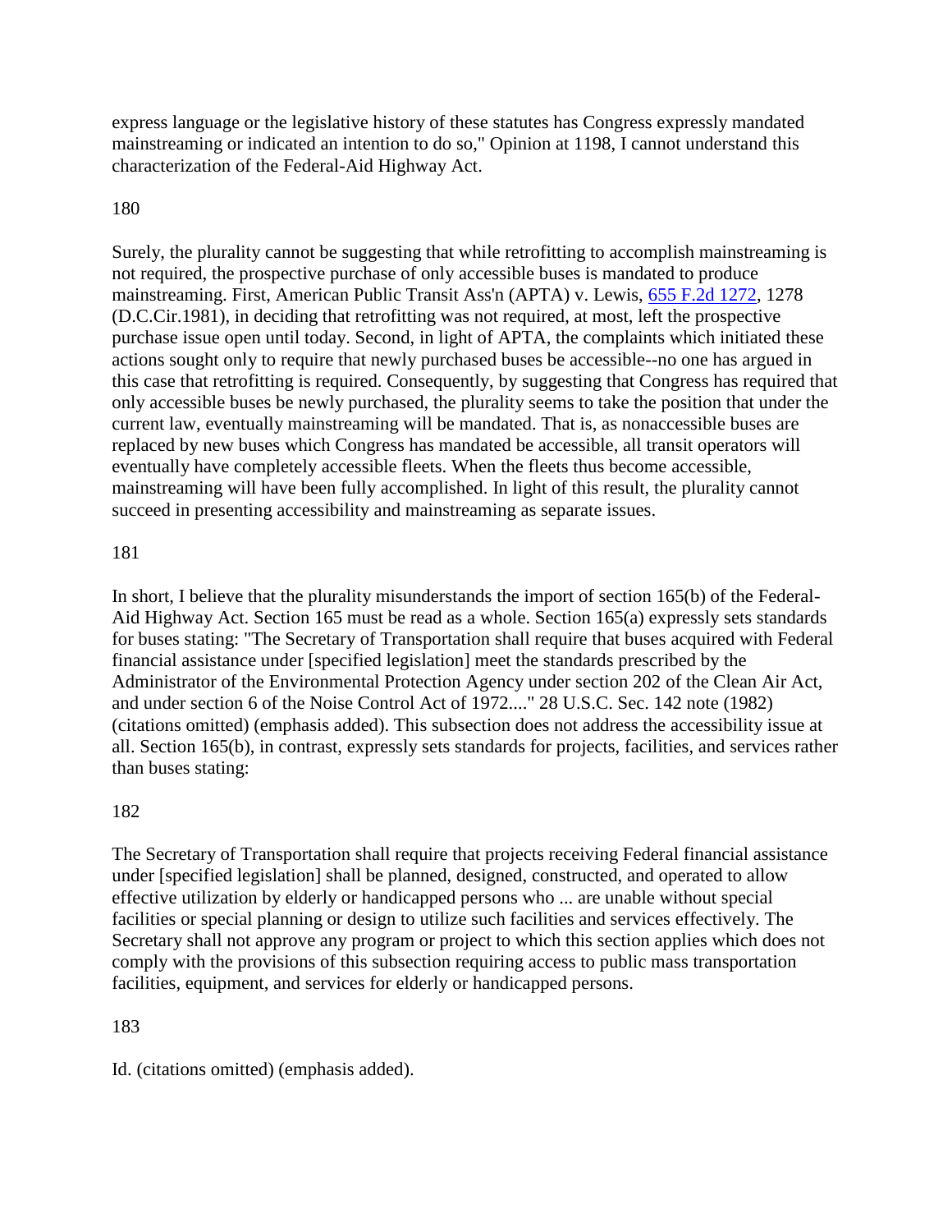express language or the legislative history of these statutes has Congress expressly mandated mainstreaming or indicated an intention to do so," Opinion at 1198, I cannot understand this characterization of the Federal-Aid Highway Act.

180

Surely, the plurality cannot be suggesting that while retrofitting to accomplish mainstreaming is not required, the prospective purchase of only accessible buses is mandated to produce mainstreaming. First, American Public Transit Ass'n (APTA) v. Lewis, 655 F.2d 1272, 1278 (D.C.Cir.1981), in deciding that retrofitting was not required, at most, left the prospective purchase issue open until today. Second, in light of APTA, the complaints which initiated these actions sought only to require that newly purchased buses be accessible--no one has argued in this case that retrofitting is required. Consequently, by suggesting that Congress has required that only accessible buses be newly purchased, the plurality seems to take the position that under the current law, eventually mainstreaming will be mandated. That is, as nonaccessible buses are replaced by new buses which Congress has mandated be accessible, all transit operators will eventually have completely accessible fleets. When the fleets thus become accessible, mainstreaming will have been fully accomplished. In light of this result, the plurality cannot succeed in presenting accessibility and mainstreaming as separate issues.

181

In short, I believe that the plurality misunderstands the import of section 165(b) of the Federal-Aid Highway Act. Section 165 must be read as a whole. Section 165(a) expressly sets standards for buses stating: "The Secretary of Transportation shall require that buses acquired with Federal financial assistance under [specified legislation] meet the standards prescribed by the Administrator of the Environmental Protection Agency under section 202 of the Clean Air Act, and under section 6 of the Noise Control Act of 1972...." 28 U.S.C. Sec. 142 note (1982) (citations omitted) (emphasis added). This subsection does not address the accessibility issue at all. Section 165(b), in contrast, expressly sets standards for projects, facilities, and services rather than buses stating:

182

The Secretary of Transportation shall require that projects receiving Federal financial assistance under [specified legislation] shall be planned, designed, constructed, and operated to allow effective utilization by elderly or handicapped persons who ... are unable without special facilities or special planning or design to utilize such facilities and services effectively. The Secretary shall not approve any program or project to which this section applies which does not comply with the provisions of this subsection requiring access to public mass transportation facilities, equipment, and services for elderly or handicapped persons.

183

Id. (citations omitted) (emphasis added).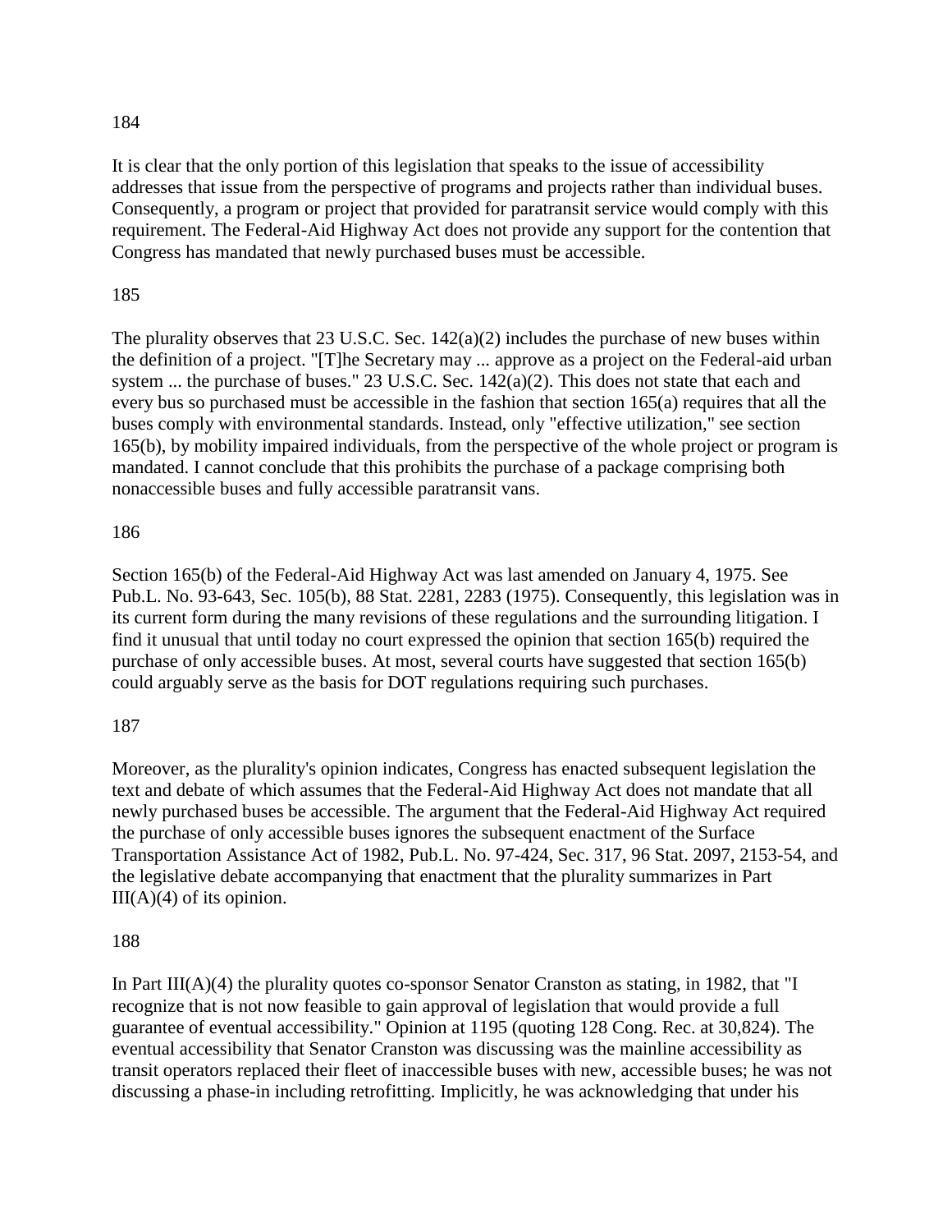184

It is clear that the only portion of this legislation that speaks to the issue of accessibility addresses that issue from the perspective of programs and projects rather than individual buses. Consequently, a program or project that provided for paratransit service would comply with this requirement. The Federal-Aid Highway Act does not provide any support for the contention that Congress has mandated that newly purchased buses must be accessible.

185

The plurality observes that 23 U.S.C. Sec. 142(a)(2) includes the purchase of new buses within the definition of a project. "[T]he Secretary may ... approve as a project on the Federal-aid urban system ... the purchase of buses." 23 U.S.C. Sec. 142(a)(2). This does not state that each and every bus so purchased must be accessible in the fashion that section 165(a) requires that all the buses comply with environmental standards. Instead, only "effective utilization," see section 165(b), by mobility impaired individuals, from the perspective of the whole project or program is mandated. I cannot conclude that this prohibits the purchase of a package comprising both nonaccessible buses and fully accessible paratransit vans.

186

Section 165(b) of the Federal-Aid Highway Act was last amended on January 4, 1975. See Pub.L. No. 93-643, Sec. 105(b), 88 Stat. 2281, 2283 (1975). Consequently, this legislation was in its current form during the many revisions of these regulations and the surrounding litigation. I find it unusual that until today no court expressed the opinion that section 165(b) required the purchase of only accessible buses. At most, several courts have suggested that section 165(b) could arguably serve as the basis for DOT regulations requiring such purchases.

187

Moreover, as the plurality's opinion indicates, Congress has enacted subsequent legislation the text and debate of which assumes that the Federal-Aid Highway Act does not mandate that all newly purchased buses be accessible. The argument that the Federal-Aid Highway Act required the purchase of only accessible buses ignores the subsequent enactment of the Surface Transportation Assistance Act of 1982, Pub.L. No. 97-424, Sec. 317, 96 Stat. 2097, 2153-54, and the legislative debate accompanying that enactment that the plurality summarizes in Part III(A)(4) of its opinion.

188

In Part III(A)(4) the plurality quotes co-sponsor Senator Cranston as stating, in 1982, that "I recognize that is not now feasible to gain approval of legislation that would provide a full guarantee of eventual accessibility." Opinion at 1195 (quoting 128 Cong. Rec. at 30,824). The eventual accessibility that Senator Cranston was discussing was the mainline accessibility as transit operators replaced their fleet of inaccessible buses with new, accessible buses; he was not discussing a phase-in including retrofitting. Implicitly, he was acknowledging that under his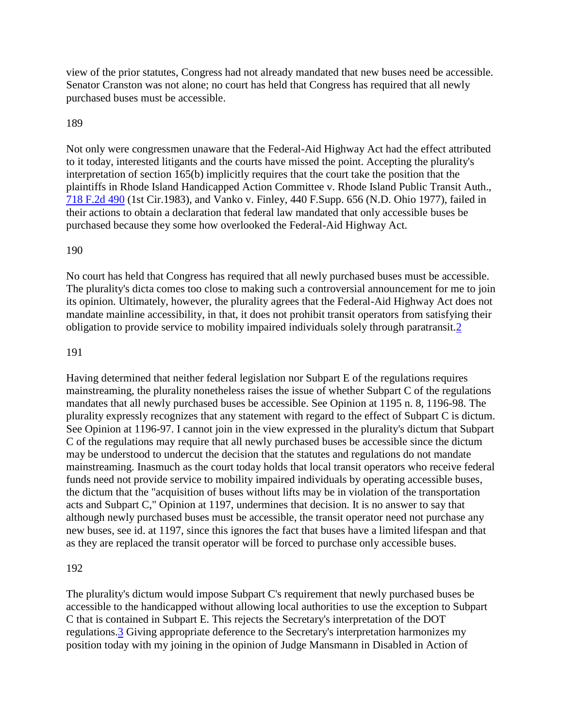view of the prior statutes, Congress had not already mandated that new buses need be accessible. Senator Cranston was not alone; no court has held that Congress has required that all newly purchased buses must be accessible.

189

Not only were congressmen unaware that the Federal-Aid Highway Act had the effect attributed to it today, interested litigants and the courts have missed the point. Accepting the plurality's interpretation of section 165(b) implicitly requires that the court take the position that the plaintiffs in Rhode Island Handicapped Action Committee v. Rhode Island Public Transit Auth., 718 F.2d 490 (1st Cir.1983), and Vanko v. Finley, 440 F.Supp. 656 (N.D. Ohio 1977), failed in their actions to obtain a declaration that federal law mandated that only accessible buses be purchased because they some how overlooked the Federal-Aid Highway Act.

190

No court has held that Congress has required that all newly purchased buses must be accessible. The plurality's dicta comes too close to making such a controversial announcement for me to join its opinion. Ultimately, however, the plurality agrees that the Federal-Aid Highway Act does not mandate mainline accessibility, in that, it does not prohibit transit operators from satisfying their obligation to provide service to mobility impaired individuals solely through paratransit.2

191

Having determined that neither federal legislation nor Subpart E of the regulations requires mainstreaming, the plurality nonetheless raises the issue of whether Subpart C of the regulations mandates that all newly purchased buses be accessible. See Opinion at 1195 n. 8, 1196-98. The plurality expressly recognizes that any statement with regard to the effect of Subpart C is dictum. See Opinion at 1196-97. I cannot join in the view expressed in the plurality's dictum that Subpart C of the regulations may require that all newly purchased buses be accessible since the dictum may be understood to undercut the decision that the statutes and regulations do not mandate mainstreaming. Inasmuch as the court today holds that local transit operators who receive federal funds need not provide service to mobility impaired individuals by operating accessible buses, the dictum that the "acquisition of buses without lifts may be in violation of the transportation acts and Subpart C," Opinion at 1197, undermines that decision. It is no answer to say that although newly purchased buses must be accessible, the transit operator need not purchase any new buses, see id. at 1197, since this ignores the fact that buses have a limited lifespan and that as they are replaced the transit operator will be forced to purchase only accessible buses.

192

The plurality's dictum would impose Subpart C's requirement that newly purchased buses be accessible to the handicapped without allowing local authorities to use the exception to Subpart C that is contained in Subpart E. This rejects the Secretary's interpretation of the DOT regulations.3 Giving appropriate deference to the Secretary's interpretation harmonizes my position today with my joining in the opinion of Judge Mansmann in Disabled in Action of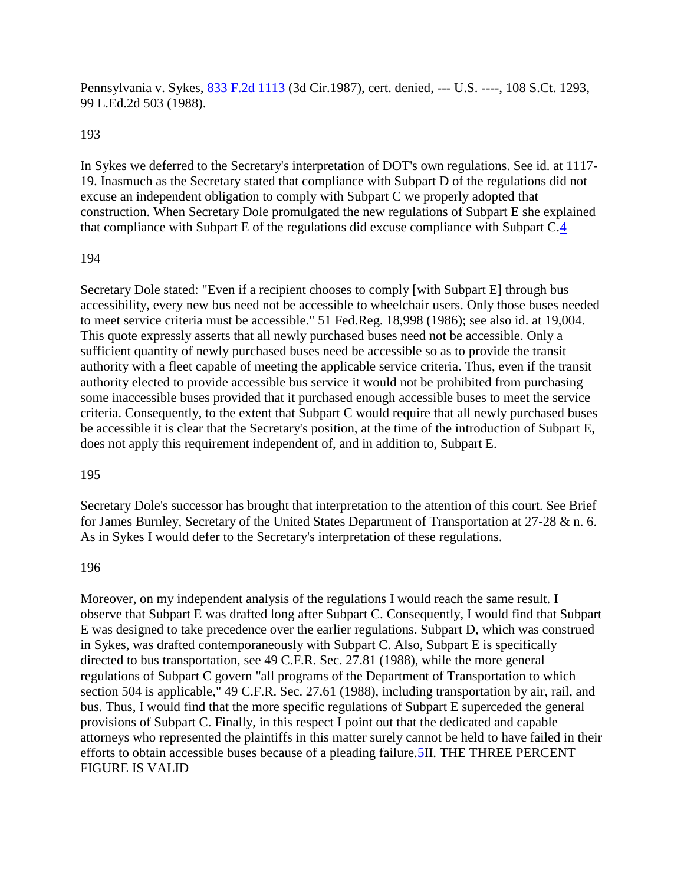Pennsylvania v. Sykes, 833 F.2d 1113 (3d Cir.1987), cert. denied, --- U.S. ----, 108 S.Ct. 1293, 99 L.Ed.2d 503 (1988).

193

In Sykes we deferred to the Secretary's interpretation of DOT's own regulations. See id. at 1117-19. Inasmuch as the Secretary stated that compliance with Subpart D of the regulations did not excuse an independent obligation to comply with Subpart C we properly adopted that construction. When Secretary Dole promulgated the new regulations of Subpart E she explained that compliance with Subpart E of the regulations did excuse compliance with Subpart C.4

194

Secretary Dole stated: "Even if a recipient chooses to comply [with Subpart E] through bus accessibility, every new bus need not be accessible to wheelchair users. Only those buses needed to meet service criteria must be accessible." 51 Fed.Reg. 18,998 (1986); see also id. at 19,004. This quote expressly asserts that all newly purchased buses need not be accessible. Only a sufficient quantity of newly purchased buses need be accessible so as to provide the transit authority with a fleet capable of meeting the applicable service criteria. Thus, even if the transit authority elected to provide accessible bus service it would not be prohibited from purchasing some inaccessible buses provided that it purchased enough accessible buses to meet the service criteria. Consequently, to the extent that Subpart C would require that all newly purchased buses be accessible it is clear that the Secretary's position, at the time of the introduction of Subpart E, does not apply this requirement independent of, and in addition to, Subpart E.

195

Secretary Dole's successor has brought that interpretation to the attention of this court. See Brief for James Burnley, Secretary of the United States Department of Transportation at 27-28 & n. 6. As in Sykes I would defer to the Secretary's interpretation of these regulations.

196

Moreover, on my independent analysis of the regulations I would reach the same result. I observe that Subpart E was drafted long after Subpart C. Consequently, I would find that Subpart E was designed to take precedence over the earlier regulations. Subpart D, which was construed in Sykes, was drafted contemporaneously with Subpart C. Also, Subpart E is specifically directed to bus transportation, see 49 C.F.R. Sec. 27.81 (1988), while the more general regulations of Subpart C govern "all programs of the Department of Transportation to which section 504 is applicable," 49 C.F.R. Sec. 27.61 (1988), including transportation by air, rail, and bus. Thus, I would find that the more specific regulations of Subpart E superceded the general provisions of Subpart C. Finally, in this respect I point out that the dedicated and capable attorneys who represented the plaintiffs in this matter surely cannot be held to have failed in their efforts to obtain accessible buses because of a pleading failure.5

## II. THE THREE PERCENT FIGURE IS VALID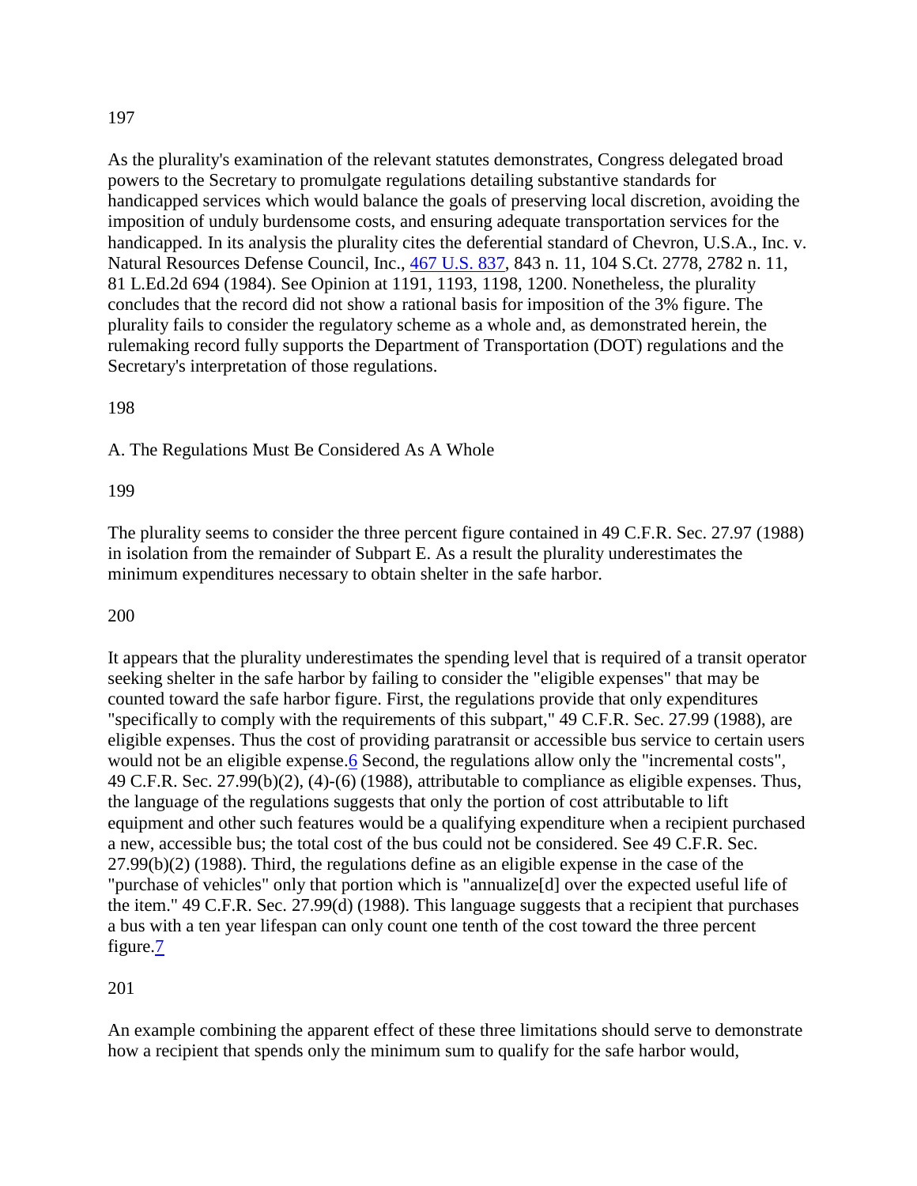197

As the plurality's examination of the relevant statutes demonstrates, Congress delegated broad powers to the Secretary to promulgate regulations detailing substantive standards for handicapped services which would balance the goals of preserving local discretion, avoiding the imposition of unduly burdensome costs, and ensuring adequate transportation services for the handicapped. In its analysis the plurality cites the deferential standard of Chevron, U.S.A., Inc. v. Natural Resources Defense Council, Inc., 467 U.S. 837, 843 n. 11, 104 S.Ct. 2778, 2782 n. 11, 81 L.Ed.2d 694 (1984). See Opinion at 1191, 1193, 1198, 1200. Nonetheless, the plurality concludes that the record did not show a rational basis for imposition of the 3% figure. The plurality fails to consider the regulatory scheme as a whole and, as demonstrated herein, the rulemaking record fully supports the Department of Transportation (DOT) regulations and the Secretary's interpretation of those regulations.

198

A. The Regulations Must Be Considered As A Whole

199

The plurality seems to consider the three percent figure contained in 49 C.F.R. Sec. 27.97 (1988) in isolation from the remainder of Subpart E. As a result the plurality underestimates the minimum expenditures necessary to obtain shelter in the safe harbor.

200

It appears that the plurality underestimates the spending level that is required of a transit operator seeking shelter in the safe harbor by failing to consider the "eligible expenses" that may be counted toward the safe harbor figure. First, the regulations provide that only expenditures "specifically to comply with the requirements of this subpart," 49 C.F.R. Sec. 27.99 (1988), are eligible expenses. Thus the cost of providing paratransit or accessible bus service to certain users would not be an eligible expense.[6] Second, the regulations allow only the "incremental costs", 49 C.F.R. Sec. 27.99(b)(2), (4)-(6) (1988), attributable to compliance as eligible expenses. Thus, the language of the regulations suggests that only the portion of cost attributable to lift equipment and other such features would be a qualifying expenditure when a recipient purchased a new, accessible bus; the total cost of the bus could not be considered. See 49 C.F.R. Sec. 27.99(b)(2) (1988). Third, the regulations define as an eligible expense in the case of the "purchase of vehicles" only that portion which is "annualize[d] over the expected useful life of the item." 49 C.F.R. Sec. 27.99(d) (1988). This language suggests that a recipient that purchases a bus with a ten year lifespan can only count one tenth of the cost toward the three percent figure.[7]

201

An example combining the apparent effect of these three limitations should serve to demonstrate how a recipient that spends only the minimum sum to qualify for the safe harbor would,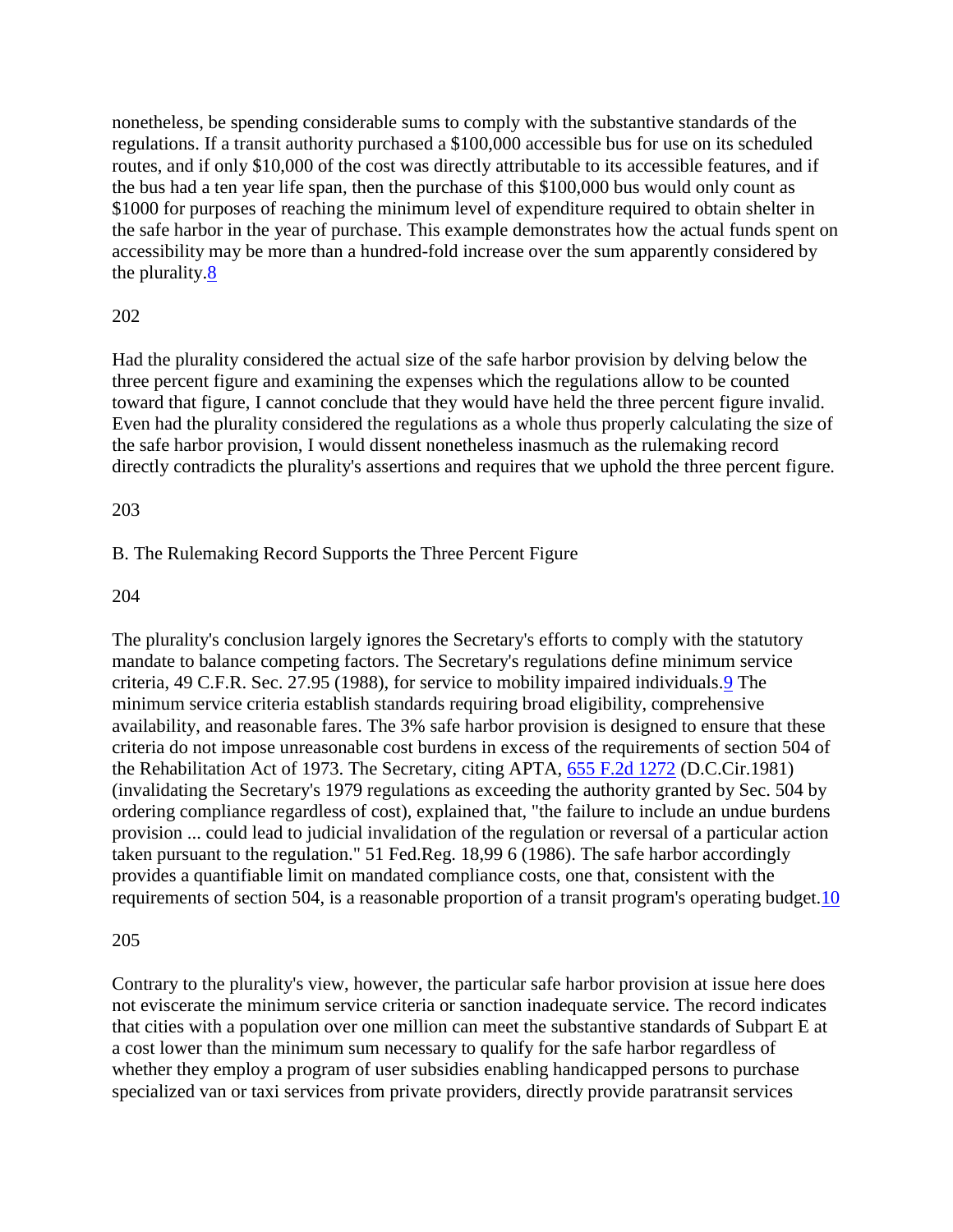nonetheless, be spending considerable sums to comply with the substantive standards of the regulations. If a transit authority purchased a $100,000 accessible bus for use on its scheduled routes, and if only $10,000 of the cost was directly attributable to its accessible features, and if the bus had a ten year life span, then the purchase of this $100,000 bus would only count as $1000 for purposes of reaching the minimum level of expenditure required to obtain shelter in the safe harbor in the year of purchase. This example demonstrates how the actual funds spent on accessibility may be more than a hundred-fold increase over the sum apparently considered by the plurality.[8]

202

Had the plurality considered the actual size of the safe harbor provision by delving below the three percent figure and examining the expenses which the regulations allow to be counted toward that figure, I cannot conclude that they would have held the three percent figure invalid. Even had the plurality considered the regulations as a whole thus properly calculating the size of the safe harbor provision, I would dissent nonetheless inasmuch as the rulemaking record directly contradicts the plurality's assertions and requires that we uphold the three percent figure.

203

B. The Rulemaking Record Supports the Three Percent Figure

204

The plurality's conclusion largely ignores the Secretary's efforts to comply with the statutory mandate to balance competing factors. The Secretary's regulations define minimum service criteria, 49 C.F.R. Sec. 27.95 (1988), for service to mobility impaired individuals.[9] The minimum service criteria establish standards requiring broad eligibility, comprehensive availability, and reasonable fares. The 3% safe harbor provision is designed to ensure that these criteria do not impose unreasonable cost burdens in excess of the requirements of section 504 of the Rehabilitation Act of 1973. The Secretary, citing APTA, 655 F.2d 1272 (D.C.Cir.1981) (invalidating the Secretary's 1979 regulations as exceeding the authority granted by Sec. 504 by ordering compliance regardless of cost), explained that, "the failure to include an undue burdens provision ... could lead to judicial invalidation of the regulation or reversal of a particular action taken pursuant to the regulation." 51 Fed.Reg. 18,99 6 (1986). The safe harbor accordingly provides a quantifiable limit on mandated compliance costs, one that, consistent with the requirements of section 504, is a reasonable proportion of a transit program's operating budget.[10]

205

Contrary to the plurality's view, however, the particular safe harbor provision at issue here does not eviscerate the minimum service criteria or sanction inadequate service. The record indicates that cities with a population over one million can meet the substantive standards of Subpart E at a cost lower than the minimum sum necessary to qualify for the safe harbor regardless of whether they employ a program of user subsidies enabling handicapped persons to purchase specialized van or taxi services from private providers, directly provide paratransit services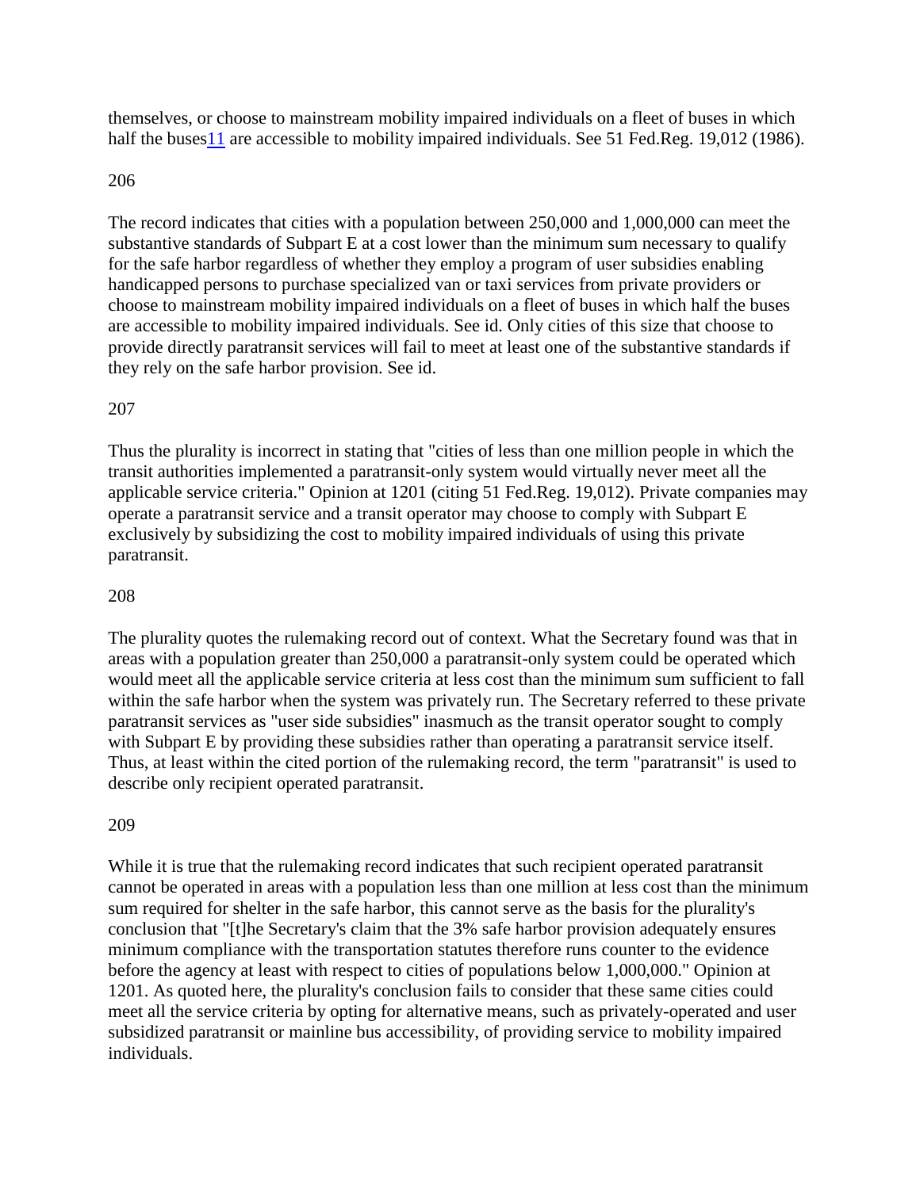themselves, or choose to mainstream mobility impaired individuals on a fleet of buses in which half the buses[11] are accessible to mobility impaired individuals. See 51 Fed.Reg. 19,012 (1986).

206

The record indicates that cities with a population between 250,000 and 1,000,000 can meet the substantive standards of Subpart E at a cost lower than the minimum sum necessary to qualify for the safe harbor regardless of whether they employ a program of user subsidies enabling handicapped persons to purchase specialized van or taxi services from private providers or choose to mainstream mobility impaired individuals on a fleet of buses in which half the buses are accessible to mobility impaired individuals. See id. Only cities of this size that choose to provide directly paratransit services will fail to meet at least one of the substantive standards if they rely on the safe harbor provision. See id.

207

Thus the plurality is incorrect in stating that "cities of less than one million people in which the transit authorities implemented a paratransit-only system would virtually never meet all the applicable service criteria." Opinion at 1201 (citing 51 Fed.Reg. 19,012). Private companies may operate a paratransit service and a transit operator may choose to comply with Subpart E exclusively by subsidizing the cost to mobility impaired individuals of using this private paratransit.

208

The plurality quotes the rulemaking record out of context. What the Secretary found was that in areas with a population greater than 250,000 a paratransit-only system could be operated which would meet all the applicable service criteria at less cost than the minimum sum sufficient to fall within the safe harbor when the system was privately run. The Secretary referred to these private paratransit services as "user side subsidies" inasmuch as the transit operator sought to comply with Subpart E by providing these subsidies rather than operating a paratransit service itself. Thus, at least within the cited portion of the rulemaking record, the term "paratransit" is used to describe only recipient operated paratransit.

209

While it is true that the rulemaking record indicates that such recipient operated paratransit cannot be operated in areas with a population less than one million at less cost than the minimum sum required for shelter in the safe harbor, this cannot serve as the basis for the plurality's conclusion that "[t]he Secretary's claim that the 3% safe harbor provision adequately ensures minimum compliance with the transportation statutes therefore runs counter to the evidence before the agency at least with respect to cities of populations below 1,000,000." Opinion at 1201. As quoted here, the plurality's conclusion fails to consider that these same cities could meet all the service criteria by opting for alternative means, such as privately-operated and user subsidized paratransit or mainline bus accessibility, of providing service to mobility impaired individuals.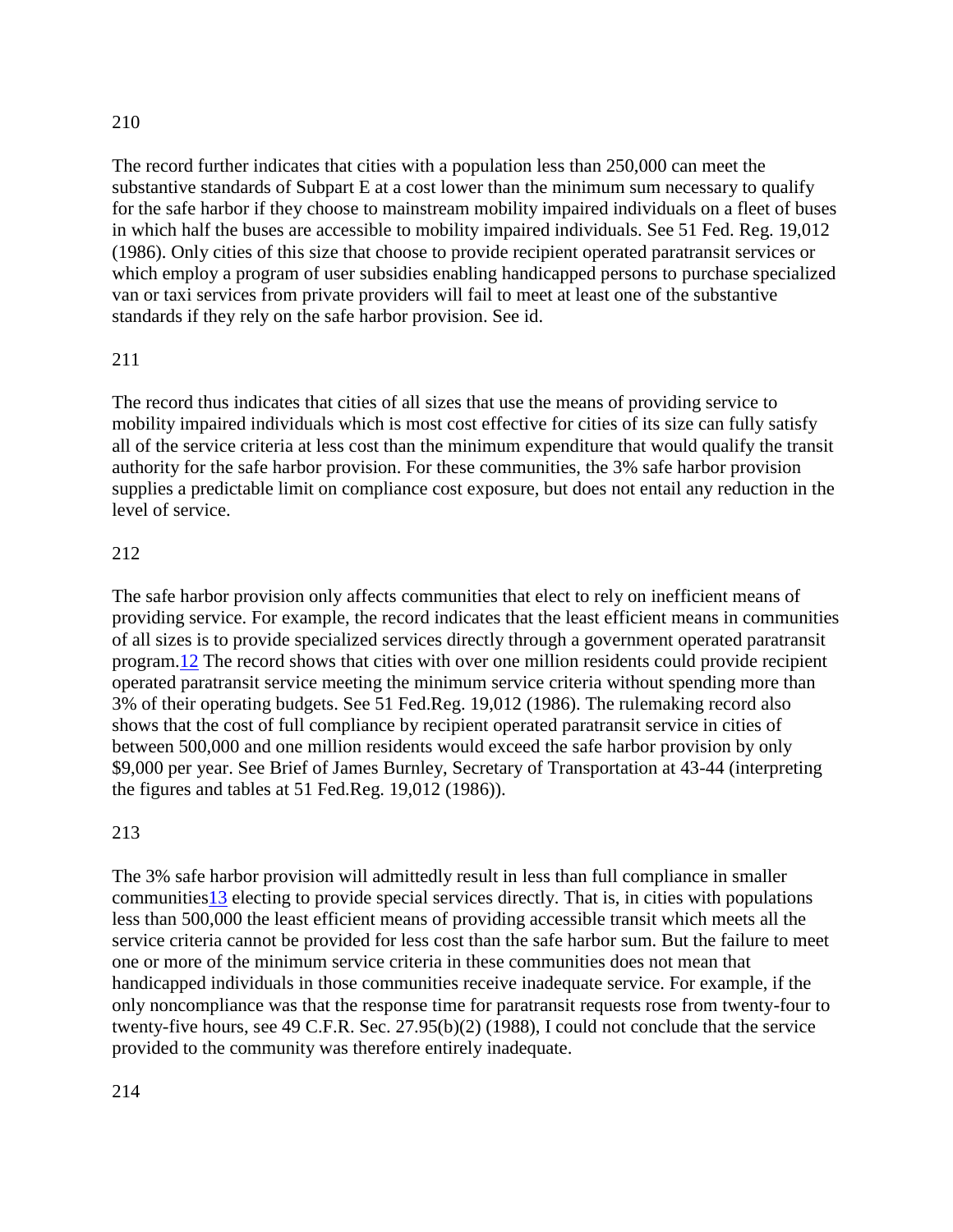210

The record further indicates that cities with a population less than 250,000 can meet the substantive standards of Subpart E at a cost lower than the minimum sum necessary to qualify for the safe harbor if they choose to mainstream mobility impaired individuals on a fleet of buses in which half the buses are accessible to mobility impaired individuals. See 51 Fed. Reg. 19,012 (1986). Only cities of this size that choose to provide recipient operated paratransit services or which employ a program of user subsidies enabling handicapped persons to purchase specialized van or taxi services from private providers will fail to meet at least one of the substantive standards if they rely on the safe harbor provision. See id.

211

The record thus indicates that cities of all sizes that use the means of providing service to mobility impaired individuals which is most cost effective for cities of its size can fully satisfy all of the service criteria at less cost than the minimum expenditure that would qualify the transit authority for the safe harbor provision. For these communities, the 3% safe harbor provision supplies a predictable limit on compliance cost exposure, but does not entail any reduction in the level of service.

212

The safe harbor provision only affects communities that elect to rely on inefficient means of providing service. For example, the record indicates that the least efficient means in communities of all sizes is to provide specialized services directly through a government operated paratransit program.[12] The record shows that cities with over one million residents could provide recipient operated paratransit service meeting the minimum service criteria without spending more than 3% of their operating budgets. See 51 Fed.Reg. 19,012 (1986). The rulemaking record also shows that the cost of full compliance by recipient operated paratransit service in cities of between 500,000 and one million residents would exceed the safe harbor provision by only \$9,000 per year. See Brief of James Burnley, Secretary of Transportation at 43-44 (interpreting the figures and tables at 51 Fed.Reg. 19,012 (1986)).

213

The 3% safe harbor provision will admittedly result in less than full compliance in smaller communities[13] electing to provide special services directly. That is, in cities with populations less than 500,000 the least efficient means of providing accessible transit which meets all the service criteria cannot be provided for less cost than the safe harbor sum. But the failure to meet one or more of the minimum service criteria in these communities does not mean that handicapped individuals in those communities receive inadequate service. For example, if the only noncompliance was that the response time for paratransit requests rose from twenty-four to twenty-five hours, see 49 C.F.R. Sec. 27.95(b)(2) (1988), I could not conclude that the service provided to the community was therefore entirely inadequate.

214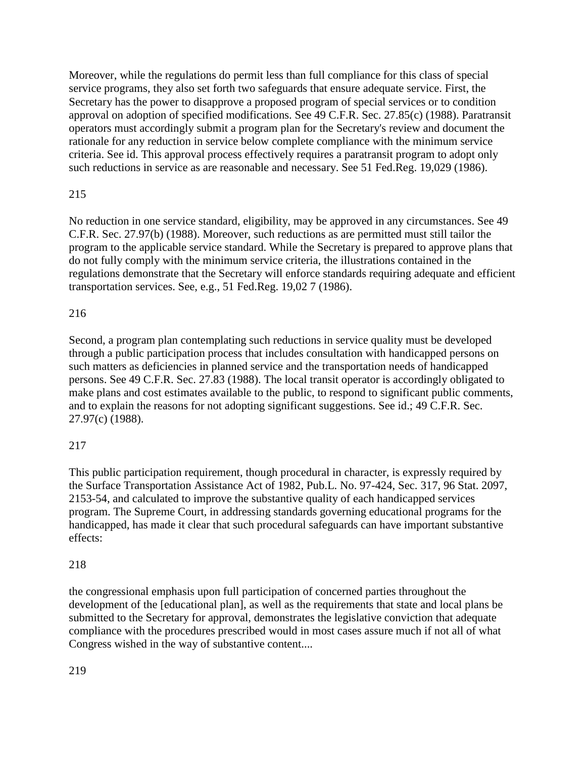Moreover, while the regulations do permit less than full compliance for this class of special service programs, they also set forth two safeguards that ensure adequate service. First, the Secretary has the power to disapprove a proposed program of special services or to condition approval on adoption of specified modifications. See 49 C.F.R. Sec. 27.85(c) (1988). Paratransit operators must accordingly submit a program plan for the Secretary's review and document the rationale for any reduction in service below complete compliance with the minimum service criteria. See id. This approval process effectively requires a paratransit program to adopt only such reductions in service as are reasonable and necessary. See 51 Fed.Reg. 19,029 (1986).

215

No reduction in one service standard, eligibility, may be approved in any circumstances. See 49 C.F.R. Sec. 27.97(b) (1988). Moreover, such reductions as are permitted must still tailor the program to the applicable service standard. While the Secretary is prepared to approve plans that do not fully comply with the minimum service criteria, the illustrations contained in the regulations demonstrate that the Secretary will enforce standards requiring adequate and efficient transportation services. See, e.g., 51 Fed.Reg. 19,02 7 (1986).

216

Second, a program plan contemplating such reductions in service quality must be developed through a public participation process that includes consultation with handicapped persons on such matters as deficiencies in planned service and the transportation needs of handicapped persons. See 49 C.F.R. Sec. 27.83 (1988). The local transit operator is accordingly obligated to make plans and cost estimates available to the public, to respond to significant public comments, and to explain the reasons for not adopting significant suggestions. See id.; 49 C.F.R. Sec. 27.97(c) (1988).

217

This public participation requirement, though procedural in character, is expressly required by the Surface Transportation Assistance Act of 1982, Pub.L. No. 97-424, Sec. 317, 96 Stat. 2097, 2153-54, and calculated to improve the substantive quality of each handicapped services program. The Supreme Court, in addressing standards governing educational programs for the handicapped, has made it clear that such procedural safeguards can have important substantive effects:

218

the congressional emphasis upon full participation of concerned parties throughout the development of the [educational plan], as well as the requirements that state and local plans be submitted to the Secretary for approval, demonstrates the legislative conviction that adequate compliance with the procedures prescribed would in most cases assure much if not all of what Congress wished in the way of substantive content....

219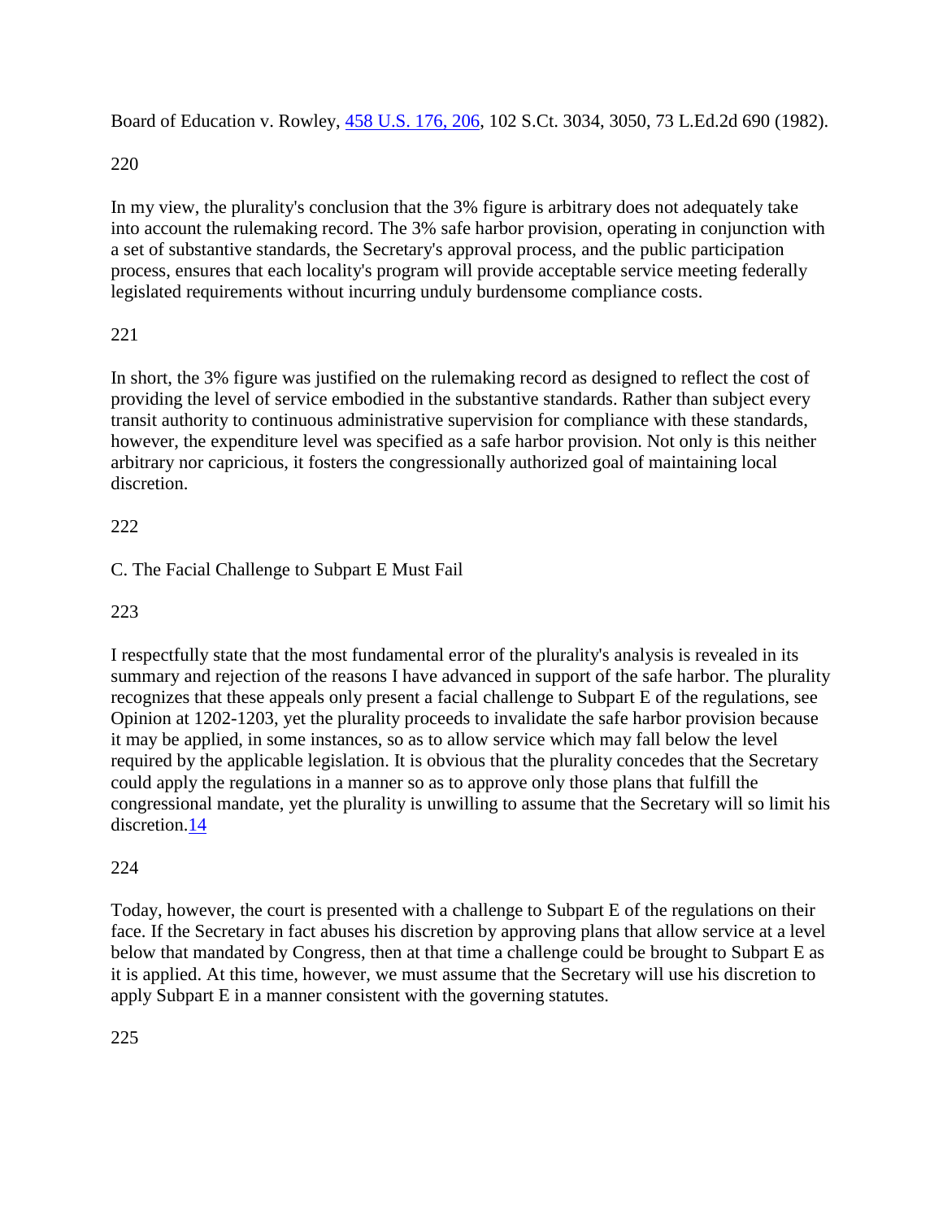Board of Education v. Rowley, 458 U.S. 176, 206, 102 S.Ct. 3034, 3050, 73 L.Ed.2d 690 (1982).

220

In my view, the plurality's conclusion that the 3% figure is arbitrary does not adequately take into account the rulemaking record. The 3% safe harbor provision, operating in conjunction with a set of substantive standards, the Secretary's approval process, and the public participation process, ensures that each locality's program will provide acceptable service meeting federally legislated requirements without incurring unduly burdensome compliance costs.

221

In short, the 3% figure was justified on the rulemaking record as designed to reflect the cost of providing the level of service embodied in the substantive standards. Rather than subject every transit authority to continuous administrative supervision for compliance with these standards, however, the expenditure level was specified as a safe harbor provision. Not only is this neither arbitrary nor capricious, it fosters the congressionally authorized goal of maintaining local discretion.

222

C. The Facial Challenge to Subpart E Must Fail

223

I respectfully state that the most fundamental error of the plurality's analysis is revealed in its summary and rejection of the reasons I have advanced in support of the safe harbor. The plurality recognizes that these appeals only present a facial challenge to Subpart E of the regulations, see Opinion at 1202-1203, yet the plurality proceeds to invalidate the safe harbor provision because it may be applied, in some instances, so as to allow service which may fall below the level required by the applicable legislation. It is obvious that the plurality concedes that the Secretary could apply the regulations in a manner so as to approve only those plans that fulfill the congressional mandate, yet the plurality is unwilling to assume that the Secretary will so limit his discretion.14

224

Today, however, the court is presented with a challenge to Subpart E of the regulations on their face. If the Secretary in fact abuses his discretion by approving plans that allow service at a level below that mandated by Congress, then at that time a challenge could be brought to Subpart E as it is applied. At this time, however, we must assume that the Secretary will use his discretion to apply Subpart E in a manner consistent with the governing statutes.

225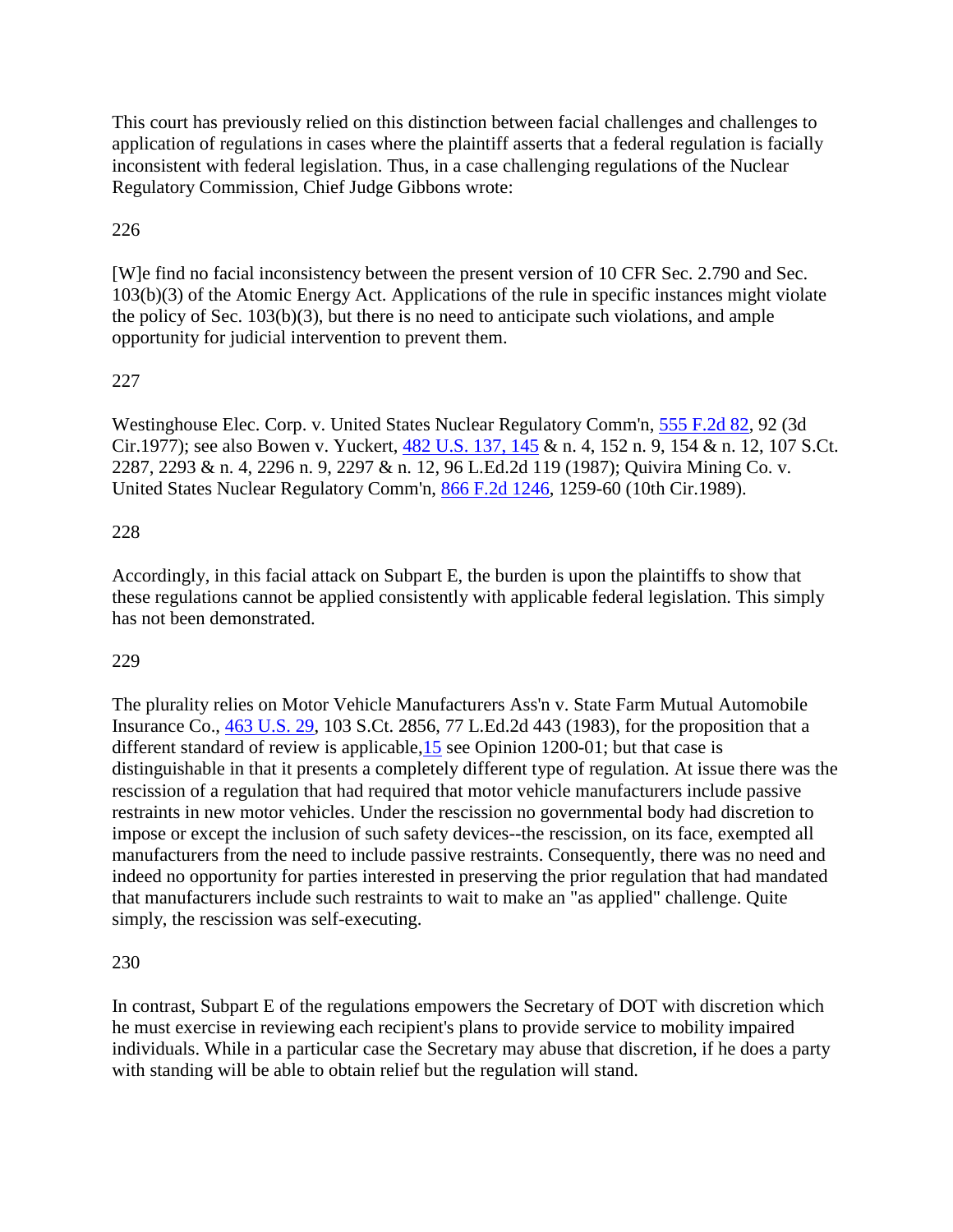This court has previously relied on this distinction between facial challenges and challenges to application of regulations in cases where the plaintiff asserts that a federal regulation is facially inconsistent with federal legislation. Thus, in a case challenging regulations of the Nuclear Regulatory Commission, Chief Judge Gibbons wrote:

226

[W]e find no facial inconsistency between the present version of 10 CFR Sec. 2.790 and Sec. 103(b)(3) of the Atomic Energy Act. Applications of the rule in specific instances might violate the policy of Sec. 103(b)(3), but there is no need to anticipate such violations, and ample opportunity for judicial intervention to prevent them.

227

Westinghouse Elec. Corp. v. United States Nuclear Regulatory Comm'n, 555 F.2d 82, 92 (3d Cir.1977); see also Bowen v. Yuckert, 482 U.S. 137, 145 & n. 4, 152 n. 9, 154 & n. 12, 107 S.Ct. 2287, 2293 & n. 4, 2296 n. 9, 2297 & n. 12, 96 L.Ed.2d 119 (1987); Quivira Mining Co. v. United States Nuclear Regulatory Comm'n, 866 F.2d 1246, 1259-60 (10th Cir.1989).

228

Accordingly, in this facial attack on Subpart E, the burden is upon the plaintiffs to show that these regulations cannot be applied consistently with applicable federal legislation. This simply has not been demonstrated.

229

The plurality relies on Motor Vehicle Manufacturers Ass'n v. State Farm Mutual Automobile Insurance Co., 463 U.S. 29, 103 S.Ct. 2856, 77 L.Ed.2d 443 (1983), for the proposition that a different standard of review is applicable,15 see Opinion 1200-01; but that case is distinguishable in that it presents a completely different type of regulation. At issue there was the rescission of a regulation that had required that motor vehicle manufacturers include passive restraints in new motor vehicles. Under the rescission no governmental body had discretion to impose or except the inclusion of such safety devices--the rescission, on its face, exempted all manufacturers from the need to include passive restraints. Consequently, there was no need and indeed no opportunity for parties interested in preserving the prior regulation that had mandated that manufacturers include such restraints to wait to make an "as applied" challenge. Quite simply, the rescission was self-executing.

230

In contrast, Subpart E of the regulations empowers the Secretary of DOT with discretion which he must exercise in reviewing each recipient's plans to provide service to mobility impaired individuals. While in a particular case the Secretary may abuse that discretion, if he does a party with standing will be able to obtain relief but the regulation will stand.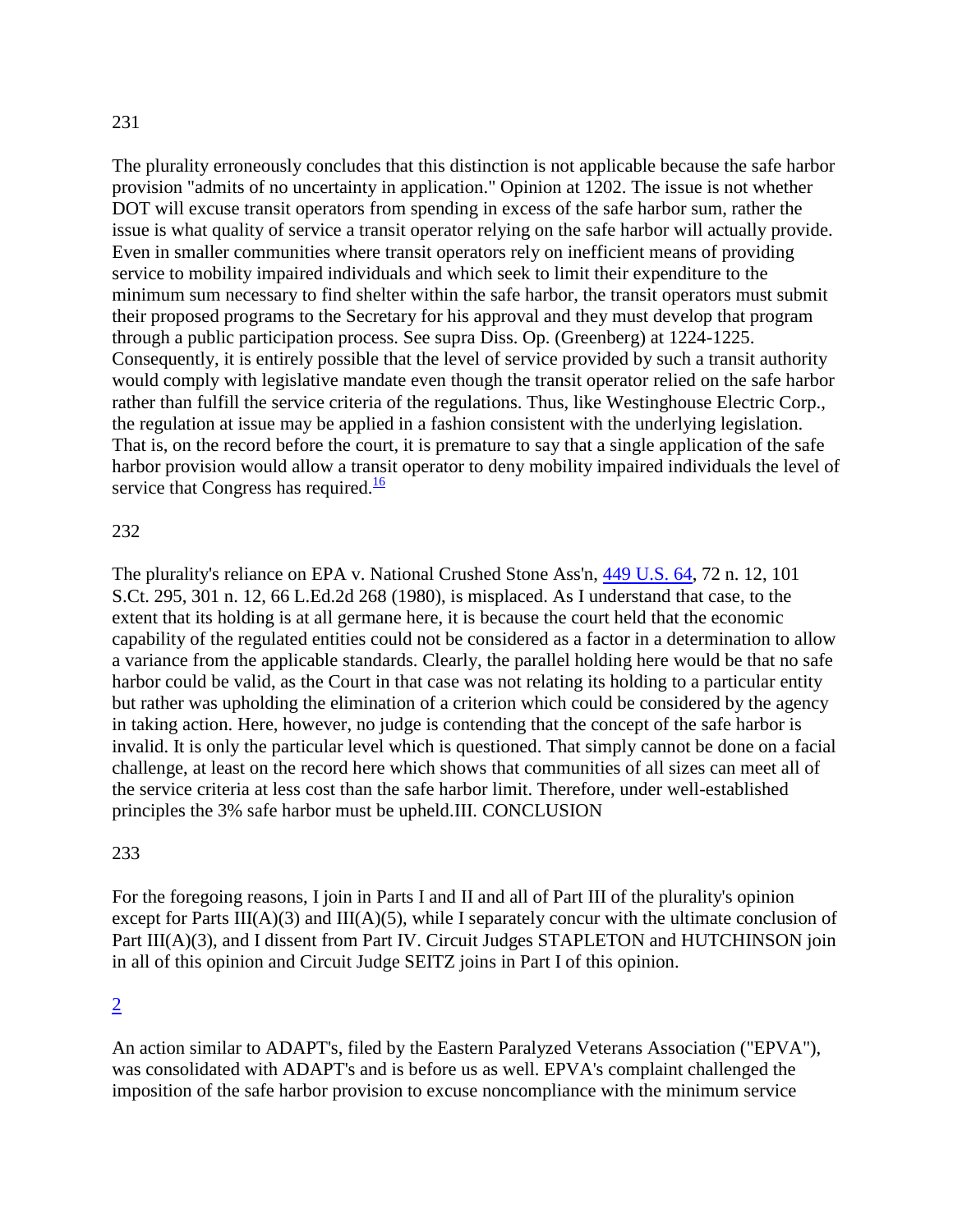231

The plurality erroneously concludes that this distinction is not applicable because the safe harbor provision "admits of no uncertainty in application." Opinion at 1202. The issue is not whether DOT will excuse transit operators from spending in excess of the safe harbor sum, rather the issue is what quality of service a transit operator relying on the safe harbor will actually provide. Even in smaller communities where transit operators rely on inefficient means of providing service to mobility impaired individuals and which seek to limit their expenditure to the minimum sum necessary to find shelter within the safe harbor, the transit operators must submit their proposed programs to the Secretary for his approval and they must develop that program through a public participation process. See supra Diss. Op. (Greenberg) at 1224-1225. Consequently, it is entirely possible that the level of service provided by such a transit authority would comply with legislative mandate even though the transit operator relied on the safe harbor rather than fulfill the service criteria of the regulations. Thus, like Westinghouse Electric Corp., the regulation at issue may be applied in a fashion consistent with the underlying legislation. That is, on the record before the court, it is premature to say that a single application of the safe harbor provision would allow a transit operator to deny mobility impaired individuals the level of service that Congress has required.[16]

232

The plurality's reliance on EPA v. National Crushed Stone Ass'n, 449 U.S. 64, 72 n. 12, 101 S.Ct. 295, 301 n. 12, 66 L.Ed.2d 268 (1980), is misplaced. As I understand that case, to the extent that its holding is at all germane here, it is because the court held that the economic capability of the regulated entities could not be considered as a factor in a determination to allow a variance from the applicable standards. Clearly, the parallel holding here would be that no safe harbor could be valid, as the Court in that case was not relating its holding to a particular entity but rather was upholding the elimination of a criterion which could be considered by the agency in taking action. Here, however, no judge is contending that the concept of the safe harbor is invalid. It is only the particular level which is questioned. That simply cannot be done on a facial challenge, at least on the record here which shows that communities of all sizes can meet all of the service criteria at less cost than the safe harbor limit. Therefore, under well-established principles the 3% safe harbor must be upheld.III. CONCLUSION

233

For the foregoing reasons, I join in Parts I and II and all of Part III of the plurality's opinion except for Parts III(A)(3) and III(A)(5), while I separately concur with the ultimate conclusion of Part III(A)(3), and I dissent from Part IV. Circuit Judges STAPLETON and HUTCHINSON join in all of this opinion and Circuit Judge SEITZ joins in Part I of this opinion.

2

An action similar to ADAPT's, filed by the Eastern Paralyzed Veterans Association ("EPVA"), was consolidated with ADAPT's and is before us as well. EPVA's complaint challenged the imposition of the safe harbor provision to excuse noncompliance with the minimum service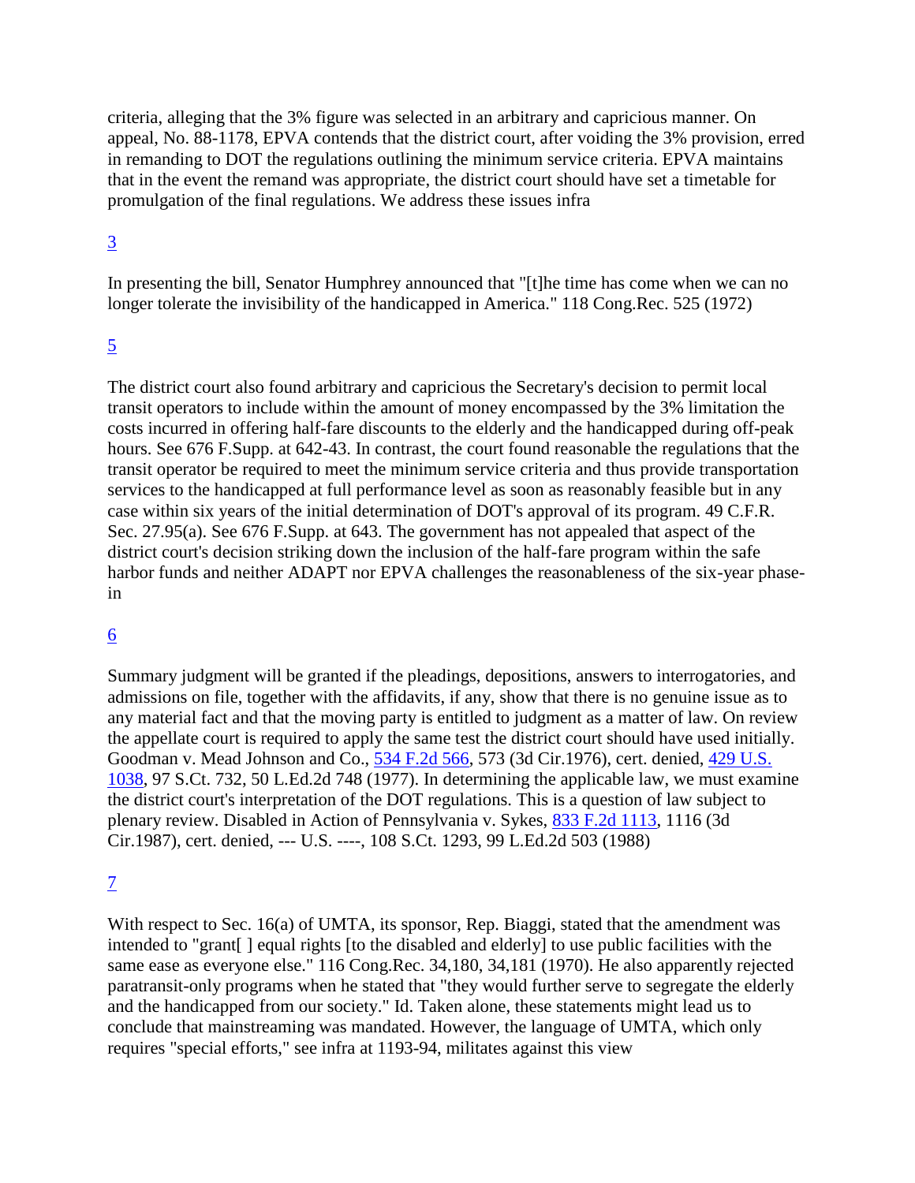criteria, alleging that the 3% figure was selected in an arbitrary and capricious manner. On appeal, No. 88-1178, EPVA contends that the district court, after voiding the 3% provision, erred in remanding to DOT the regulations outlining the minimum service criteria. EPVA maintains that in the event the remand was appropriate, the district court should have set a timetable for promulgation of the final regulations. We address these issues infra

3

In presenting the bill, Senator Humphrey announced that "[t]he time has come when we can no longer tolerate the invisibility of the handicapped in America." 118 Cong.Rec. 525 (1972)

5

The district court also found arbitrary and capricious the Secretary's decision to permit local transit operators to include within the amount of money encompassed by the 3% limitation the costs incurred in offering half-fare discounts to the elderly and the handicapped during off-peak hours. See 676 F.Supp. at 642-43. In contrast, the court found reasonable the regulations that the transit operator be required to meet the minimum service criteria and thus provide transportation services to the handicapped at full performance level as soon as reasonably feasible but in any case within six years of the initial determination of DOT's approval of its program. 49 C.F.R. Sec. 27.95(a). See 676 F.Supp. at 643. The government has not appealed that aspect of the district court's decision striking down the inclusion of the half-fare program within the safe harbor funds and neither ADAPT nor EPVA challenges the reasonableness of the six-year phase-in

6

Summary judgment will be granted if the pleadings, depositions, answers to interrogatories, and admissions on file, together with the affidavits, if any, show that there is no genuine issue as to any material fact and that the moving party is entitled to judgment as a matter of law. On review the appellate court is required to apply the same test the district court should have used initially. Goodman v. Mead Johnson and Co., 534 F.2d 566, 573 (3d Cir.1976), cert. denied, 429 U.S. 1038, 97 S.Ct. 732, 50 L.Ed.2d 748 (1977). In determining the applicable law, we must examine the district court's interpretation of the DOT regulations. This is a question of law subject to plenary review. Disabled in Action of Pennsylvania v. Sykes, 833 F.2d 1113, 1116 (3d Cir.1987), cert. denied, --- U.S. ----, 108 S.Ct. 1293, 99 L.Ed.2d 503 (1988)

7

With respect to Sec. 16(a) of UMTA, its sponsor, Rep. Biaggi, stated that the amendment was intended to "grant[ ] equal rights [to the disabled and elderly] to use public facilities with the same ease as everyone else." 116 Cong.Rec. 34,180, 34,181 (1970). He also apparently rejected paratransit-only programs when he stated that "they would further serve to segregate the elderly and the handicapped from our society." Id. Taken alone, these statements might lead us to conclude that mainstreaming was mandated. However, the language of UMTA, which only requires "special efforts," see infra at 1193-94, militates against this view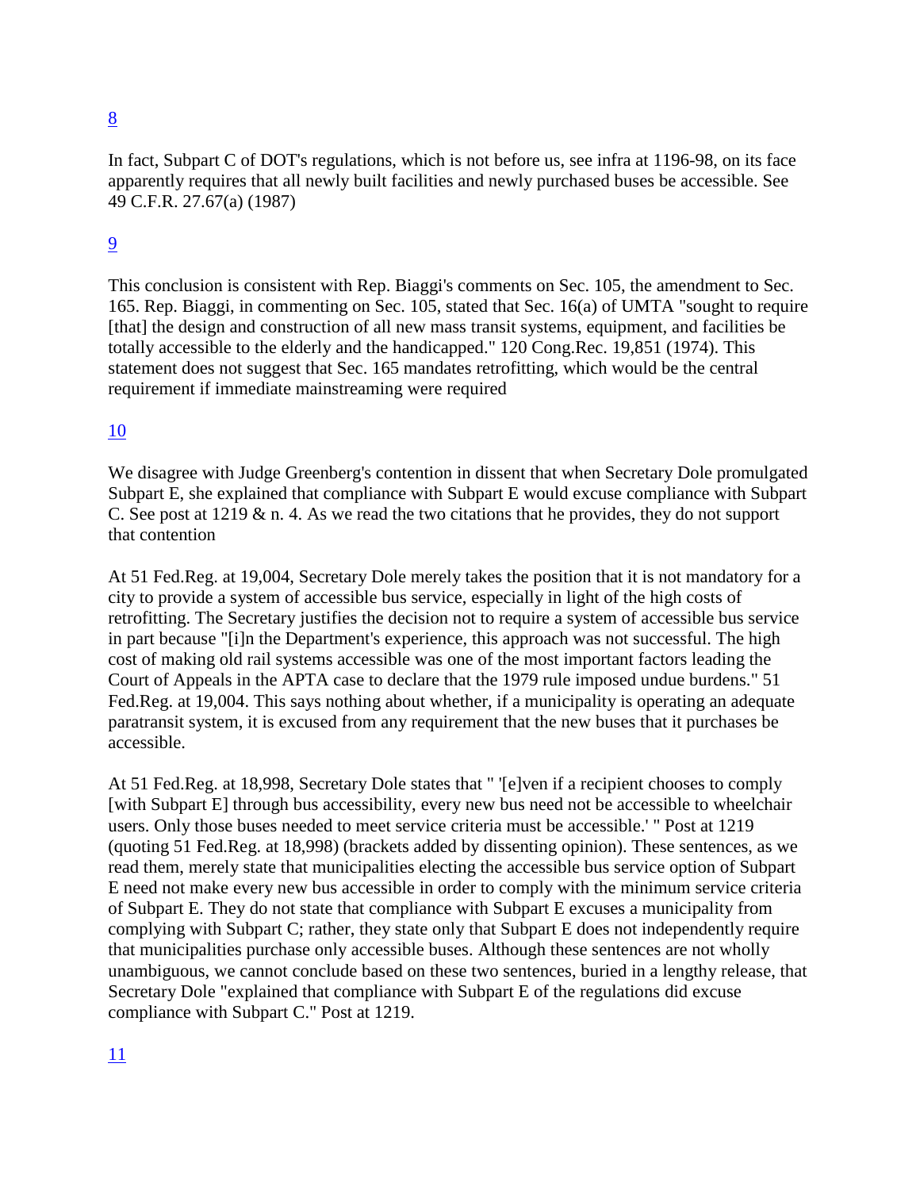8

In fact, Subpart C of DOT's regulations, which is not before us, see infra at 1196-98, on its face apparently requires that all newly built facilities and newly purchased buses be accessible. See 49 C.F.R. 27.67(a) (1987)

9

This conclusion is consistent with Rep. Biaggi's comments on Sec. 105, the amendment to Sec. 165. Rep. Biaggi, in commenting on Sec. 105, stated that Sec. 16(a) of UMTA "sought to require [that] the design and construction of all new mass transit systems, equipment, and facilities be totally accessible to the elderly and the handicapped." 120 Cong.Rec. 19,851 (1974). This statement does not suggest that Sec. 165 mandates retrofitting, which would be the central requirement if immediate mainstreaming were required

10

We disagree with Judge Greenberg's contention in dissent that when Secretary Dole promulgated Subpart E, she explained that compliance with Subpart E would excuse compliance with Subpart C. See post at 1219 & n. 4. As we read the two citations that he provides, they do not support that contention

At 51 Fed.Reg. at 19,004, Secretary Dole merely takes the position that it is not mandatory for a city to provide a system of accessible bus service, especially in light of the high costs of retrofitting. The Secretary justifies the decision not to require a system of accessible bus service in part because "[i]n the Department's experience, this approach was not successful. The high cost of making old rail systems accessible was one of the most important factors leading the Court of Appeals in the APTA case to declare that the 1979 rule imposed undue burdens." 51 Fed.Reg. at 19,004. This says nothing about whether, if a municipality is operating an adequate paratransit system, it is excused from any requirement that the new buses that it purchases be accessible.

At 51 Fed.Reg. at 18,998, Secretary Dole states that " '[e]ven if a recipient chooses to comply [with Subpart E] through bus accessibility, every new bus need not be accessible to wheelchair users. Only those buses needed to meet service criteria must be accessible.' " Post at 1219 (quoting 51 Fed.Reg. at 18,998) (brackets added by dissenting opinion). These sentences, as we read them, merely state that municipalities electing the accessible bus service option of Subpart E need not make every new bus accessible in order to comply with the minimum service criteria of Subpart E. They do not state that compliance with Subpart E excuses a municipality from complying with Subpart C; rather, they state only that Subpart E does not independently require that municipalities purchase only accessible buses. Although these sentences are not wholly unambiguous, we cannot conclude based on these two sentences, buried in a lengthy release, that Secretary Dole "explained that compliance with Subpart E of the regulations did excuse compliance with Subpart C." Post at 1219.

11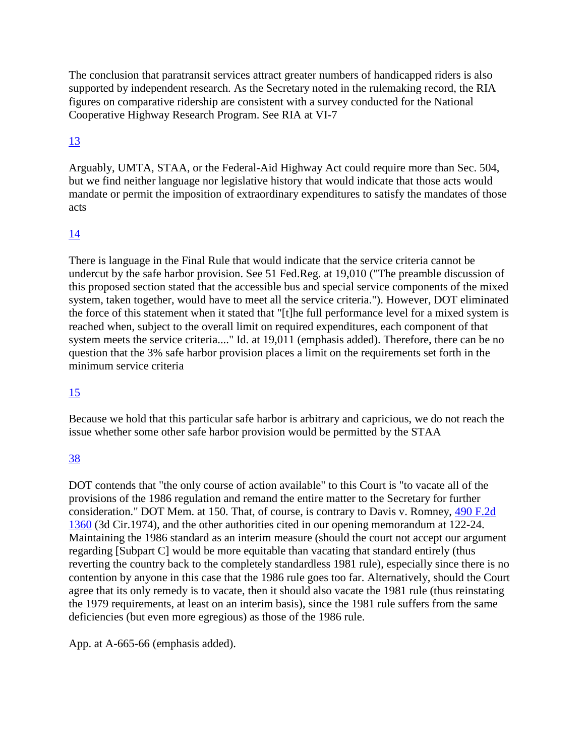The conclusion that paratransit services attract greater numbers of handicapped riders is also supported by independent research. As the Secretary noted in the rulemaking record, the RIA figures on comparative ridership are consistent with a survey conducted for the National Cooperative Highway Research Program. See RIA at VI-7

13

Arguably, UMTA, STAA, or the Federal-Aid Highway Act could require more than Sec. 504, but we find neither language nor legislative history that would indicate that those acts would mandate or permit the imposition of extraordinary expenditures to satisfy the mandates of those acts

14

There is language in the Final Rule that would indicate that the service criteria cannot be undercut by the safe harbor provision. See 51 Fed.Reg. at 19,010 ("The preamble discussion of this proposed section stated that the accessible bus and special service components of the mixed system, taken together, would have to meet all the service criteria."). However, DOT eliminated the force of this statement when it stated that "[t]he full performance level for a mixed system is reached when, subject to the overall limit on required expenditures, each component of that system meets the service criteria...." Id. at 19,011 (emphasis added). Therefore, there can be no question that the 3% safe harbor provision places a limit on the requirements set forth in the minimum service criteria

15

Because we hold that this particular safe harbor is arbitrary and capricious, we do not reach the issue whether some other safe harbor provision would be permitted by the STAA

38

DOT contends that "the only course of action available" to this Court is "to vacate all of the provisions of the 1986 regulation and remand the entire matter to the Secretary for further consideration." DOT Mem. at 150. That, of course, is contrary to Davis v. Romney, 490 F.2d 1360 (3d Cir.1974), and the other authorities cited in our opening memorandum at 122-24. Maintaining the 1986 standard as an interim measure (should the court not accept our argument regarding [Subpart C] would be more equitable than vacating that standard entirely (thus reverting the country back to the completely standardless 1981 rule), especially since there is no contention by anyone in this case that the 1986 rule goes too far. Alternatively, should the Court agree that its only remedy is to vacate, then it should also vacate the 1981 rule (thus reinstating the 1979 requirements, at least on an interim basis), since the 1981 rule suffers from the same deficiencies (but even more egregious) as those of the 1986 rule.

App. at A-665-66 (emphasis added).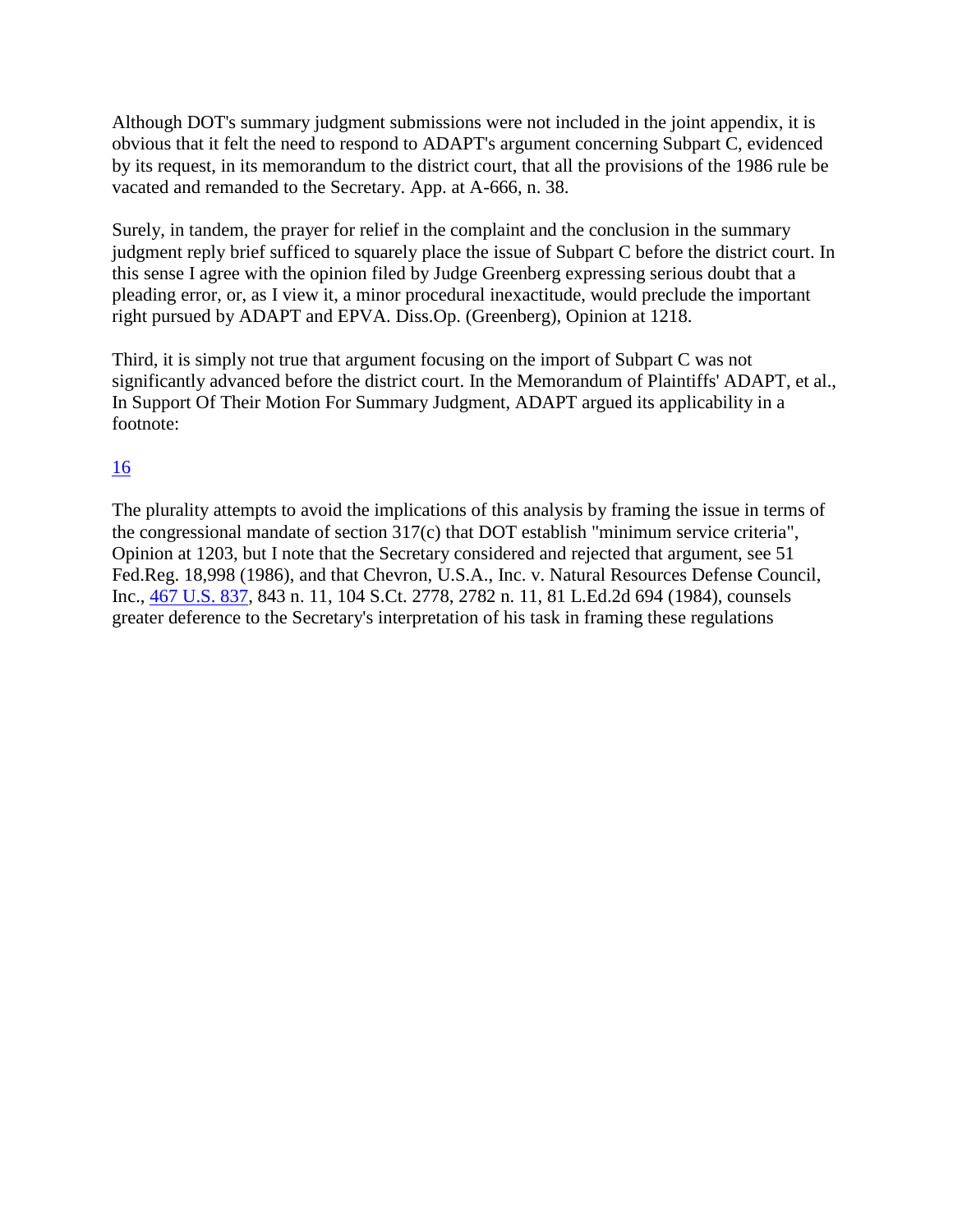Although DOT's summary judgment submissions were not included in the joint appendix, it is obvious that it felt the need to respond to ADAPT's argument concerning Subpart C, evidenced by its request, in its memorandum to the district court, that all the provisions of the 1986 rule be vacated and remanded to the Secretary. App. at A-666, n. 38.

Surely, in tandem, the prayer for relief in the complaint and the conclusion in the summary judgment reply brief sufficed to squarely place the issue of Subpart C before the district court. In this sense I agree with the opinion filed by Judge Greenberg expressing serious doubt that a pleading error, or, as I view it, a minor procedural inexactitude, would preclude the important right pursued by ADAPT and EPVA. Diss.Op. (Greenberg), Opinion at 1218.

Third, it is simply not true that argument focusing on the import of Subpart C was not significantly advanced before the district court. In the Memorandum of Plaintiffs' ADAPT, et al., In Support Of Their Motion For Summary Judgment, ADAPT argued its applicability in a footnote:

16

The plurality attempts to avoid the implications of this analysis by framing the issue in terms of the congressional mandate of section 317(c) that DOT establish "minimum service criteria", Opinion at 1203, but I note that the Secretary considered and rejected that argument, see 51 Fed.Reg. 18,998 (1986), and that Chevron, U.S.A., Inc. v. Natural Resources Defense Council, Inc., 467 U.S. 837, 843 n. 11, 104 S.Ct. 2778, 2782 n. 11, 81 L.Ed.2d 694 (1984), counsels greater deference to the Secretary's interpretation of his task in framing these regulations